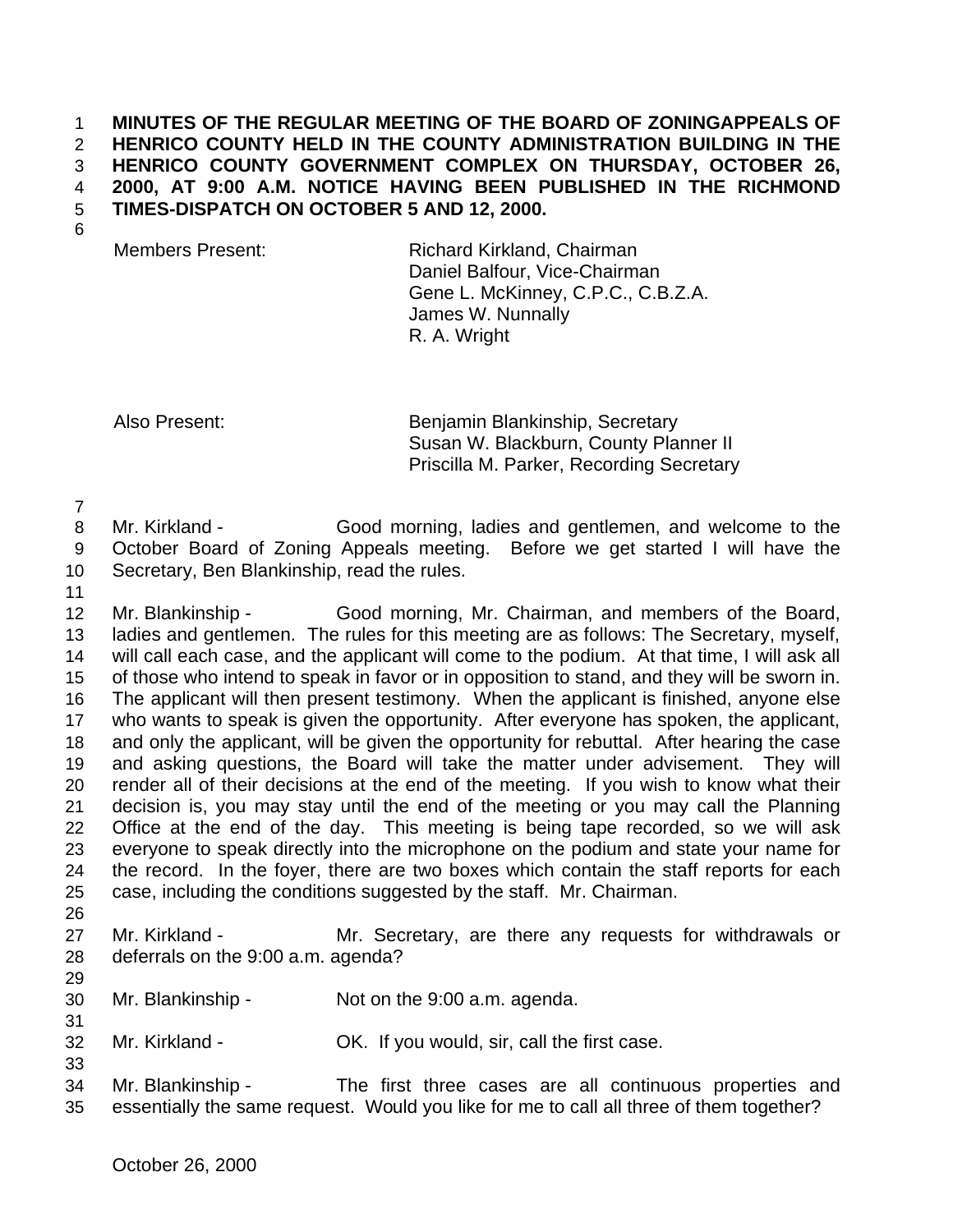**MINUTES OF THE REGULAR MEETING OF THE BOARD OF ZONINGAPPEALS OF HENRICO COUNTY HELD IN THE COUNTY ADMINISTRATION BUILDING IN THE HENRICO COUNTY GOVERNMENT COMPLEX ON THURSDAY, OCTOBER 26, 2000, AT 9:00 A.M. NOTICE HAVING BEEN PUBLISHED IN THE RICHMOND TIMES-DISPATCH ON OCTOBER 5 AND 12, 2000.**

| | |
|---|---|
| Members Present: | Richard Kirkland, Chairman |
| | Daniel Balfour, Vice-Chairman |
| | Gene L. McKinney, C.P.C., C.B.Z.A. |
| | James W. Nunnally |
| | R. A. Wright |

| | |
|---|---|
| Also Present: | Benjamin Blankinship, Secretary |
| | Susan W. Blackburn, County Planner II |
| | Priscilla M. Parker, Recording Secretary |

Mr. Kirkland - Good morning, ladies and gentlemen, and welcome to the October Board of Zoning Appeals meeting. Before we get started I will have the Secretary, Ben Blankinship, read the rules.

Mr. Blankinship - Good morning, Mr. Chairman, and members of the Board, ladies and gentlemen. The rules for this meeting are as follows: The Secretary, myself, will call each case, and the applicant will come to the podium. At that time, I will ask all of those who intend to speak in favor or in opposition to stand, and they will be sworn in. The applicant will then present testimony. When the applicant is finished, anyone else who wants to speak is given the opportunity. After everyone has spoken, the applicant, and only the applicant, will be given the opportunity for rebuttal. After hearing the case and asking questions, the Board will take the matter under advisement. They will render all of their decisions at the end of the meeting. If you wish to know what their decision is, you may stay until the end of the meeting or you may call the Planning Office at the end of the day. This meeting is being tape recorded, so we will ask everyone to speak directly into the microphone on the podium and state your name for the record. In the foyer, there are two boxes which contain the staff reports for each case, including the conditions suggested by the staff. Mr. Chairman.

Mr. Kirkland - Mr. Secretary, are there any requests for withdrawals or deferrals on the 9:00 a.m. agenda?

Mr. Blankinship - Not on the 9:00 a.m. agenda.

Mr. Kirkland - OK. If you would, sir, call the first case.

Mr. Blankinship - The first three cases are all continuous properties and essentially the same request. Would you like for me to call all three of them together?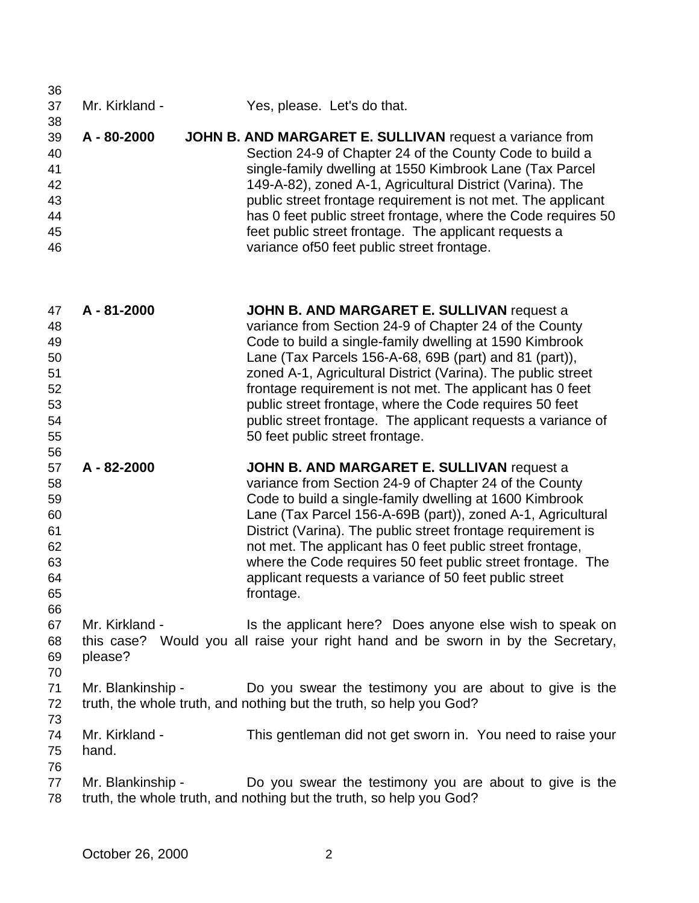Mr. Kirkland - Yes, please. Let's do that.

**A - 80-2000** **JOHN B. AND MARGARET E. SULLIVAN** request a variance from Section 24-9 of Chapter 24 of the County Code to build a single-family dwelling at 1550 Kimbrook Lane (Tax Parcel 149-A-82), zoned A-1, Agricultural District (Varina). The public street frontage requirement is not met. The applicant has 0 feet public street frontage, where the Code requires 50 feet public street frontage. The applicant requests a variance of50 feet public street frontage.

**A - 81-2000** **JOHN B. AND MARGARET E. SULLIVAN** request a variance from Section 24-9 of Chapter 24 of the County Code to build a single-family dwelling at 1590 Kimbrook Lane (Tax Parcels 156-A-68, 69B (part) and 81 (part)), zoned A-1, Agricultural District (Varina). The public street frontage requirement is not met. The applicant has 0 feet public street frontage, where the Code requires 50 feet public street frontage. The applicant requests a variance of 50 feet public street frontage.

**A - 82-2000** **JOHN B. AND MARGARET E. SULLIVAN** request a variance from Section 24-9 of Chapter 24 of the County Code to build a single-family dwelling at 1600 Kimbrook Lane (Tax Parcel 156-A-69B (part)), zoned A-1, Agricultural District (Varina). The public street frontage requirement is not met. The applicant has 0 feet public street frontage, where the Code requires 50 feet public street frontage. The applicant requests a variance of 50 feet public street frontage.

Mr. Kirkland - Is the applicant here? Does anyone else wish to speak on this case? Would you all raise your right hand and be sworn in by the Secretary, please?

Mr. Blankinship - Do you swear the testimony you are about to give is the truth, the whole truth, and nothing but the truth, so help you God?

Mr. Kirkland - This gentleman did not get sworn in. You need to raise your hand.

Mr. Blankinship - Do you swear the testimony you are about to give is the truth, the whole truth, and nothing but the truth, so help you God?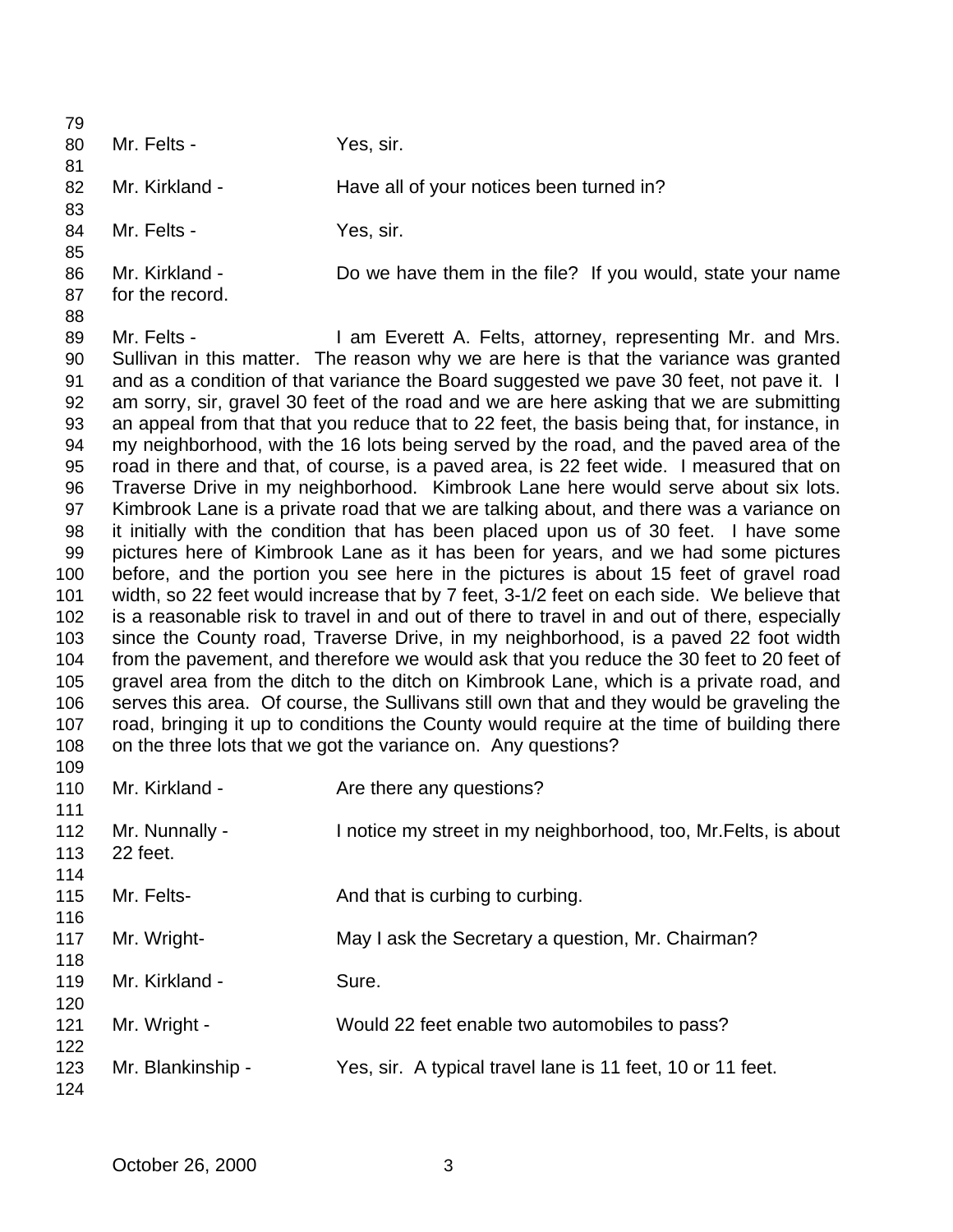Mr. Felts - Yes, sir.

Mr. Kirkland - Have all of your notices been turned in?

Mr. Felts - Yes, sir.

Mr. Kirkland - Do we have them in the file? If you would, state your name for the record.

Mr. Felts - I am Everett A. Felts, attorney, representing Mr. and Mrs. Sullivan in this matter. The reason why we are here is that the variance was granted and as a condition of that variance the Board suggested we pave 30 feet, not pave it. I am sorry, sir, gravel 30 feet of the road and we are here asking that we are submitting an appeal from that that you reduce that to 22 feet, the basis being that, for instance, in my neighborhood, with the 16 lots being served by the road, and the paved area of the road in there and that, of course, is a paved area, is 22 feet wide. I measured that on Traverse Drive in my neighborhood. Kimbrook Lane here would serve about six lots. Kimbrook Lane is a private road that we are talking about, and there was a variance on it initially with the condition that has been placed upon us of 30 feet. I have some pictures here of Kimbrook Lane as it has been for years, and we had some pictures before, and the portion you see here in the pictures is about 15 feet of gravel road width, so 22 feet would increase that by 7 feet, 3-1/2 feet on each side. We believe that is a reasonable risk to travel in and out of there to travel in and out of there, especially since the County road, Traverse Drive, in my neighborhood, is a paved 22 foot width from the pavement, and therefore we would ask that you reduce the 30 feet to 20 feet of gravel area from the ditch to the ditch on Kimbrook Lane, which is a private road, and serves this area. Of course, the Sullivans still own that and they would be graveling the road, bringing it up to conditions the County would require at the time of building there on the three lots that we got the variance on. Any questions?

Mr. Kirkland - Are there any questions?

Mr. Nunnally - I notice my street in my neighborhood, too, Mr.Felts, is about 22 feet.

Mr. Felts- And that is curbing to curbing.

Mr. Wright- May I ask the Secretary a question, Mr. Chairman?

Mr. Kirkland - Sure.

Mr. Wright - Would 22 feet enable two automobiles to pass?

Mr. Blankinship - Yes, sir. A typical travel lane is 11 feet, 10 or 11 feet.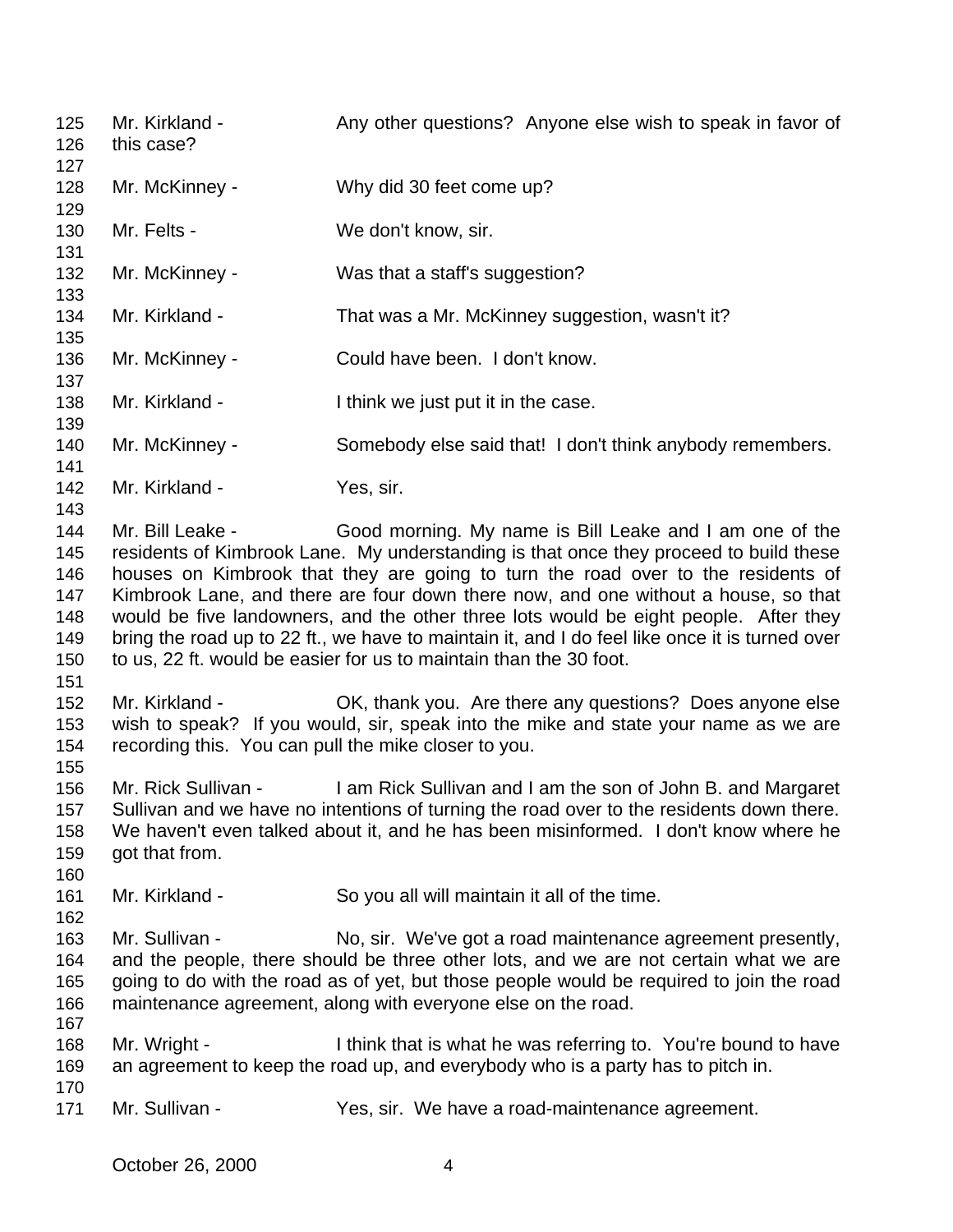125 Mr. Kirkland - Any other questions? Anyone else wish to speak in favor of
126 this case?
127
128 Mr. McKinney - Why did 30 feet come up?
129
130 Mr. Felts - We don't know, sir.
131
132 Mr. McKinney - Was that a staff's suggestion?
133
134 Mr. Kirkland - That was a Mr. McKinney suggestion, wasn't it?
135
136 Mr. McKinney - Could have been. I don't know.
137
138 Mr. Kirkland - I think we just put it in the case.
139
140 Mr. McKinney - Somebody else said that! I don't think anybody remembers.
141
142 Mr. Kirkland - Yes, sir.
143
144 Mr. Bill Leake - Good morning. My name is Bill Leake and I am one of the
145 residents of Kimbrook Lane. My understanding is that once they proceed to build these
146 houses on Kimbrook that they are going to turn the road over to the residents of
147 Kimbrook Lane, and there are four down there now, and one without a house, so that
148 would be five landowners, and the other three lots would be eight people. After they
149 bring the road up to 22 ft., we have to maintain it, and I do feel like once it is turned over
150 to us, 22 ft. would be easier for us to maintain than the 30 foot.
151
152 Mr. Kirkland - OK, thank you. Are there any questions? Does anyone else
153 wish to speak? If you would, sir, speak into the mike and state your name as we are
154 recording this. You can pull the mike closer to you.
155
156 Mr. Rick Sullivan - I am Rick Sullivan and I am the son of John B. and Margaret
157 Sullivan and we have no intentions of turning the road over to the residents down there.
158 We haven't even talked about it, and he has been misinformed. I don't know where he
159 got that from.
160
161 Mr. Kirkland - So you all will maintain it all of the time.
162
163 Mr. Sullivan - No, sir. We've got a road maintenance agreement presently,
164 and the people, there should be three other lots, and we are not certain what we are
165 going to do with the road as of yet, but those people would be required to join the road
166 maintenance agreement, along with everyone else on the road.
167
168 Mr. Wright - I think that is what he was referring to. You're bound to have
169 an agreement to keep the road up, and everybody who is a party has to pitch in.
170
171 Mr. Sullivan - Yes, sir. We have a road-maintenance agreement.

October 26, 2000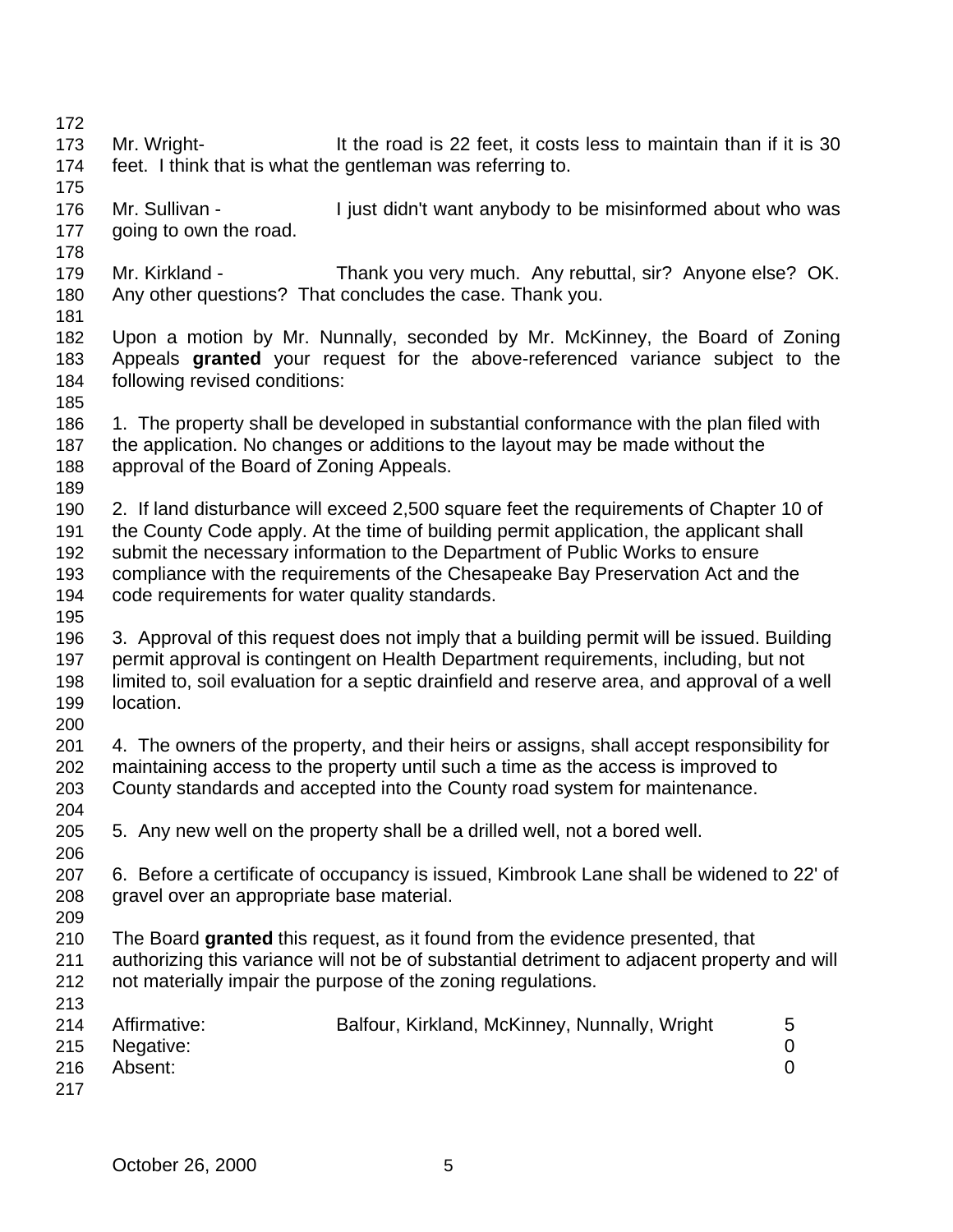Mr. Wright- It the road is 22 feet, it costs less to maintain than if it is 30 feet. I think that is what the gentleman was referring to.

Mr. Sullivan - I just didn't want anybody to be misinformed about who was going to own the road.

Mr. Kirkland - Thank you very much. Any rebuttal, sir? Anyone else? OK. Any other questions? That concludes the case. Thank you.

Upon a motion by Mr. Nunnally, seconded by Mr. McKinney, the Board of Zoning Appeals **granted** your request for the above-referenced variance subject to the following revised conditions:

1. The property shall be developed in substantial conformance with the plan filed with the application. No changes or additions to the layout may be made without the approval of the Board of Zoning Appeals.

2. If land disturbance will exceed 2,500 square feet the requirements of Chapter 10 of the County Code apply. At the time of building permit application, the applicant shall submit the necessary information to the Department of Public Works to ensure compliance with the requirements of the Chesapeake Bay Preservation Act and the code requirements for water quality standards.

3. Approval of this request does not imply that a building permit will be issued. Building permit approval is contingent on Health Department requirements, including, but not limited to, soil evaluation for a septic drainfield and reserve area, and approval of a well location.

4. The owners of the property, and their heirs or assigns, shall accept responsibility for maintaining access to the property until such a time as the access is improved to County standards and accepted into the County road system for maintenance.

5. Any new well on the property shall be a drilled well, not a bored well.

6. Before a certificate of occupancy is issued, Kimbrook Lane shall be widened to 22' of gravel over an appropriate base material.

The Board **granted** this request, as it found from the evidence presented, that authorizing this variance will not be of substantial detriment to adjacent property and will not materially impair the purpose of the zoning regulations.

| | | |
|---|---|---|
| Affirmative: | Balfour, Kirkland, McKinney, Nunnally, Wright | 5 |
| Negative: | | 0 |
| Absent: | | 0 |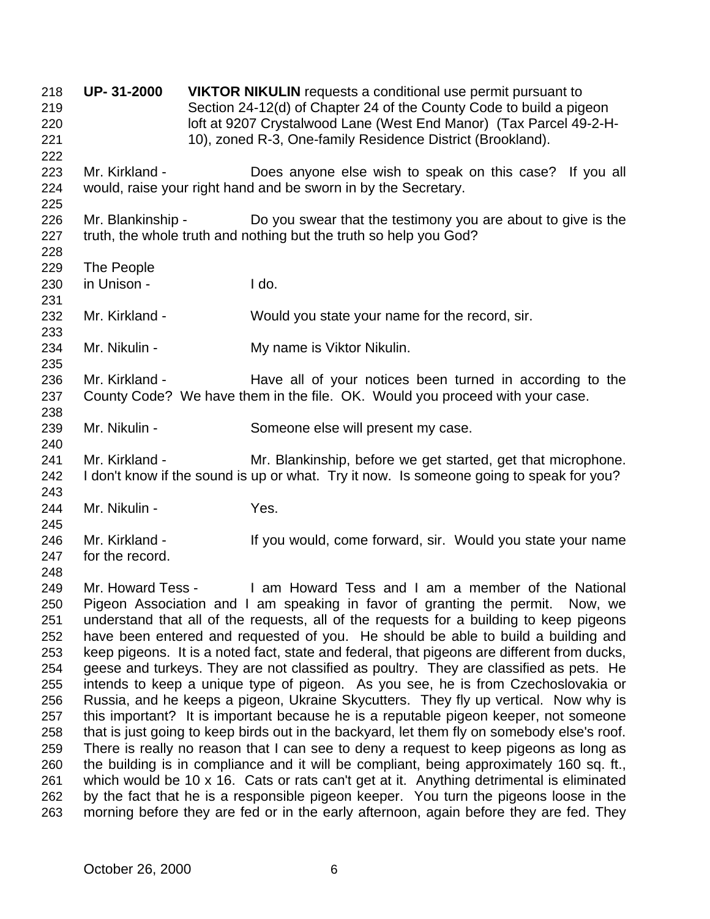**UP- 31-2000** **VIKTOR NIKULIN** requests a conditional use permit pursuant to Section 24-12(d) of Chapter 24 of the County Code to build a pigeon loft at 9207 Crystalwood Lane (West End Manor) (Tax Parcel 49-2-H-10), zoned R-3, One-family Residence District (Brookland).

Mr. Kirkland - Does anyone else wish to speak on this case? If you all would, raise your right hand and be sworn in by the Secretary.

Mr. Blankinship - Do you swear that the testimony you are about to give is the truth, the whole truth and nothing but the truth so help you God?

The People in Unison - I do.

Mr. Kirkland - Would you state your name for the record, sir.

Mr. Nikulin - My name is Viktor Nikulin.

Mr. Kirkland - Have all of your notices been turned in according to the County Code? We have them in the file. OK. Would you proceed with your case.

Mr. Nikulin - Someone else will present my case.

Mr. Kirkland - Mr. Blankinship, before we get started, get that microphone. I don't know if the sound is up or what. Try it now. Is someone going to speak for you?

Mr. Nikulin - Yes.

Mr. Kirkland - If you would, come forward, sir. Would you state your name for the record.

Mr. Howard Tess - I am Howard Tess and I am a member of the National Pigeon Association and I am speaking in favor of granting the permit. Now, we understand that all of the requests, all of the requests for a building to keep pigeons have been entered and requested of you. He should be able to build a building and keep pigeons. It is a noted fact, state and federal, that pigeons are different from ducks, geese and turkeys. They are not classified as poultry. They are classified as pets. He intends to keep a unique type of pigeon. As you see, he is from Czechoslovakia or Russia, and he keeps a pigeon, Ukraine Skycutters. They fly up vertical. Now why is this important? It is important because he is a reputable pigeon keeper, not someone that is just going to keep birds out in the backyard, let them fly on somebody else's roof. There is really no reason that I can see to deny a request to keep pigeons as long as the building is in compliance and it will be compliant, being approximately 160 sq. ft., which would be 10 x 16. Cats or rats can't get at it. Anything detrimental is eliminated by the fact that he is a responsible pigeon keeper. You turn the pigeons loose in the morning before they are fed or in the early afternoon, again before they are fed. They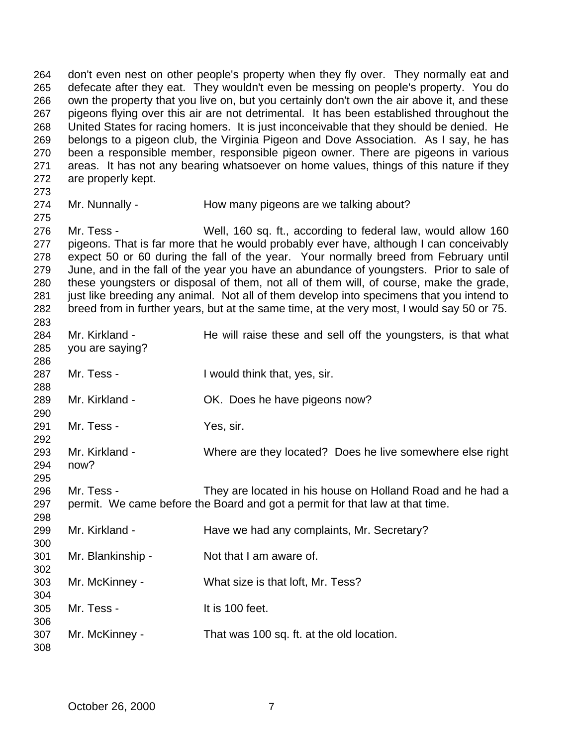don't even nest on other people's property when they fly over. They normally eat and defecate after they eat. They wouldn't even be messing on people's property. You do own the property that you live on, but you certainly don't own the air above it, and these pigeons flying over this air are not detrimental. It has been established throughout the United States for racing homers. It is just inconceivable that they should be denied. He belongs to a pigeon club, the Virginia Pigeon and Dove Association. As I say, he has been a responsible member, responsible pigeon owner. There are pigeons in various areas. It has not any bearing whatsoever on home values, things of this nature if they are properly kept.

Mr. Nunnally - How many pigeons are we talking about?

Mr. Tess - Well, 160 sq. ft., according to federal law, would allow 160 pigeons. That is far more that he would probably ever have, although I can conceivably expect 50 or 60 during the fall of the year. Your normally breed from February until June, and in the fall of the year you have an abundance of youngsters. Prior to sale of these youngsters or disposal of them, not all of them will, of course, make the grade, just like breeding any animal. Not all of them develop into specimens that you intend to breed from in further years, but at the same time, at the very most, I would say 50 or 75.

Mr. Kirkland - He will raise these and sell off the youngsters, is that what you are saying?

Mr. Tess - I would think that, yes, sir.

Mr. Kirkland - OK. Does he have pigeons now?

Mr. Tess - Yes, sir.

Mr. Kirkland - Where are they located? Does he live somewhere else right now?

Mr. Tess - They are located in his house on Holland Road and he had a permit. We came before the Board and got a permit for that law at that time.

Mr. Kirkland - Have we had any complaints, Mr. Secretary?

Mr. Blankinship - Not that I am aware of.

Mr. McKinney - What size is that loft, Mr. Tess?

Mr. Tess - It is 100 feet.

Mr. McKinney - That was 100 sq. ft. at the old location.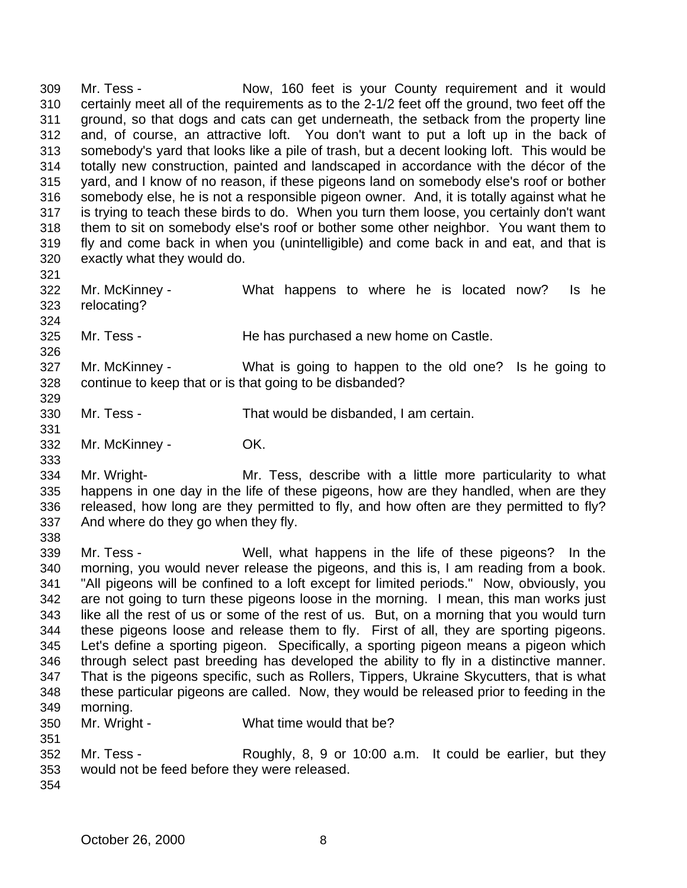Mr. Tess - Now, 160 feet is your County requirement and it would certainly meet all of the requirements as to the 2-1/2 feet off the ground, two feet off the ground, so that dogs and cats can get underneath, the setback from the property line and, of course, an attractive loft. You don't want to put a loft up in the back of somebody's yard that looks like a pile of trash, but a decent looking loft. This would be totally new construction, painted and landscaped in accordance with the décor of the yard, and I know of no reason, if these pigeons land on somebody else's roof or bother somebody else, he is not a responsible pigeon owner. And, it is totally against what he is trying to teach these birds to do. When you turn them loose, you certainly don't want them to sit on somebody else's roof or bother some other neighbor. You want them to fly and come back in when you (unintelligible) and come back in and eat, and that is exactly what they would do.

Mr. McKinney - What happens to where he is located now? Is he relocating?

Mr. Tess - He has purchased a new home on Castle.

Mr. McKinney - What is going to happen to the old one? Is he going to continue to keep that or is that going to be disbanded?

Mr. Tess - That would be disbanded, I am certain.

Mr. McKinney - OK.

Mr. Wright- Mr. Tess, describe with a little more particularity to what happens in one day in the life of these pigeons, how are they handled, when are they released, how long are they permitted to fly, and how often are they permitted to fly? And where do they go when they fly.

Mr. Tess - Well, what happens in the life of these pigeons? In the morning, you would never release the pigeons, and this is, I am reading from a book. "All pigeons will be confined to a loft except for limited periods." Now, obviously, you are not going to turn these pigeons loose in the morning. I mean, this man works just like all the rest of us or some of the rest of us. But, on a morning that you would turn these pigeons loose and release them to fly. First of all, they are sporting pigeons. Let's define a sporting pigeon. Specifically, a sporting pigeon means a pigeon which through select past breeding has developed the ability to fly in a distinctive manner. That is the pigeons specific, such as Rollers, Tippers, Ukraine Skycutters, that is what these particular pigeons are called. Now, they would be released prior to feeding in the morning.

Mr. Wright - What time would that be?

Mr. Tess - Roughly, 8, 9 or 10:00 a.m. It could be earlier, but they would not be feed before they were released.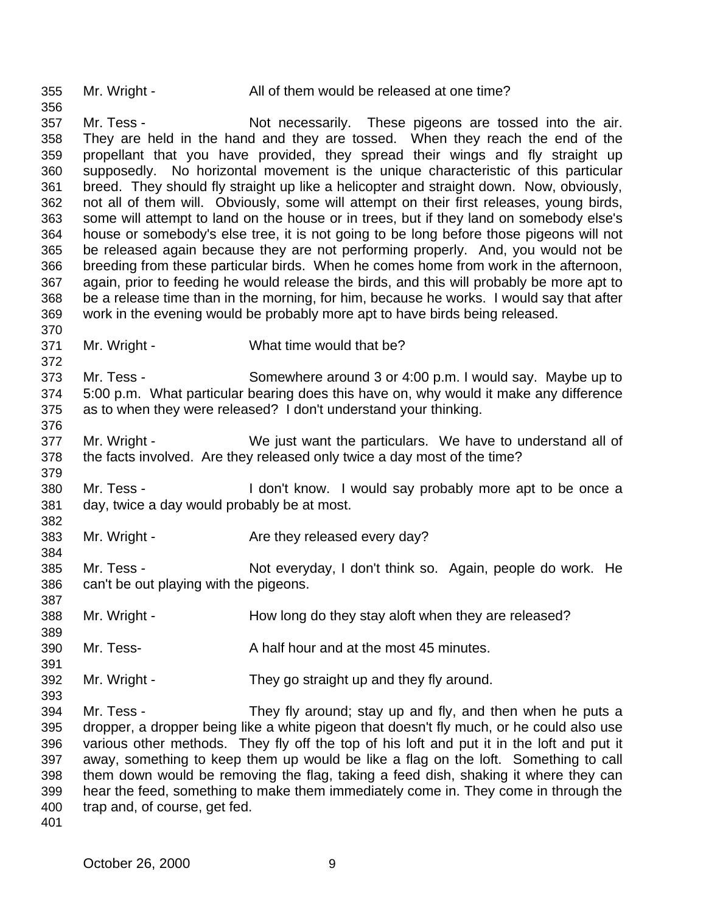Mr. Wright - All of them would be released at one time?

Mr. Tess - Not necessarily. These pigeons are tossed into the air. They are held in the hand and they are tossed. When they reach the end of the propellant that you have provided, they spread their wings and fly straight up supposedly. No horizontal movement is the unique characteristic of this particular breed. They should fly straight up like a helicopter and straight down. Now, obviously, not all of them will. Obviously, some will attempt on their first releases, young birds, some will attempt to land on the house or in trees, but if they land on somebody else's house or somebody's else tree, it is not going to be long before those pigeons will not be released again because they are not performing properly. And, you would not be breeding from these particular birds. When he comes home from work in the afternoon, again, prior to feeding he would release the birds, and this will probably be more apt to be a release time than in the morning, for him, because he works. I would say that after work in the evening would be probably more apt to have birds being released.

Mr. Wright - What time would that be?

Mr. Tess - Somewhere around 3 or 4:00 p.m. I would say. Maybe up to 5:00 p.m. What particular bearing does this have on, why would it make any difference as to when they were released? I don't understand your thinking.

Mr. Wright - We just want the particulars. We have to understand all of the facts involved. Are they released only twice a day most of the time?

Mr. Tess - I don't know. I would say probably more apt to be once a day, twice a day would probably be at most.

Mr. Wright - Are they released every day?

Mr. Tess - Not everyday, I don't think so. Again, people do work. He can't be out playing with the pigeons.

Mr. Wright - How long do they stay aloft when they are released?

Mr. Tess- A half hour and at the most 45 minutes.

Mr. Wright - They go straight up and they fly around.

Mr. Tess - They fly around; stay up and fly, and then when he puts a dropper, a dropper being like a white pigeon that doesn't fly much, or he could also use various other methods. They fly off the top of his loft and put it in the loft and put it away, something to keep them up would be like a flag on the loft. Something to call them down would be removing the flag, taking a feed dish, shaking it where they can hear the feed, something to make them immediately come in. They come in through the trap and, of course, get fed.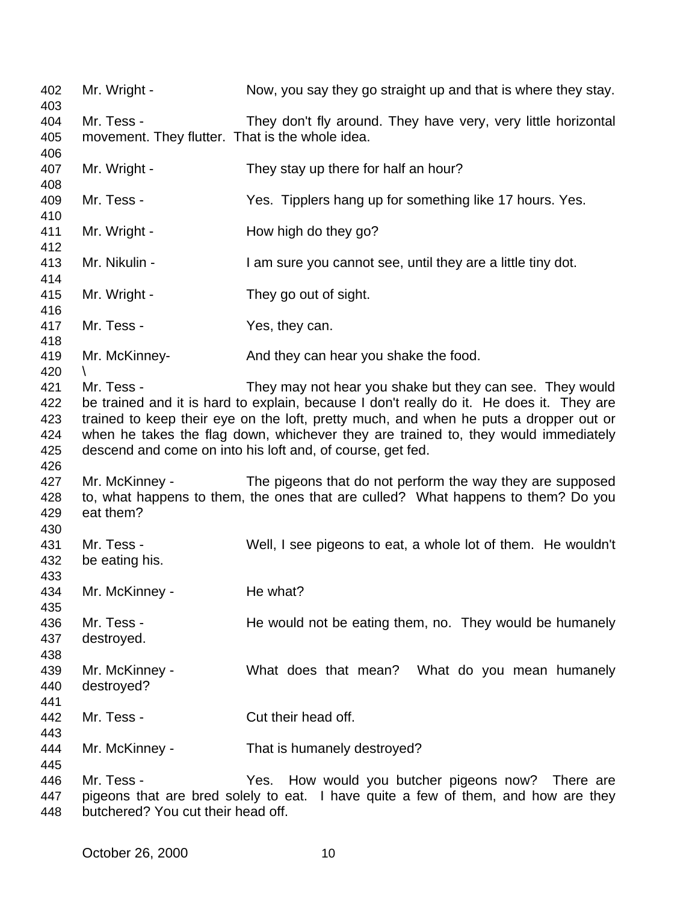402 Mr. Wright - Now, you say they go straight up and that is where they stay.
403
404 Mr. Tess - They don't fly around. They have very, very little horizontal
405 movement. They flutter. That is the whole idea.
406
407 Mr. Wright - They stay up there for half an hour?
408
409 Mr. Tess - Yes. Tipplers hang up for something like 17 hours. Yes.
410
411 Mr. Wright - How high do they go?
412
413 Mr. Nikulin - I am sure you cannot see, until they are a little tiny dot.
414
415 Mr. Wright - They go out of sight.
416
417 Mr. Tess - Yes, they can.
418
419 Mr. McKinney- And they can hear you shake the food.
420 \
421 Mr. Tess - They may not hear you shake but they can see. They would
422 be trained and it is hard to explain, because I don't really do it. He does it. They are
423 trained to keep their eye on the loft, pretty much, and when he puts a dropper out or
424 when he takes the flag down, whichever they are trained to, they would immediately
425 descend and come on into his loft and, of course, get fed.
426
427 Mr. McKinney - The pigeons that do not perform the way they are supposed
428 to, what happens to them, the ones that are culled? What happens to them? Do you
429 eat them?
430
431 Mr. Tess - Well, I see pigeons to eat, a whole lot of them. He wouldn't
432 be eating his.
433
434 Mr. McKinney - He what?
435
436 Mr. Tess - He would not be eating them, no. They would be humanely
437 destroyed.
438
439 Mr. McKinney - What does that mean? What do you mean humanely
440 destroyed?
441
442 Mr. Tess - Cut their head off.
443
444 Mr. McKinney - That is humanely destroyed?
445
446 Mr. Tess - Yes. How would you butcher pigeons now? There are
447 pigeons that are bred solely to eat. I have quite a few of them, and how are they
448 butchered? You cut their head off.

October 26, 2000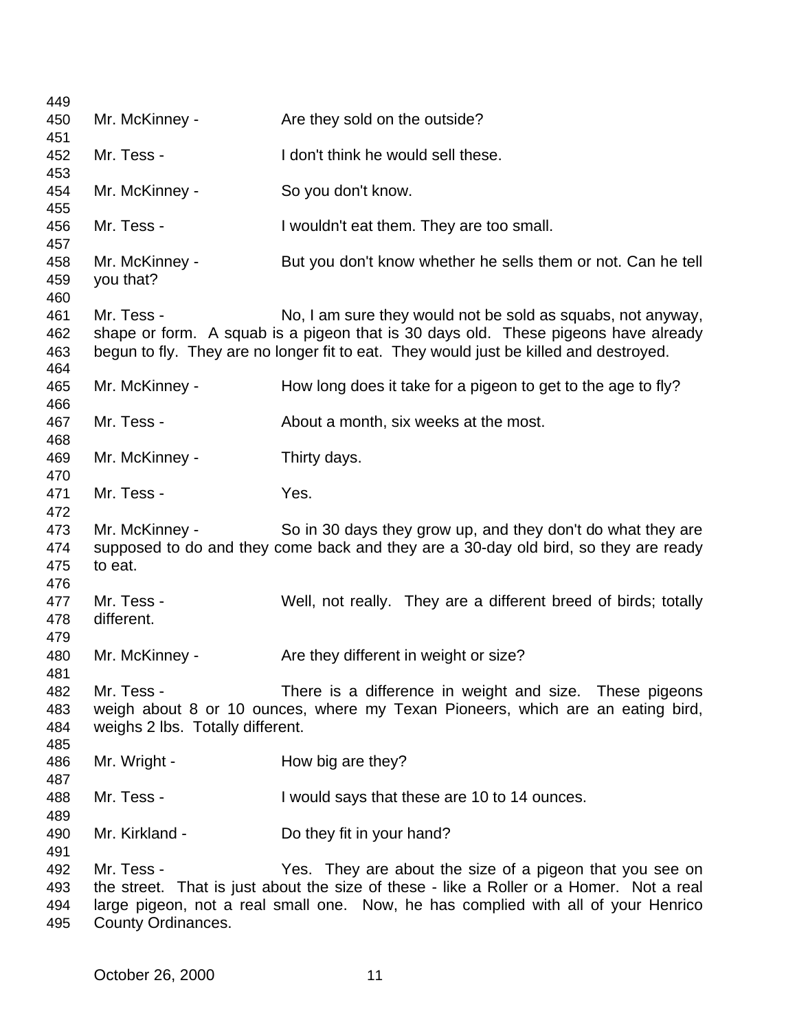Mr. McKinney - Are they sold on the outside?

Mr. Tess - I don't think he would sell these.

Mr. McKinney - So you don't know.

Mr. Tess - I wouldn't eat them. They are too small.

Mr. McKinney - But you don't know whether he sells them or not. Can he tell you that?

Mr. Tess - No, I am sure they would not be sold as squabs, not anyway, shape or form. A squab is a pigeon that is 30 days old. These pigeons have already begun to fly. They are no longer fit to eat. They would just be killed and destroyed.

Mr. McKinney - How long does it take for a pigeon to get to the age to fly?

Mr. Tess - About a month, six weeks at the most.

Mr. McKinney - Thirty days.

Mr. Tess - Yes.

Mr. McKinney - So in 30 days they grow up, and they don't do what they are supposed to do and they come back and they are a 30-day old bird, so they are ready to eat.

Mr. Tess - Well, not really. They are a different breed of birds; totally different.

Mr. McKinney - Are they different in weight or size?

Mr. Tess - There is a difference in weight and size. These pigeons weigh about 8 or 10 ounces, where my Texan Pioneers, which are an eating bird, weighs 2 lbs. Totally different.

Mr. Wright - How big are they?

Mr. Tess - I would says that these are 10 to 14 ounces.

Mr. Kirkland - Do they fit in your hand?

Mr. Tess - Yes. They are about the size of a pigeon that you see on the street. That is just about the size of these - like a Roller or a Homer. Not a real large pigeon, not a real small one. Now, he has complied with all of your Henrico County Ordinances.

October 26, 2000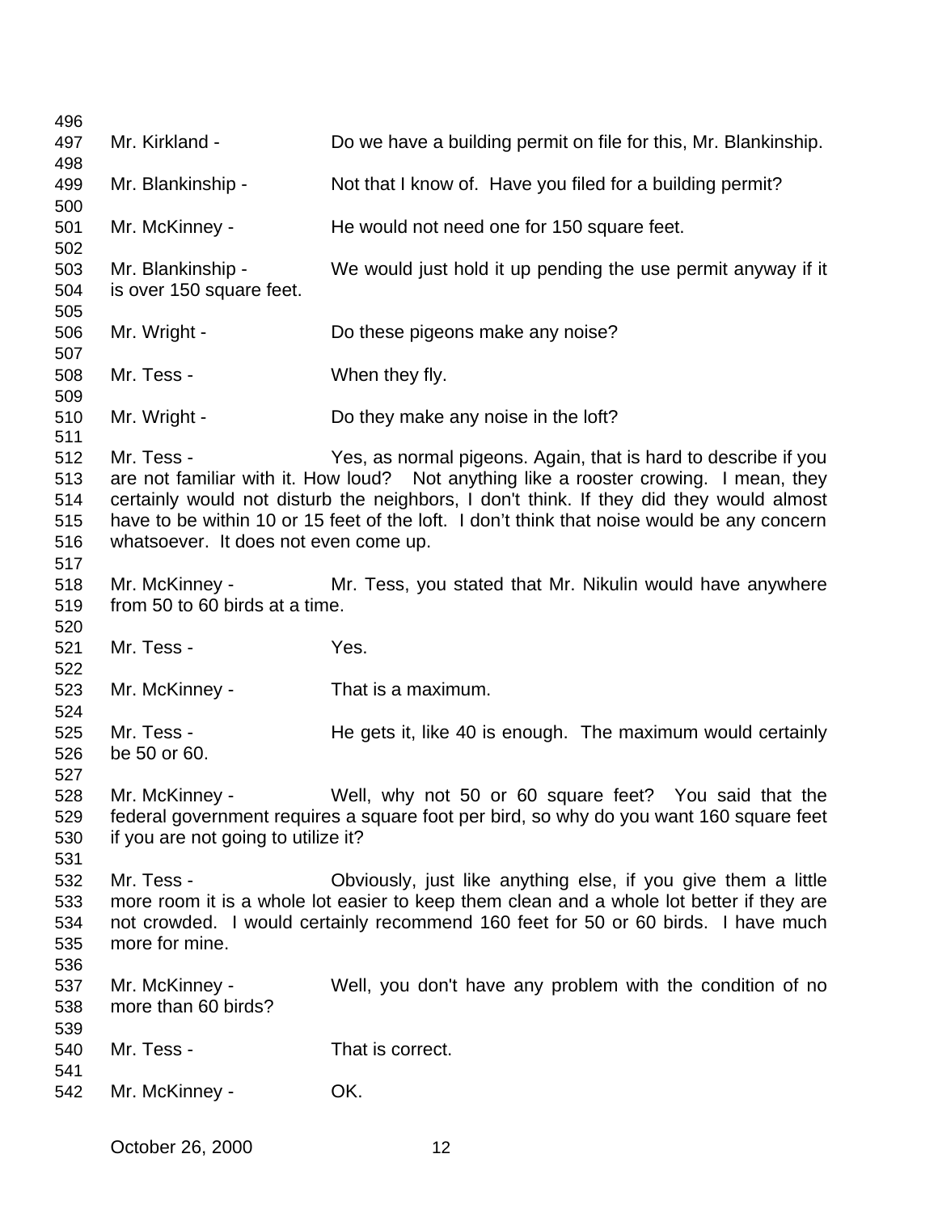Mr. Kirkland - Do we have a building permit on file for this, Mr. Blankinship.

Mr. Blankinship - Not that I know of. Have you filed for a building permit?

Mr. McKinney - He would not need one for 150 square feet.

Mr. Blankinship - We would just hold it up pending the use permit anyway if it is over 150 square feet.

Mr. Wright - Do these pigeons make any noise?

Mr. Tess - When they fly.

Mr. Wright - Do they make any noise in the loft?

Mr. Tess - Yes, as normal pigeons. Again, that is hard to describe if you are not familiar with it. How loud? Not anything like a rooster crowing. I mean, they certainly would not disturb the neighbors, I don't think. If they did they would almost have to be within 10 or 15 feet of the loft. I don't think that noise would be any concern whatsoever. It does not even come up.

Mr. McKinney - Mr. Tess, you stated that Mr. Nikulin would have anywhere from 50 to 60 birds at a time.

Mr. Tess - Yes.

Mr. McKinney - That is a maximum.

Mr. Tess - He gets it, like 40 is enough. The maximum would certainly be 50 or 60.

Mr. McKinney - Well, why not 50 or 60 square feet? You said that the federal government requires a square foot per bird, so why do you want 160 square feet if you are not going to utilize it?

Mr. Tess - Obviously, just like anything else, if you give them a little more room it is a whole lot easier to keep them clean and a whole lot better if they are not crowded. I would certainly recommend 160 feet for 50 or 60 birds. I have much more for mine.

Mr. McKinney - Well, you don't have any problem with the condition of no more than 60 birds?

Mr. Tess - That is correct.

Mr. McKinney - OK.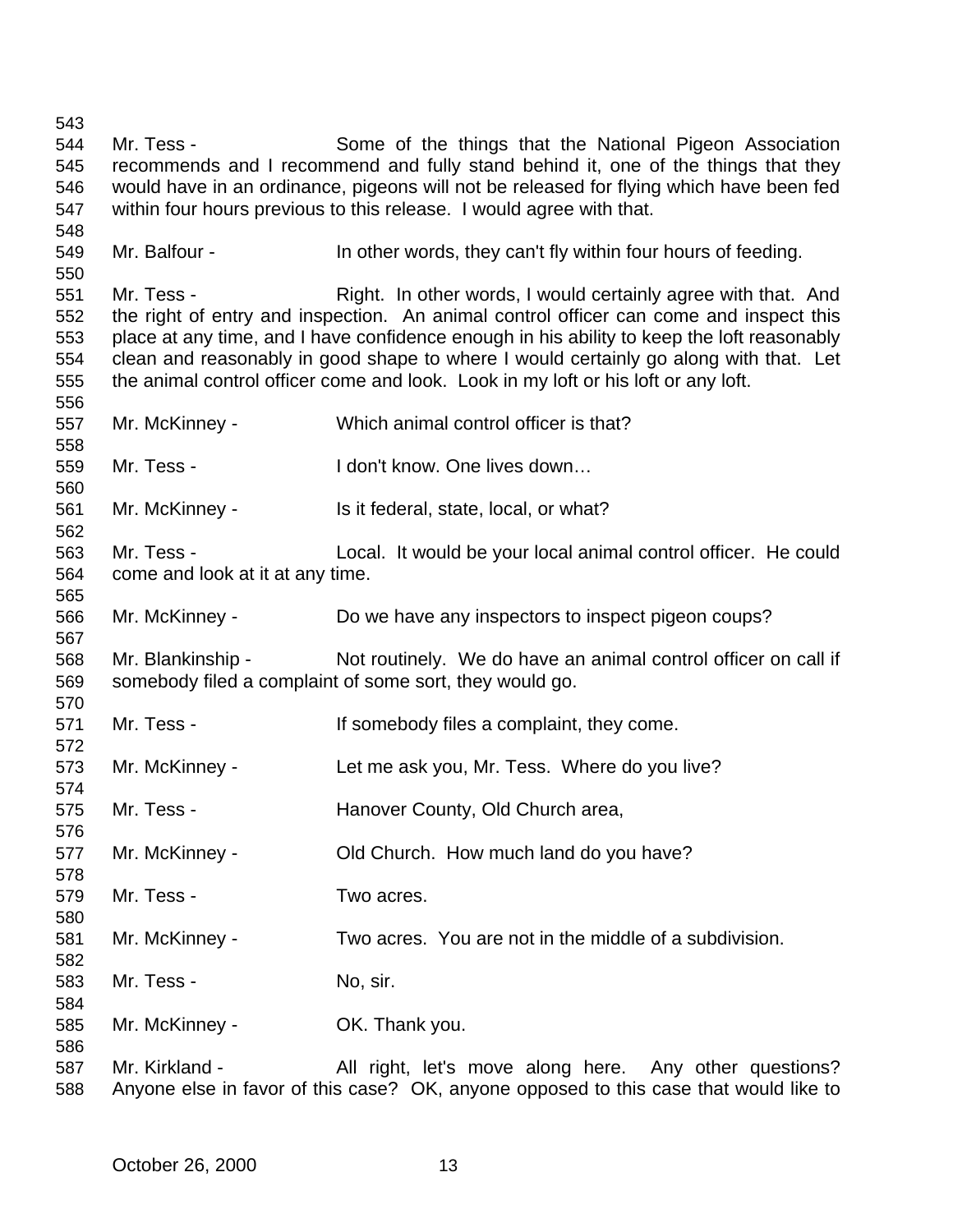Mr. Tess - Some of the things that the National Pigeon Association recommends and I recommend and fully stand behind it, one of the things that they would have in an ordinance, pigeons will not be released for flying which have been fed within four hours previous to this release. I would agree with that.

Mr. Balfour - In other words, they can't fly within four hours of feeding.

Mr. Tess - Right. In other words, I would certainly agree with that. And the right of entry and inspection. An animal control officer can come and inspect this place at any time, and I have confidence enough in his ability to keep the loft reasonably clean and reasonably in good shape to where I would certainly go along with that. Let the animal control officer come and look. Look in my loft or his loft or any loft.

Mr. McKinney - Which animal control officer is that?

Mr. Tess - I don't know. One lives down…

Mr. McKinney - Is it federal, state, local, or what?

Mr. Tess - Local. It would be your local animal control officer. He could come and look at it at any time.

Mr. McKinney - Do we have any inspectors to inspect pigeon coups?

Mr. Blankinship - Not routinely. We do have an animal control officer on call if somebody filed a complaint of some sort, they would go.

Mr. Tess - If somebody files a complaint, they come.

Mr. McKinney - Let me ask you, Mr. Tess. Where do you live?

Mr. Tess - Hanover County, Old Church area,

Mr. McKinney - Old Church. How much land do you have?

Mr. Tess - Two acres.

Mr. McKinney - Two acres. You are not in the middle of a subdivision.

Mr. Tess - No, sir.

Mr. McKinney - OK. Thank you.

Mr. Kirkland - All right, let's move along here. Any other questions? Anyone else in favor of this case? OK, anyone opposed to this case that would like to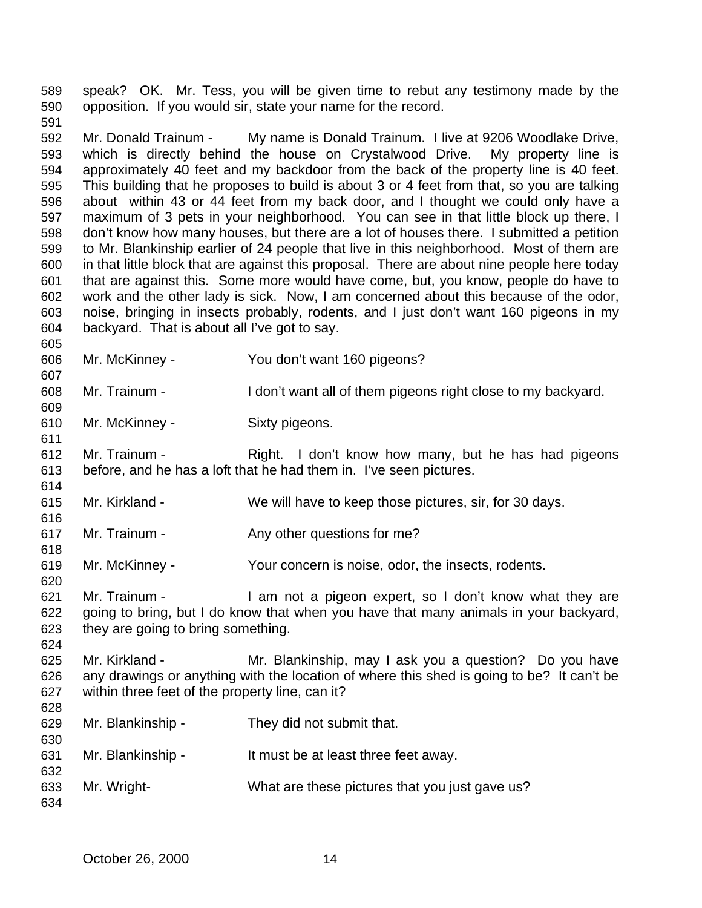speak? OK. Mr. Tess, you will be given time to rebut any testimony made by the opposition. If you would sir, state your name for the record.

Mr. Donald Trainum - My name is Donald Trainum. I live at 9206 Woodlake Drive, which is directly behind the house on Crystalwood Drive. My property line is approximately 40 feet and my backdoor from the back of the property line is 40 feet. This building that he proposes to build is about 3 or 4 feet from that, so you are talking about within 43 or 44 feet from my back door, and I thought we could only have a maximum of 3 pets in your neighborhood. You can see in that little block up there, I don't know how many houses, but there are a lot of houses there. I submitted a petition to Mr. Blankinship earlier of 24 people that live in this neighborhood. Most of them are in that little block that are against this proposal. There are about nine people here today that are against this. Some more would have come, but, you know, people do have to work and the other lady is sick. Now, I am concerned about this because of the odor, noise, bringing in insects probably, rodents, and I just don't want 160 pigeons in my backyard. That is about all I've got to say.

Mr. McKinney - You don't want 160 pigeons?

Mr. Trainum - I don't want all of them pigeons right close to my backyard.

Mr. McKinney - Sixty pigeons.

Mr. Trainum - Right. I don't know how many, but he has had pigeons before, and he has a loft that he had them in. I've seen pictures.

Mr. Kirkland - We will have to keep those pictures, sir, for 30 days.

Mr. Trainum - Any other questions for me?

Mr. McKinney - Your concern is noise, odor, the insects, rodents.

Mr. Trainum - I am not a pigeon expert, so I don't know what they are going to bring, but I do know that when you have that many animals in your backyard, they are going to bring something.

Mr. Kirkland - Mr. Blankinship, may I ask you a question? Do you have any drawings or anything with the location of where this shed is going to be? It can't be within three feet of the property line, can it?

Mr. Blankinship - They did not submit that.

Mr. Blankinship - It must be at least three feet away.

Mr. Wright- What are these pictures that you just gave us?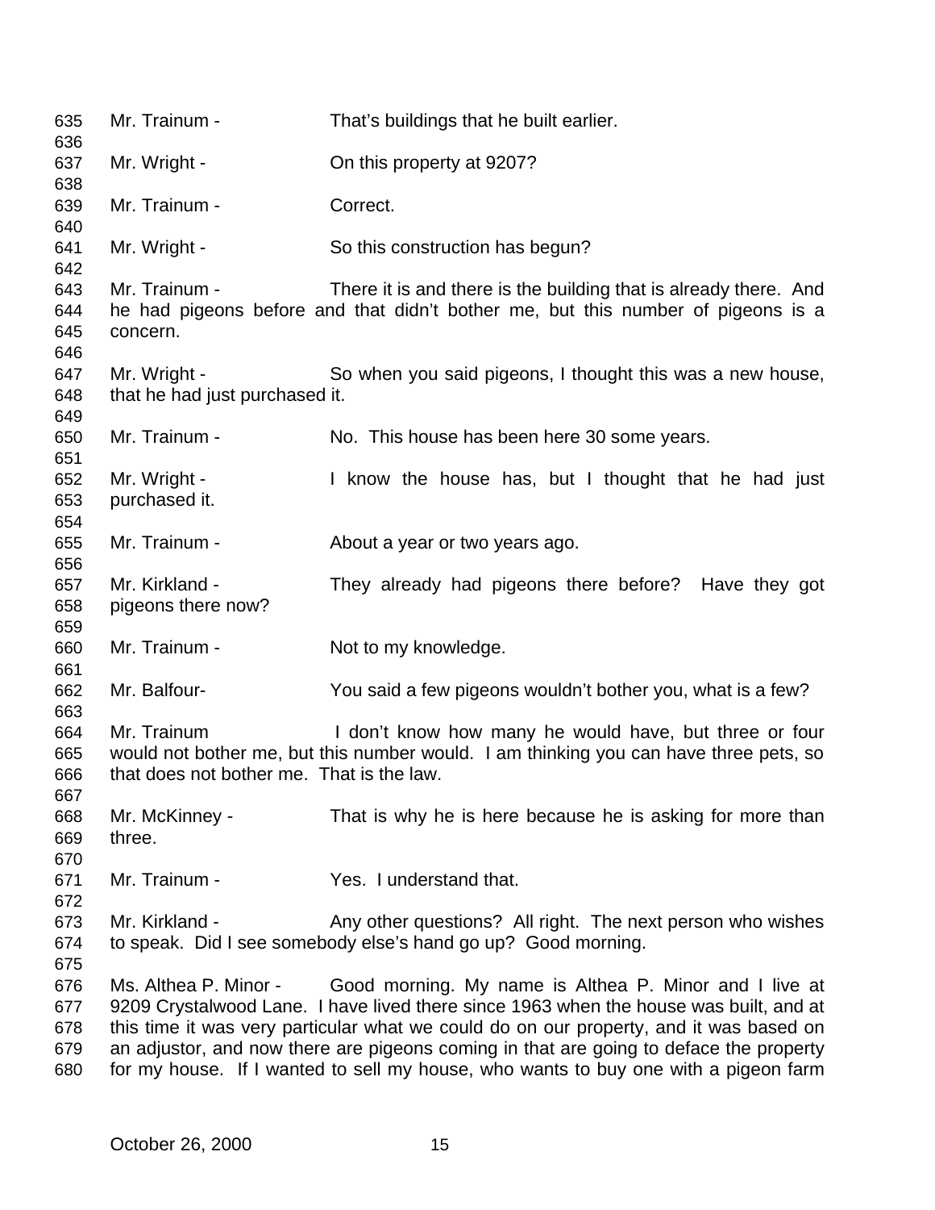Mr. Trainum - That's buildings that he built earlier.

Mr. Wright - On this property at 9207?

Mr. Trainum - Correct.

Mr. Wright - So this construction has begun?

Mr. Trainum - There it is and there is the building that is already there. And he had pigeons before and that didn't bother me, but this number of pigeons is a concern.

Mr. Wright - So when you said pigeons, I thought this was a new house, that he had just purchased it.

Mr. Trainum - No. This house has been here 30 some years.

Mr. Wright - I know the house has, but I thought that he had just purchased it.

Mr. Trainum - About a year or two years ago.

Mr. Kirkland - They already had pigeons there before? Have they got pigeons there now?

Mr. Trainum - Not to my knowledge.

Mr. Balfour- You said a few pigeons wouldn't bother you, what is a few?

Mr. Trainum I don't know how many he would have, but three or four would not bother me, but this number would. I am thinking you can have three pets, so that does not bother me. That is the law.

Mr. McKinney - That is why he is here because he is asking for more than three.

Mr. Trainum - Yes. I understand that.

Mr. Kirkland - Any other questions? All right. The next person who wishes to speak. Did I see somebody else's hand go up? Good morning.

Ms. Althea P. Minor - Good morning. My name is Althea P. Minor and I live at 9209 Crystalwood Lane. I have lived there since 1963 when the house was built, and at this time it was very particular what we could do on our property, and it was based on an adjustor, and now there are pigeons coming in that are going to deface the property for my house. If I wanted to sell my house, who wants to buy one with a pigeon farm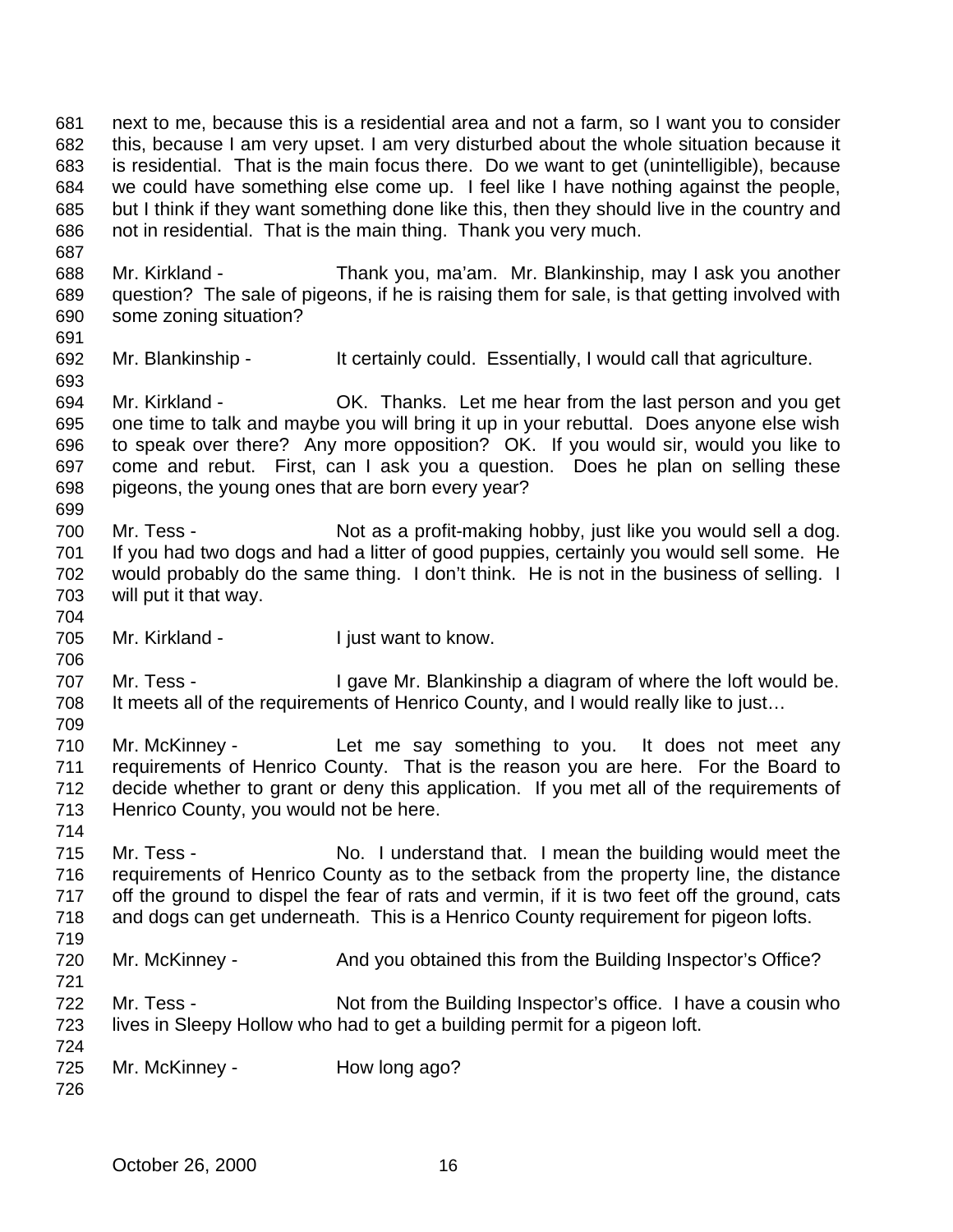next to me, because this is a residential area and not a farm, so I want you to consider this, because I am very upset. I am very disturbed about the whole situation because it is residential. That is the main focus there. Do we want to get (unintelligible), because we could have something else come up. I feel like I have nothing against the people, but I think if they want something done like this, then they should live in the country and not in residential. That is the main thing. Thank you very much.

Mr. Kirkland - Thank you, ma'am. Mr. Blankinship, may I ask you another question? The sale of pigeons, if he is raising them for sale, is that getting involved with some zoning situation?

Mr. Blankinship - It certainly could. Essentially, I would call that agriculture.

Mr. Kirkland - OK. Thanks. Let me hear from the last person and you get one time to talk and maybe you will bring it up in your rebuttal. Does anyone else wish to speak over there? Any more opposition? OK. If you would sir, would you like to come and rebut. First, can I ask you a question. Does he plan on selling these pigeons, the young ones that are born every year?

Mr. Tess - Not as a profit-making hobby, just like you would sell a dog. If you had two dogs and had a litter of good puppies, certainly you would sell some. He would probably do the same thing. I don't think. He is not in the business of selling. I will put it that way.

Mr. Kirkland - I just want to know.

Mr. Tess - I gave Mr. Blankinship a diagram of where the loft would be. It meets all of the requirements of Henrico County, and I would really like to just…

Mr. McKinney - Let me say something to you. It does not meet any requirements of Henrico County. That is the reason you are here. For the Board to decide whether to grant or deny this application. If you met all of the requirements of Henrico County, you would not be here.

Mr. Tess - No. I understand that. I mean the building would meet the requirements of Henrico County as to the setback from the property line, the distance off the ground to dispel the fear of rats and vermin, if it is two feet off the ground, cats and dogs can get underneath. This is a Henrico County requirement for pigeon lofts.

Mr. McKinney - And you obtained this from the Building Inspector's Office?

Mr. Tess - Not from the Building Inspector's office. I have a cousin who lives in Sleepy Hollow who had to get a building permit for a pigeon loft.

Mr. McKinney - How long ago?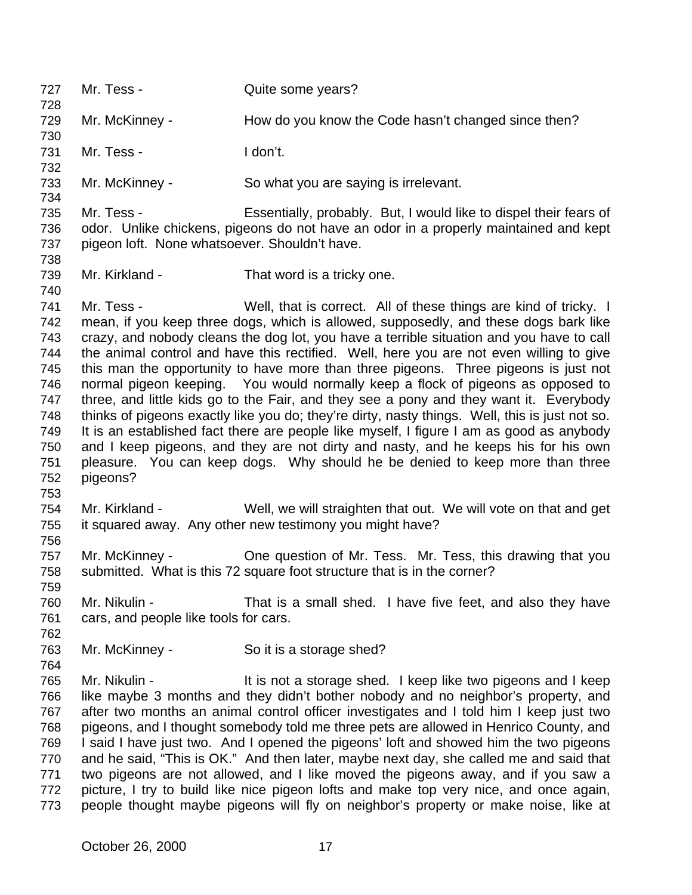727 Mr. Tess - Quite some years?
728
729 Mr. McKinney - How do you know the Code hasn't changed since then?
730
731 Mr. Tess - I don't.
732
733 Mr. McKinney - So what you are saying is irrelevant.
734
735 Mr. Tess - Essentially, probably. But, I would like to dispel their fears of
736 odor. Unlike chickens, pigeons do not have an odor in a properly maintained and kept
737 pigeon loft. None whatsoever. Shouldn't have.
738
739 Mr. Kirkland - That word is a tricky one.
740
741 Mr. Tess - Well, that is correct. All of these things are kind of tricky. I
742 mean, if you keep three dogs, which is allowed, supposedly, and these dogs bark like
743 crazy, and nobody cleans the dog lot, you have a terrible situation and you have to call
744 the animal control and have this rectified. Well, here you are not even willing to give
745 this man the opportunity to have more than three pigeons. Three pigeons is just not
746 normal pigeon keeping. You would normally keep a flock of pigeons as opposed to
747 three, and little kids go to the Fair, and they see a pony and they want it. Everybody
748 thinks of pigeons exactly like you do; they're dirty, nasty things. Well, this is just not so.
749 It is an established fact there are people like myself, I figure I am as good as anybody
750 and I keep pigeons, and they are not dirty and nasty, and he keeps his for his own
751 pleasure. You can keep dogs. Why should he be denied to keep more than three
752 pigeons?
753
754 Mr. Kirkland - Well, we will straighten that out. We will vote on that and get
755 it squared away. Any other new testimony you might have?
756
757 Mr. McKinney - One question of Mr. Tess. Mr. Tess, this drawing that you
758 submitted. What is this 72 square foot structure that is in the corner?
759
760 Mr. Nikulin - That is a small shed. I have five feet, and also they have
761 cars, and people like tools for cars.
762
763 Mr. McKinney - So it is a storage shed?
764
765 Mr. Nikulin - It is not a storage shed. I keep like two pigeons and I keep
766 like maybe 3 months and they didn't bother nobody and no neighbor's property, and
767 after two months an animal control officer investigates and I told him I keep just two
768 pigeons, and I thought somebody told me three pets are allowed in Henrico County, and
769 I said I have just two. And I opened the pigeons' loft and showed him the two pigeons
770 and he said, "This is OK." And then later, maybe next day, she called me and said that
771 two pigeons are not allowed, and I like moved the pigeons away, and if you saw a
772 picture, I try to build like nice pigeon lofts and make top very nice, and once again,
773 people thought maybe pigeons will fly on neighbor's property or make noise, like at

October 26, 2000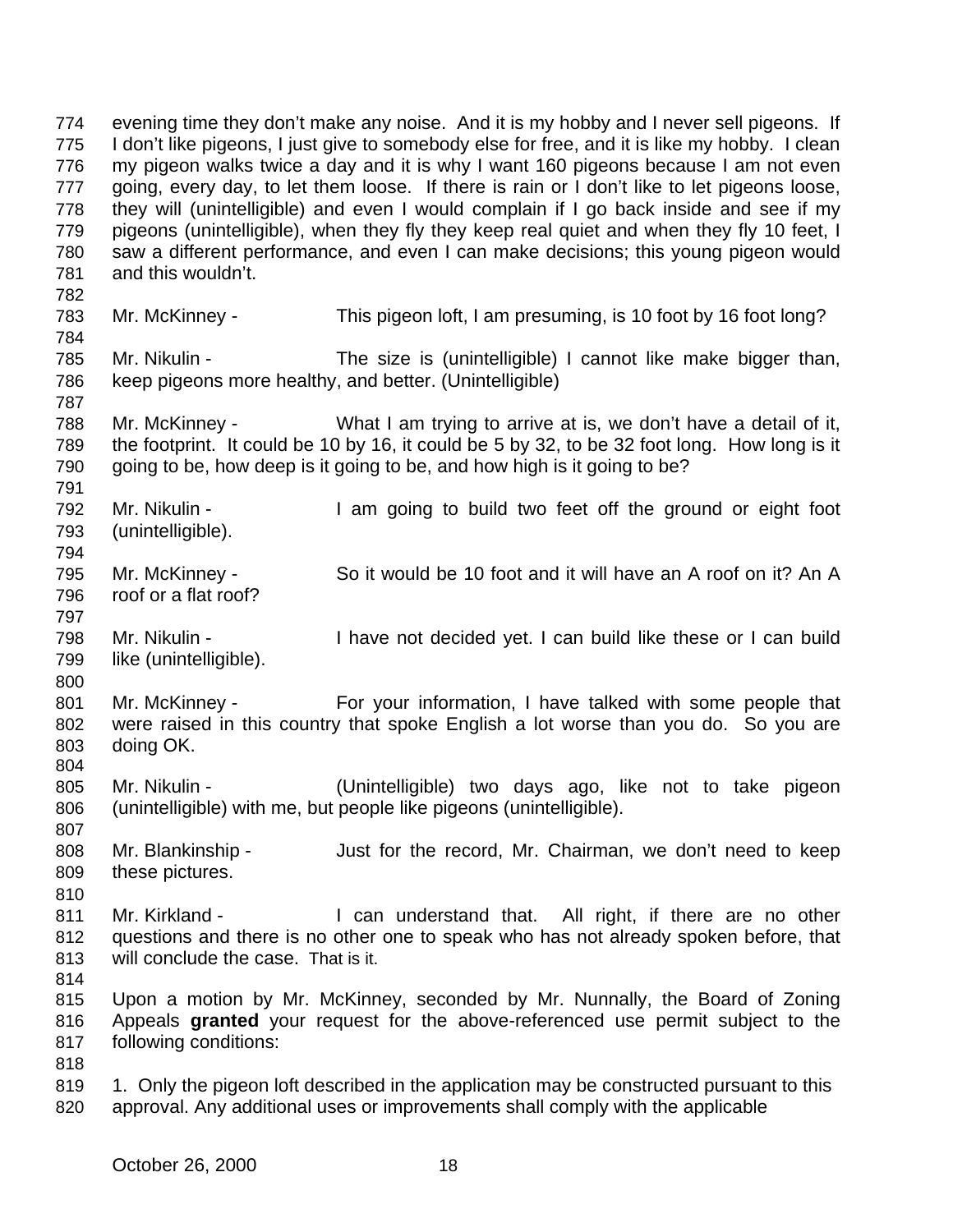evening time they don't make any noise. And it is my hobby and I never sell pigeons. If I don't like pigeons, I just give to somebody else for free, and it is like my hobby. I clean my pigeon walks twice a day and it is why I want 160 pigeons because I am not even going, every day, to let them loose. If there is rain or I don't like to let pigeons loose, they will (unintelligible) and even I would complain if I go back inside and see if my pigeons (unintelligible), when they fly they keep real quiet and when they fly 10 feet, I saw a different performance, and even I can make decisions; this young pigeon would and this wouldn't.

Mr. McKinney - This pigeon loft, I am presuming, is 10 foot by 16 foot long?

Mr. Nikulin - The size is (unintelligible) I cannot like make bigger than, keep pigeons more healthy, and better. (Unintelligible)

Mr. McKinney - What I am trying to arrive at is, we don't have a detail of it, the footprint. It could be 10 by 16, it could be 5 by 32, to be 32 foot long. How long is it going to be, how deep is it going to be, and how high is it going to be?

Mr. Nikulin - I am going to build two feet off the ground or eight foot (unintelligible).

Mr. McKinney - So it would be 10 foot and it will have an A roof on it? An A roof or a flat roof?

Mr. Nikulin - I have not decided yet. I can build like these or I can build like (unintelligible).

Mr. McKinney - For your information, I have talked with some people that were raised in this country that spoke English a lot worse than you do. So you are doing OK.

Mr. Nikulin - (Unintelligible) two days ago, like not to take pigeon (unintelligible) with me, but people like pigeons (unintelligible).

Mr. Blankinship - Just for the record, Mr. Chairman, we don't need to keep these pictures.

Mr. Kirkland - I can understand that. All right, if there are no other questions and there is no other one to speak who has not already spoken before, that will conclude the case. That is it.

Upon a motion by Mr. McKinney, seconded by Mr. Nunnally, the Board of Zoning Appeals **granted** your request for the above-referenced use permit subject to the following conditions:

1. Only the pigeon loft described in the application may be constructed pursuant to this approval. Any additional uses or improvements shall comply with the applicable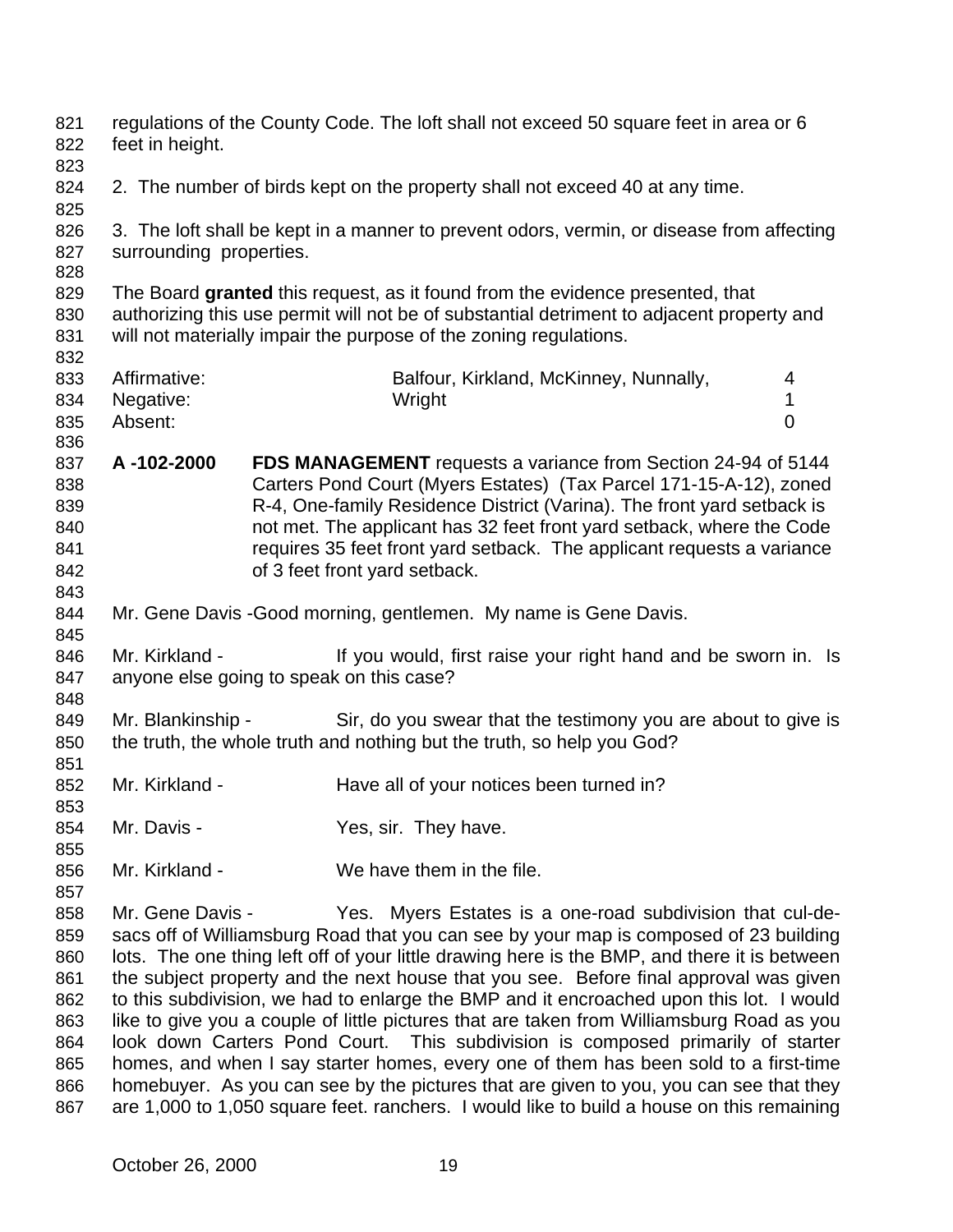regulations of the County Code. The loft shall not exceed 50 square feet in area or 6 feet in height.

2. The number of birds kept on the property shall not exceed 40 at any time.

3. The loft shall be kept in a manner to prevent odors, vermin, or disease from affecting surrounding properties.

The Board **granted** this request, as it found from the evidence presented, that authorizing this use permit will not be of substantial detriment to adjacent property and will not materially impair the purpose of the zoning regulations.

| | | |
|---|---|---|
| Affirmative: | Balfour, Kirkland, McKinney, Nunnally, | 4 |
| Negative: | Wright | 1 |
| Absent: | | 0 |

**A -102-2000** **FDS MANAGEMENT** requests a variance from Section 24-94 of 5144 Carters Pond Court (Myers Estates) (Tax Parcel 171-15-A-12), zoned R-4, One-family Residence District (Varina). The front yard setback is not met. The applicant has 32 feet front yard setback, where the Code requires 35 feet front yard setback. The applicant requests a variance of 3 feet front yard setback.

Mr. Gene Davis -Good morning, gentlemen. My name is Gene Davis.

Mr. Kirkland - If you would, first raise your right hand and be sworn in. Is anyone else going to speak on this case?

Mr. Blankinship - Sir, do you swear that the testimony you are about to give is the truth, the whole truth and nothing but the truth, so help you God?

Mr. Kirkland - Have all of your notices been turned in?

Mr. Davis - Yes, sir. They have.

Mr. Kirkland - We have them in the file.

Mr. Gene Davis - Yes. Myers Estates is a one-road subdivision that cul-de-sacs off of Williamsburg Road that you can see by your map is composed of 23 building lots. The one thing left off of your little drawing here is the BMP, and there it is between the subject property and the next house that you see. Before final approval was given to this subdivision, we had to enlarge the BMP and it encroached upon this lot. I would like to give you a couple of little pictures that are taken from Williamsburg Road as you look down Carters Pond Court. This subdivision is composed primarily of starter homes, and when I say starter homes, every one of them has been sold to a first-time homebuyer. As you can see by the pictures that are given to you, you can see that they are 1,000 to 1,050 square feet. ranchers. I would like to build a house on this remaining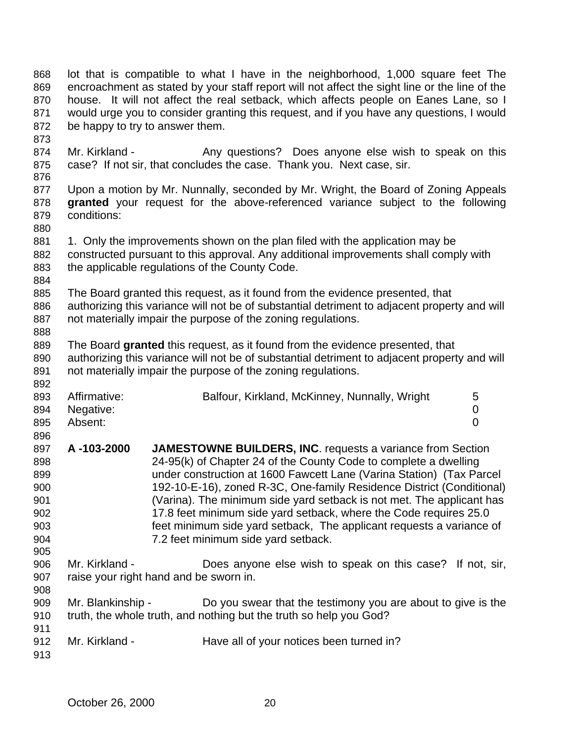lot that is compatible to what I have in the neighborhood, 1,000 square feet The encroachment as stated by your staff report will not affect the sight line or the line of the house. It will not affect the real setback, which affects people on Eanes Lane, so I would urge you to consider granting this request, and if you have any questions, I would be happy to try to answer them.

Mr. Kirkland - Any questions? Does anyone else wish to speak on this case? If not sir, that concludes the case. Thank you. Next case, sir.

Upon a motion by Mr. Nunnally, seconded by Mr. Wright, the Board of Zoning Appeals **granted** your request for the above-referenced variance subject to the following conditions:

1. Only the improvements shown on the plan filed with the application may be constructed pursuant to this approval. Any additional improvements shall comply with the applicable regulations of the County Code.

The Board granted this request, as it found from the evidence presented, that authorizing this variance will not be of substantial detriment to adjacent property and will not materially impair the purpose of the zoning regulations.

The Board **granted** this request, as it found from the evidence presented, that authorizing this variance will not be of substantial detriment to adjacent property and will not materially impair the purpose of the zoning regulations.

| | | |
|---|---|---|
| Affirmative: | Balfour, Kirkland, McKinney, Nunnally, Wright | 5 |
| Negative: | | 0 |
| Absent: | | 0 |

**A -103-2000** **JAMESTOWNE BUILDERS, INC**. requests a variance from Section 24-95(k) of Chapter 24 of the County Code to complete a dwelling under construction at 1600 Fawcett Lane (Varina Station) (Tax Parcel 192-10-E-16), zoned R-3C, One-family Residence District (Conditional) (Varina). The minimum side yard setback is not met. The applicant has 17.8 feet minimum side yard setback, where the Code requires 25.0 feet minimum side yard setback, The applicant requests a variance of 7.2 feet minimum side yard setback.

Mr. Kirkland - Does anyone else wish to speak on this case? If not, sir, raise your right hand and be sworn in.

Mr. Blankinship - Do you swear that the testimony you are about to give is the truth, the whole truth, and nothing but the truth so help you God?

Mr. Kirkland - Have all of your notices been turned in?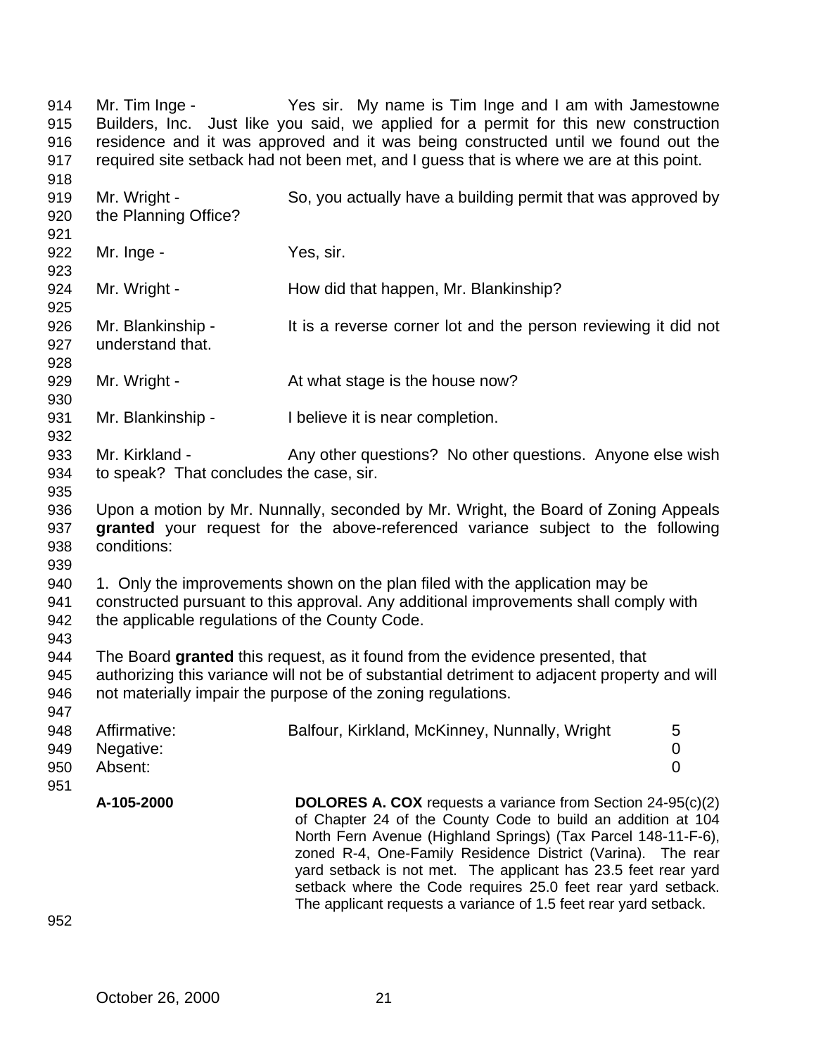Mr. Tim Inge - Yes sir. My name is Tim Inge and I am with Jamestowne Builders, Inc. Just like you said, we applied for a permit for this new construction residence and it was approved and it was being constructed until we found out the required site setback had not been met, and I guess that is where we are at this point.

Mr. Wright - So, you actually have a building permit that was approved by the Planning Office?

Mr. Inge - Yes, sir.

Mr. Wright - How did that happen, Mr. Blankinship?

Mr. Blankinship - It is a reverse corner lot and the person reviewing it did not understand that.

Mr. Wright - At what stage is the house now?

Mr. Blankinship - I believe it is near completion.

Mr. Kirkland - Any other questions? No other questions. Anyone else wish to speak? That concludes the case, sir.

Upon a motion by Mr. Nunnally, seconded by Mr. Wright, the Board of Zoning Appeals **granted** your request for the above-referenced variance subject to the following conditions:

1. Only the improvements shown on the plan filed with the application may be constructed pursuant to this approval. Any additional improvements shall comply with the applicable regulations of the County Code.

The Board **granted** this request, as it found from the evidence presented, that authorizing this variance will not be of substantial detriment to adjacent property and will not materially impair the purpose of the zoning regulations.

| | | |
|---|---|---|
| Affirmative: | Balfour, Kirkland, McKinney, Nunnally, Wright | 5 |
| Negative: | | 0 |
| Absent: | | 0 |

**A-105-2000** **DOLORES A. COX** requests a variance from Section 24-95(c)(2) of Chapter 24 of the County Code to build an addition at 104 North Fern Avenue (Highland Springs) (Tax Parcel 148-11-F-6), zoned R-4, One-Family Residence District (Varina). The rear yard setback is not met. The applicant has 23.5 feet rear yard setback where the Code requires 25.0 feet rear yard setback. The applicant requests a variance of 1.5 feet rear yard setback.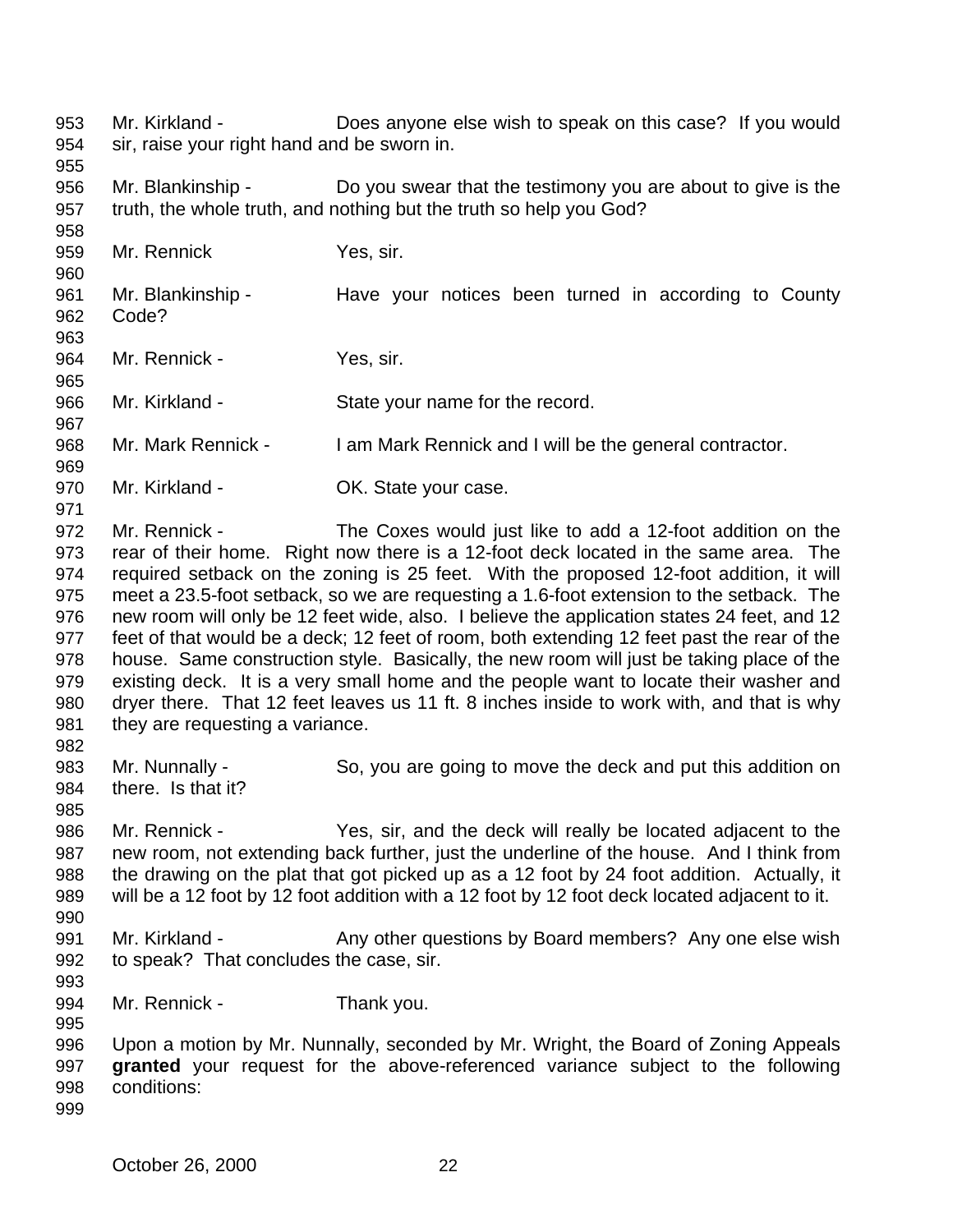Mr. Kirkland - Does anyone else wish to speak on this case? If you would sir, raise your right hand and be sworn in.

Mr. Blankinship - Do you swear that the testimony you are about to give is the truth, the whole truth, and nothing but the truth so help you God?

Mr. Rennick Yes, sir.

Mr. Blankinship - Have your notices been turned in according to County Code?

Mr. Rennick - Yes, sir.

Mr. Kirkland - State your name for the record.

Mr. Mark Rennick - I am Mark Rennick and I will be the general contractor.

Mr. Kirkland - OK. State your case.

Mr. Rennick - The Coxes would just like to add a 12-foot addition on the rear of their home. Right now there is a 12-foot deck located in the same area. The required setback on the zoning is 25 feet. With the proposed 12-foot addition, it will meet a 23.5-foot setback, so we are requesting a 1.6-foot extension to the setback. The new room will only be 12 feet wide, also. I believe the application states 24 feet, and 12 feet of that would be a deck; 12 feet of room, both extending 12 feet past the rear of the house. Same construction style. Basically, the new room will just be taking place of the existing deck. It is a very small home and the people want to locate their washer and dryer there. That 12 feet leaves us 11 ft. 8 inches inside to work with, and that is why they are requesting a variance.

Mr. Nunnally - So, you are going to move the deck and put this addition on there. Is that it?

Mr. Rennick - Yes, sir, and the deck will really be located adjacent to the new room, not extending back further, just the underline of the house. And I think from the drawing on the plat that got picked up as a 12 foot by 24 foot addition. Actually, it will be a 12 foot by 12 foot addition with a 12 foot by 12 foot deck located adjacent to it.

Mr. Kirkland - Any other questions by Board members? Any one else wish to speak? That concludes the case, sir.

Mr. Rennick - Thank you.

Upon a motion by Mr. Nunnally, seconded by Mr. Wright, the Board of Zoning Appeals **granted** your request for the above-referenced variance subject to the following conditions: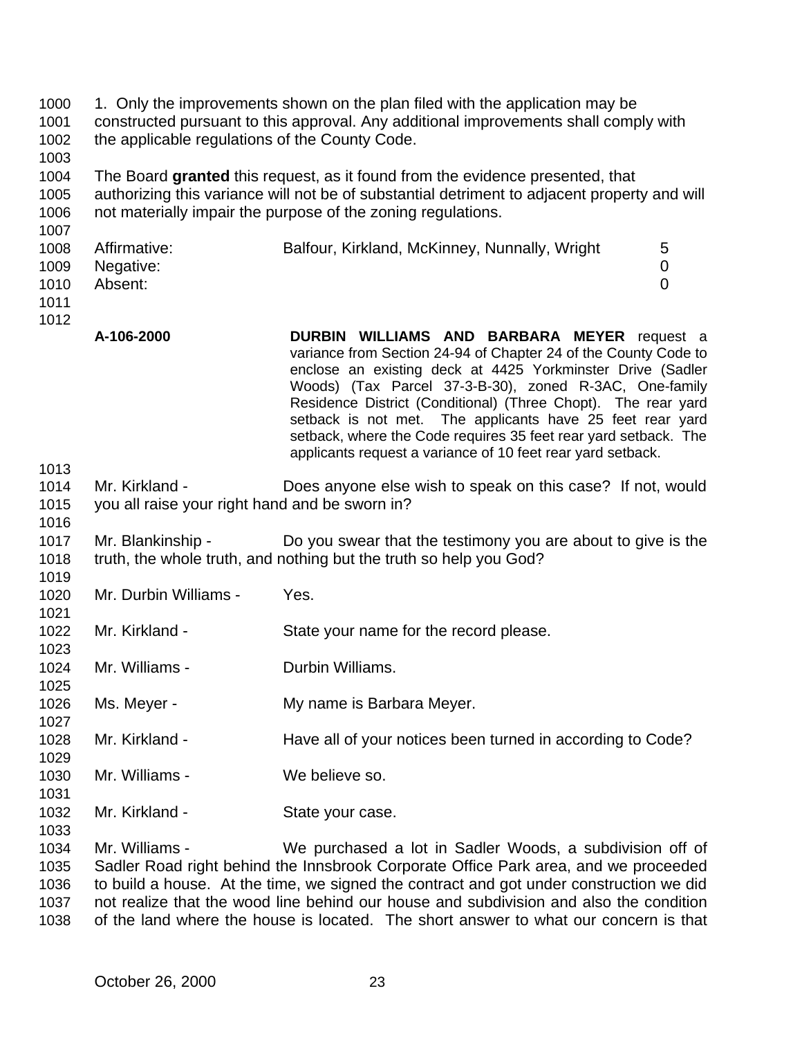1. Only the improvements shown on the plan filed with the application may be constructed pursuant to this approval. Any additional improvements shall comply with the applicable regulations of the County Code.

The Board **granted** this request, as it found from the evidence presented, that authorizing this variance will not be of substantial detriment to adjacent property and will not materially impair the purpose of the zoning regulations.

| | | |
|---|---|---|
| Affirmative: | Balfour, Kirkland, McKinney, Nunnally, Wright | 5 |
| Negative: | | 0 |
| Absent: | | 0 |

**A-106-2000** **DURBIN WILLIAMS AND BARBARA MEYER** request a variance from Section 24-94 of Chapter 24 of the County Code to enclose an existing deck at 4425 Yorkminster Drive (Sadler Woods) (Tax Parcel 37-3-B-30), zoned R-3AC, One-family Residence District (Conditional) (Three Chopt). The rear yard setback is not met. The applicants have 25 feet rear yard setback, where the Code requires 35 feet rear yard setback. The applicants request a variance of 10 feet rear yard setback.

Mr. Kirkland - Does anyone else wish to speak on this case? If not, would you all raise your right hand and be sworn in?

Mr. Blankinship - Do you swear that the testimony you are about to give is the truth, the whole truth, and nothing but the truth so help you God?

Mr. Durbin Williams - Yes.

Mr. Kirkland - State your name for the record please.

Mr. Williams - Durbin Williams.

Ms. Meyer - My name is Barbara Meyer.

Mr. Kirkland - Have all of your notices been turned in according to Code?

Mr. Williams - We believe so.

Mr. Kirkland - State your case.

Mr. Williams - We purchased a lot in Sadler Woods, a subdivision off of Sadler Road right behind the Innsbrook Corporate Office Park area, and we proceeded to build a house. At the time, we signed the contract and got under construction we did not realize that the wood line behind our house and subdivision and also the condition of the land where the house is located. The short answer to what our concern is that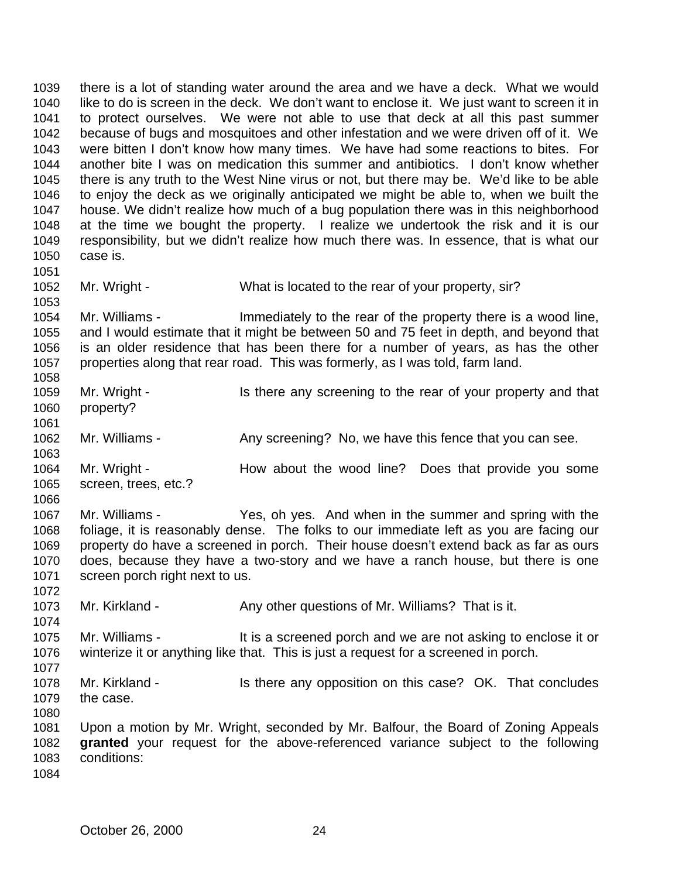there is a lot of standing water around the area and we have a deck. What we would like to do is screen in the deck. We don't want to enclose it. We just want to screen it in to protect ourselves. We were not able to use that deck at all this past summer because of bugs and mosquitoes and other infestation and we were driven off of it. We were bitten I don't know how many times. We have had some reactions to bites. For another bite I was on medication this summer and antibiotics. I don't know whether there is any truth to the West Nine virus or not, but there may be. We'd like to be able to enjoy the deck as we originally anticipated we might be able to, when we built the house. We didn't realize how much of a bug population there was in this neighborhood at the time we bought the property. I realize we undertook the risk and it is our responsibility, but we didn't realize how much there was. In essence, that is what our case is.

Mr. Wright - What is located to the rear of your property, sir?

Mr. Williams - Immediately to the rear of the property there is a wood line, and I would estimate that it might be between 50 and 75 feet in depth, and beyond that is an older residence that has been there for a number of years, as has the other properties along that rear road. This was formerly, as I was told, farm land.

Mr. Wright - Is there any screening to the rear of your property and that property?

Mr. Williams - Any screening? No, we have this fence that you can see.

Mr. Wright - How about the wood line? Does that provide you some screen, trees, etc.?

Mr. Williams - Yes, oh yes. And when in the summer and spring with the foliage, it is reasonably dense. The folks to our immediate left as you are facing our property do have a screened in porch. Their house doesn't extend back as far as ours does, because they have a two-story and we have a ranch house, but there is one screen porch right next to us.

Mr. Kirkland - Any other questions of Mr. Williams? That is it.

Mr. Williams - It is a screened porch and we are not asking to enclose it or winterize it or anything like that. This is just a request for a screened in porch.

Mr. Kirkland - Is there any opposition on this case? OK. That concludes the case.

Upon a motion by Mr. Wright, seconded by Mr. Balfour, the Board of Zoning Appeals **granted** your request for the above-referenced variance subject to the following conditions: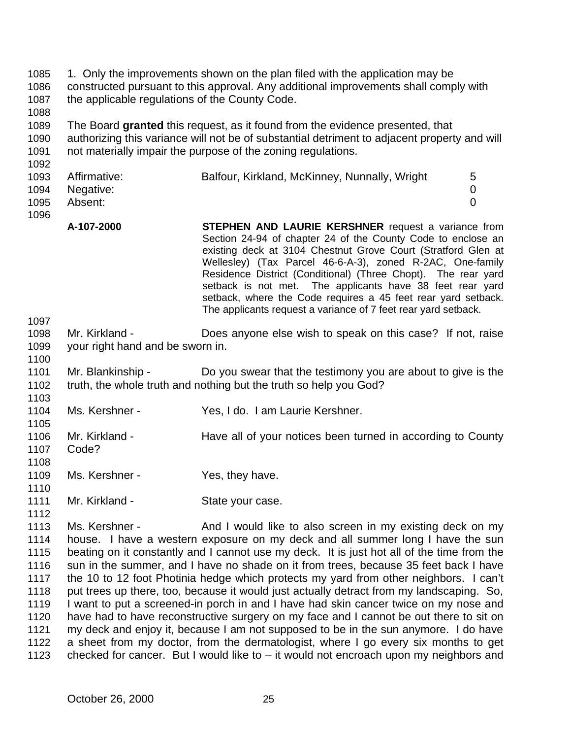1. Only the improvements shown on the plan filed with the application may be constructed pursuant to this approval. Any additional improvements shall comply with the applicable regulations of the County Code.

The Board **granted** this request, as it found from the evidence presented, that authorizing this variance will not be of substantial detriment to adjacent property and will not materially impair the purpose of the zoning regulations.

| | | |
|---|---|---|
| Affirmative: | Balfour, Kirkland, McKinney, Nunnally, Wright | 5 |
| Negative: | | 0 |
| Absent: | | 0 |

**A-107-2000** **STEPHEN AND LAURIE KERSHNER** request a variance from Section 24-94 of chapter 24 of the County Code to enclose an existing deck at 3104 Chestnut Grove Court (Stratford Glen at Wellesley) (Tax Parcel 46-6-A-3), zoned R-2AC, One-family Residence District (Conditional) (Three Chopt). The rear yard setback is not met. The applicants have 38 feet rear yard setback, where the Code requires a 45 feet rear yard setback. The applicants request a variance of 7 feet rear yard setback.

Mr. Kirkland - Does anyone else wish to speak on this case? If not, raise your right hand and be sworn in.

Mr. Blankinship - Do you swear that the testimony you are about to give is the truth, the whole truth and nothing but the truth so help you God?

Ms. Kershner - Yes, I do. I am Laurie Kershner.

Mr. Kirkland - Have all of your notices been turned in according to County Code?

Ms. Kershner - Yes, they have.

Mr. Kirkland - State your case.

Ms. Kershner - And I would like to also screen in my existing deck on my house. I have a western exposure on my deck and all summer long I have the sun beating on it constantly and I cannot use my deck. It is just hot all of the time from the sun in the summer, and I have no shade on it from trees, because 35 feet back I have the 10 to 12 foot Photinia hedge which protects my yard from other neighbors. I can't put trees up there, too, because it would just actually detract from my landscaping. So, I want to put a screened-in porch in and I have had skin cancer twice on my nose and have had to have reconstructive surgery on my face and I cannot be out there to sit on my deck and enjoy it, because I am not supposed to be in the sun anymore. I do have a sheet from my doctor, from the dermatologist, where I go every six months to get checked for cancer. But I would like to – it would not encroach upon my neighbors and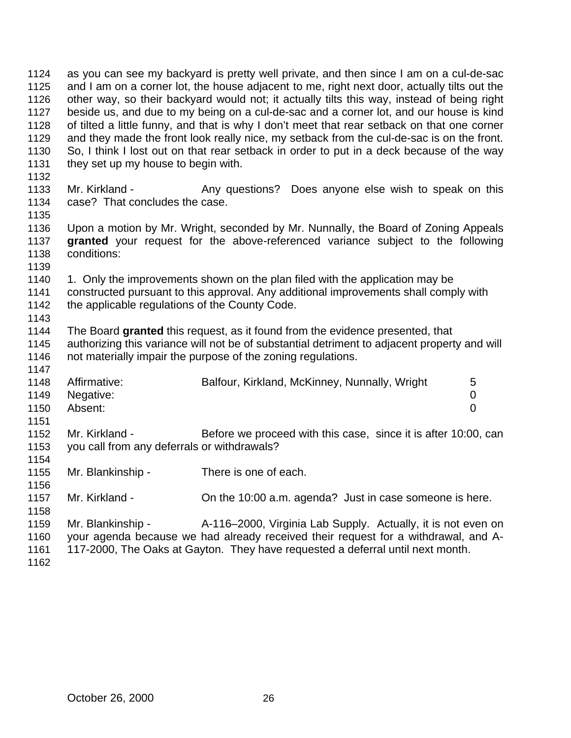as you can see my backyard is pretty well private, and then since I am on a cul-de-sac and I am on a corner lot, the house adjacent to me, right next door, actually tilts out the other way, so their backyard would not; it actually tilts this way, instead of being right beside us, and due to my being on a cul-de-sac and a corner lot, and our house is kind of tilted a little funny, and that is why I don't meet that rear setback on that one corner and they made the front look really nice, my setback from the cul-de-sac is on the front. So, I think I lost out on that rear setback in order to put in a deck because of the way they set up my house to begin with.

Mr. Kirkland - Any questions? Does anyone else wish to speak on this case? That concludes the case.

Upon a motion by Mr. Wright, seconded by Mr. Nunnally, the Board of Zoning Appeals **granted** your request for the above-referenced variance subject to the following conditions:

1. Only the improvements shown on the plan filed with the application may be constructed pursuant to this approval. Any additional improvements shall comply with the applicable regulations of the County Code.

The Board **granted** this request, as it found from the evidence presented, that authorizing this variance will not be of substantial detriment to adjacent property and will not materially impair the purpose of the zoning regulations.

| | | |
|---|---|---|
| Affirmative: | Balfour, Kirkland, McKinney, Nunnally, Wright | 5 |
| Negative: | | 0 |
| Absent: | | 0 |

Mr. Kirkland - Before we proceed with this case, since it is after 10:00, can you call from any deferrals or withdrawals?

Mr. Blankinship - There is one of each.

Mr. Kirkland - On the 10:00 a.m. agenda? Just in case someone is here.

Mr. Blankinship - A-116–2000, Virginia Lab Supply. Actually, it is not even on your agenda because we had already received their request for a withdrawal, and A-117-2000, The Oaks at Gayton. They have requested a deferral until next month.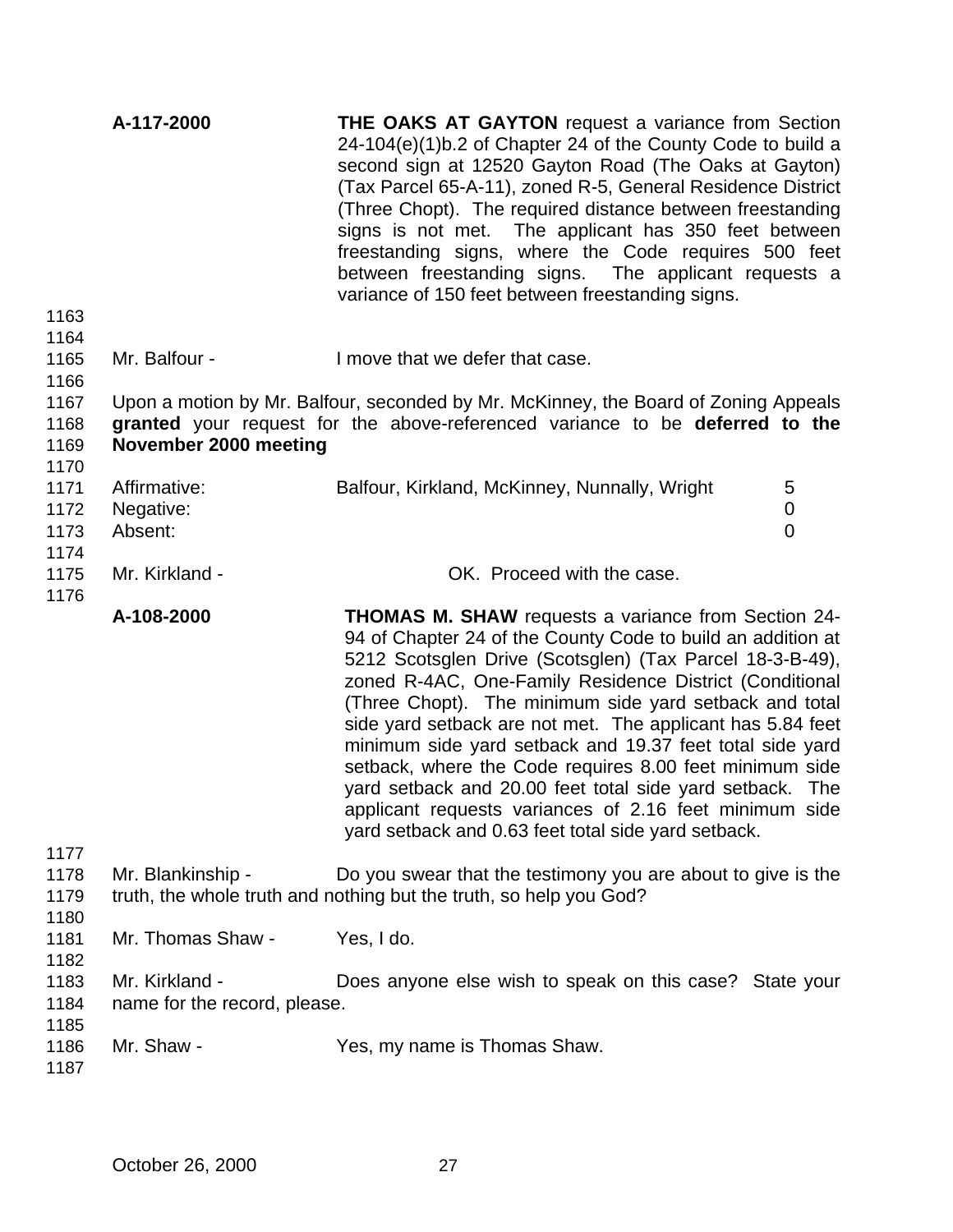**A-117-2000** **THE OAKS AT GAYTON** request a variance from Section 24-104(e)(1)b.2 of Chapter 24 of the County Code to build a second sign at 12520 Gayton Road (The Oaks at Gayton) (Tax Parcel 65-A-11), zoned R-5, General Residence District (Three Chopt). The required distance between freestanding signs is not met. The applicant has 350 feet between freestanding signs, where the Code requires 500 feet between freestanding signs. The applicant requests a variance of 150 feet between freestanding signs.

1163
1164
1165 Mr. Balfour - I move that we defer that case.
1166
1167 Upon a motion by Mr. Balfour, seconded by Mr. McKinney, the Board of Zoning Appeals
1168 **granted** your request for the above-referenced variance to be **deferred to the**
1169 **November 2000 meeting**
1170

| | | | |
|---|---|---|---|
| 1171 | Affirmative: | Balfour, Kirkland, McKinney, Nunnally, Wright | 5 |
| 1172 | Negative: | | 0 |
| 1173 | Absent: | | 0 |

1174
1175 Mr. Kirkland - OK. Proceed with the case.
1176

**A-108-2000** **THOMAS M. SHAW** requests a variance from Section 24-94 of Chapter 24 of the County Code to build an addition at 5212 Scotsglen Drive (Scotsglen) (Tax Parcel 18-3-B-49), zoned R-4AC, One-Family Residence District (Conditional (Three Chopt). The minimum side yard setback and total side yard setback are not met. The applicant has 5.84 feet minimum side yard setback and 19.37 feet total side yard setback, where the Code requires 8.00 feet minimum side yard setback and 20.00 feet total side yard setback. The applicant requests variances of 2.16 feet minimum side yard setback and 0.63 feet total side yard setback.

1177
1178 Mr. Blankinship - Do you swear that the testimony you are about to give is the
1179 truth, the whole truth and nothing but the truth, so help you God?
1180
1181 Mr. Thomas Shaw - Yes, I do.
1182
1183 Mr. Kirkland - Does anyone else wish to speak on this case? State your
1184 name for the record, please.
1185
1186 Mr. Shaw - Yes, my name is Thomas Shaw.
1187

October 26, 2000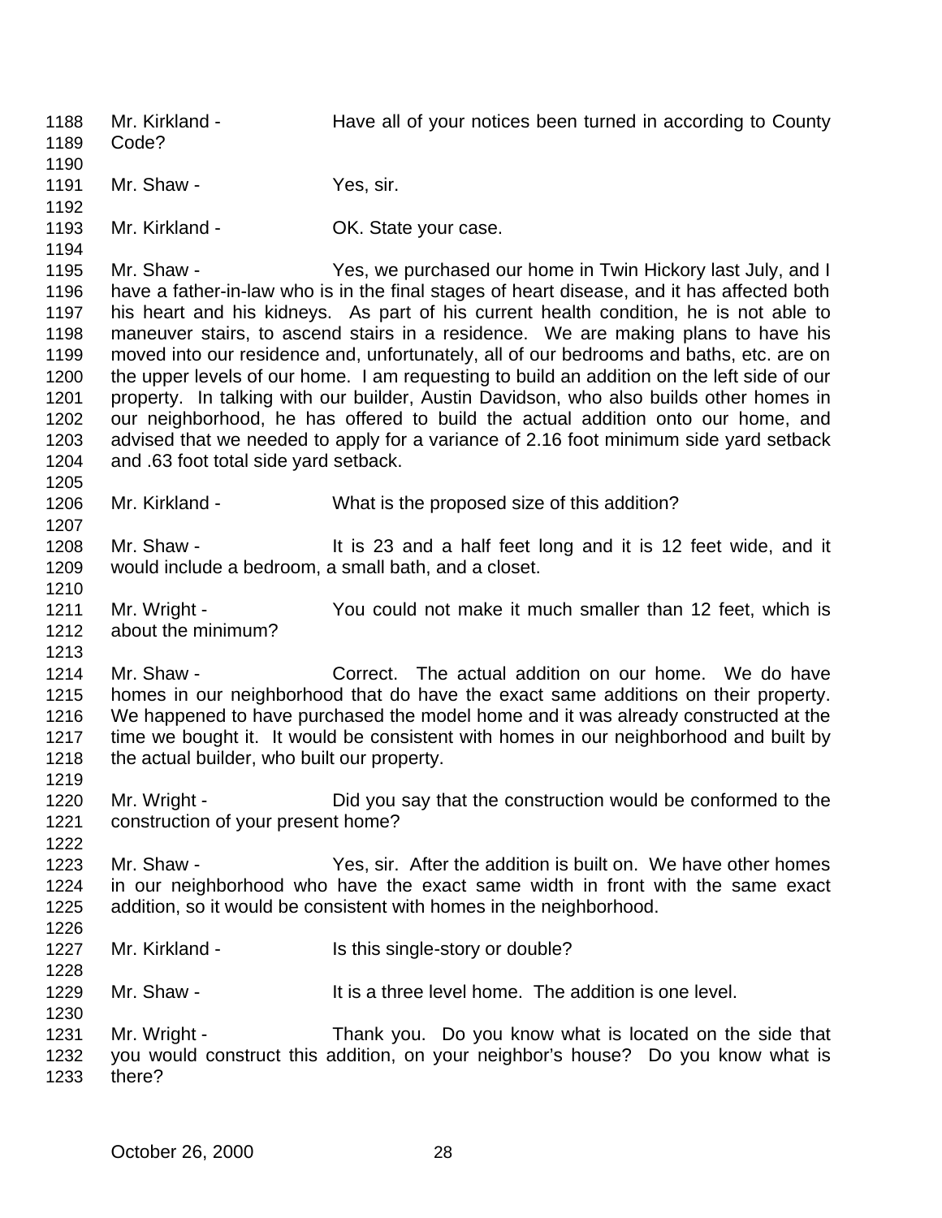1188 Mr. Kirkland - Have all of your notices been turned in according to County
1189 Code?
1190
1191 Mr. Shaw - Yes, sir.
1192
1193 Mr. Kirkland - OK. State your case.
1194
1195 Mr. Shaw - Yes, we purchased our home in Twin Hickory last July, and I
1196 have a father-in-law who is in the final stages of heart disease, and it has affected both
1197 his heart and his kidneys. As part of his current health condition, he is not able to
1198 maneuver stairs, to ascend stairs in a residence. We are making plans to have his
1199 moved into our residence and, unfortunately, all of our bedrooms and baths, etc. are on
1200 the upper levels of our home. I am requesting to build an addition on the left side of our
1201 property. In talking with our builder, Austin Davidson, who also builds other homes in
1202 our neighborhood, he has offered to build the actual addition onto our home, and
1203 advised that we needed to apply for a variance of 2.16 foot minimum side yard setback
1204 and .63 foot total side yard setback.
1205
1206 Mr. Kirkland - What is the proposed size of this addition?
1207
1208 Mr. Shaw - It is 23 and a half feet long and it is 12 feet wide, and it
1209 would include a bedroom, a small bath, and a closet.
1210
1211 Mr. Wright - You could not make it much smaller than 12 feet, which is
1212 about the minimum?
1213
1214 Mr. Shaw - Correct. The actual addition on our home. We do have
1215 homes in our neighborhood that do have the exact same additions on their property.
1216 We happened to have purchased the model home and it was already constructed at the
1217 time we bought it. It would be consistent with homes in our neighborhood and built by
1218 the actual builder, who built our property.
1219
1220 Mr. Wright - Did you say that the construction would be conformed to the
1221 construction of your present home?
1222
1223 Mr. Shaw - Yes, sir. After the addition is built on. We have other homes
1224 in our neighborhood who have the exact same width in front with the same exact
1225 addition, so it would be consistent with homes in the neighborhood.
1226
1227 Mr. Kirkland - Is this single-story or double?
1228
1229 Mr. Shaw - It is a three level home. The addition is one level.
1230
1231 Mr. Wright - Thank you. Do you know what is located on the side that
1232 you would construct this addition, on your neighbor's house? Do you know what is
1233 there?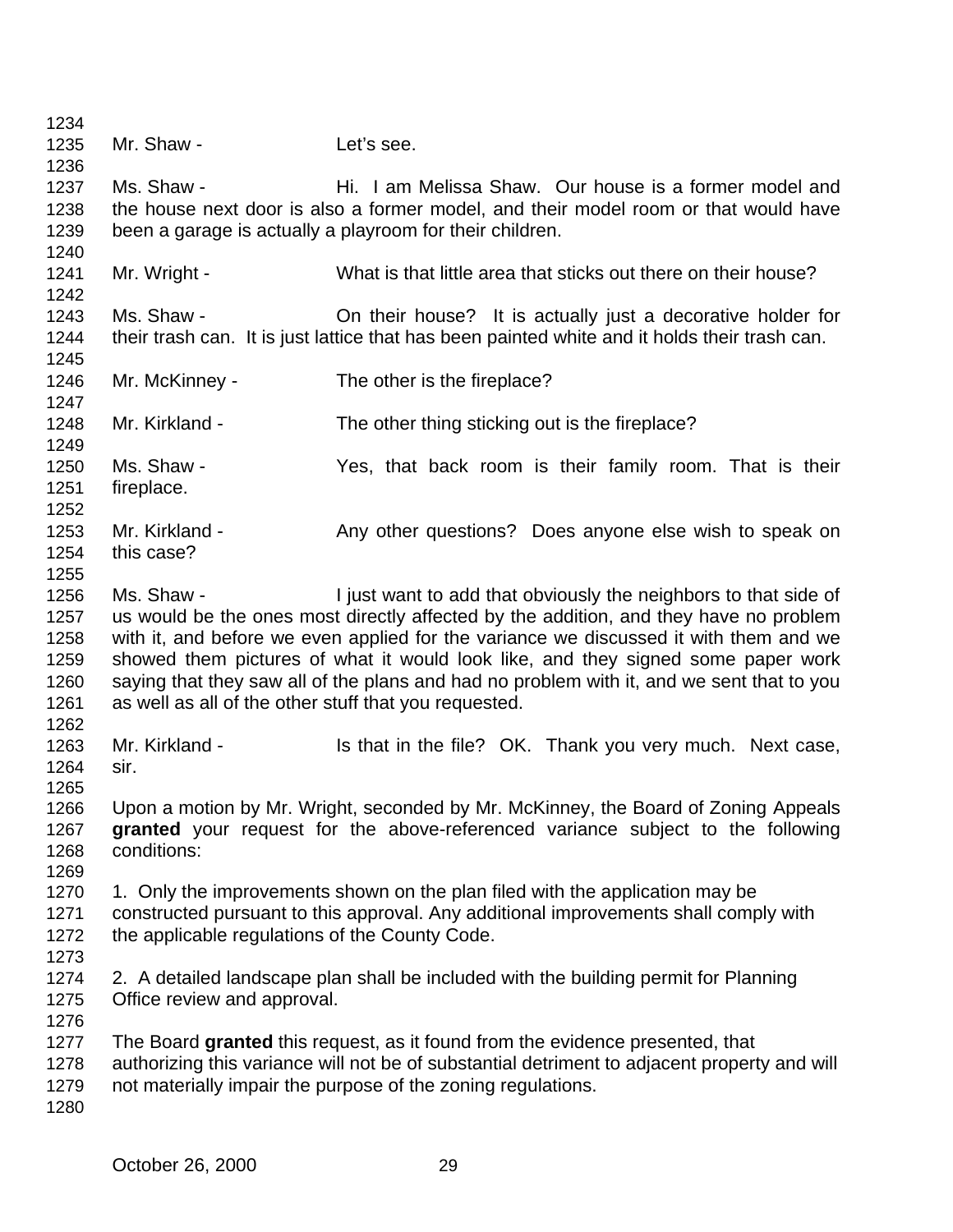Mr. Shaw - Let's see.

Ms. Shaw - Hi. I am Melissa Shaw. Our house is a former model and the house next door is also a former model, and their model room or that would have been a garage is actually a playroom for their children.

Mr. Wright - What is that little area that sticks out there on their house?

Ms. Shaw - On their house? It is actually just a decorative holder for their trash can. It is just lattice that has been painted white and it holds their trash can.

Mr. McKinney - The other is the fireplace?

Mr. Kirkland - The other thing sticking out is the fireplace?

Ms. Shaw - Yes, that back room is their family room. That is their fireplace.

Mr. Kirkland - Any other questions? Does anyone else wish to speak on this case?

Ms. Shaw - I just want to add that obviously the neighbors to that side of us would be the ones most directly affected by the addition, and they have no problem with it, and before we even applied for the variance we discussed it with them and we showed them pictures of what it would look like, and they signed some paper work saying that they saw all of the plans and had no problem with it, and we sent that to you as well as all of the other stuff that you requested.

Mr. Kirkland - Is that in the file? OK. Thank you very much. Next case, sir.

Upon a motion by Mr. Wright, seconded by Mr. McKinney, the Board of Zoning Appeals **granted** your request for the above-referenced variance subject to the following conditions:

1. Only the improvements shown on the plan filed with the application may be constructed pursuant to this approval. Any additional improvements shall comply with the applicable regulations of the County Code.

2. A detailed landscape plan shall be included with the building permit for Planning Office review and approval.

The Board **granted** this request, as it found from the evidence presented, that authorizing this variance will not be of substantial detriment to adjacent property and will not materially impair the purpose of the zoning regulations.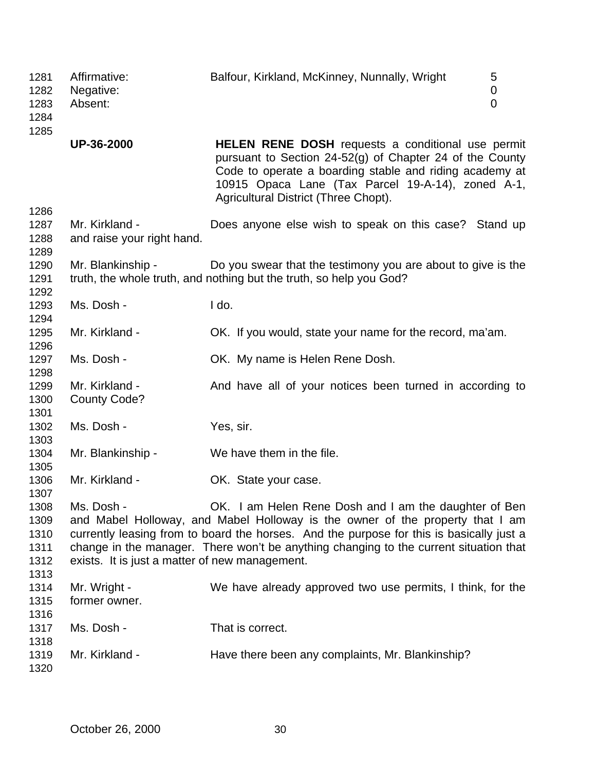| | | |
|---|---|---|
| Affirmative: | Balfour, Kirkland, McKinney, Nunnally, Wright | 5 |
| Negative: | | 0 |
| Absent: | | 0 |

**UP-36-2000** **HELEN RENE DOSH** requests a conditional use permit pursuant to Section 24-52(g) of Chapter 24 of the County Code to operate a boarding stable and riding academy at 10915 Opaca Lane (Tax Parcel 19-A-14), zoned A-1, Agricultural District (Three Chopt).

Mr. Kirkland - Does anyone else wish to speak on this case? Stand up and raise your right hand.

Mr. Blankinship - Do you swear that the testimony you are about to give is the truth, the whole truth, and nothing but the truth, so help you God?

Ms. Dosh - I do.

Mr. Kirkland - OK. If you would, state your name for the record, ma'am.

Ms. Dosh - OK. My name is Helen Rene Dosh.

Mr. Kirkland - And have all of your notices been turned in according to County Code?

Ms. Dosh - Yes, sir.

Mr. Blankinship - We have them in the file.

Mr. Kirkland - OK. State your case.

Ms. Dosh - OK. I am Helen Rene Dosh and I am the daughter of Ben and Mabel Holloway, and Mabel Holloway is the owner of the property that I am currently leasing from to board the horses. And the purpose for this is basically just a change in the manager. There won't be anything changing to the current situation that exists. It is just a matter of new management.

Mr. Wright - We have already approved two use permits, I think, for the former owner.

Ms. Dosh - That is correct.

Mr. Kirkland - Have there been any complaints, Mr. Blankinship?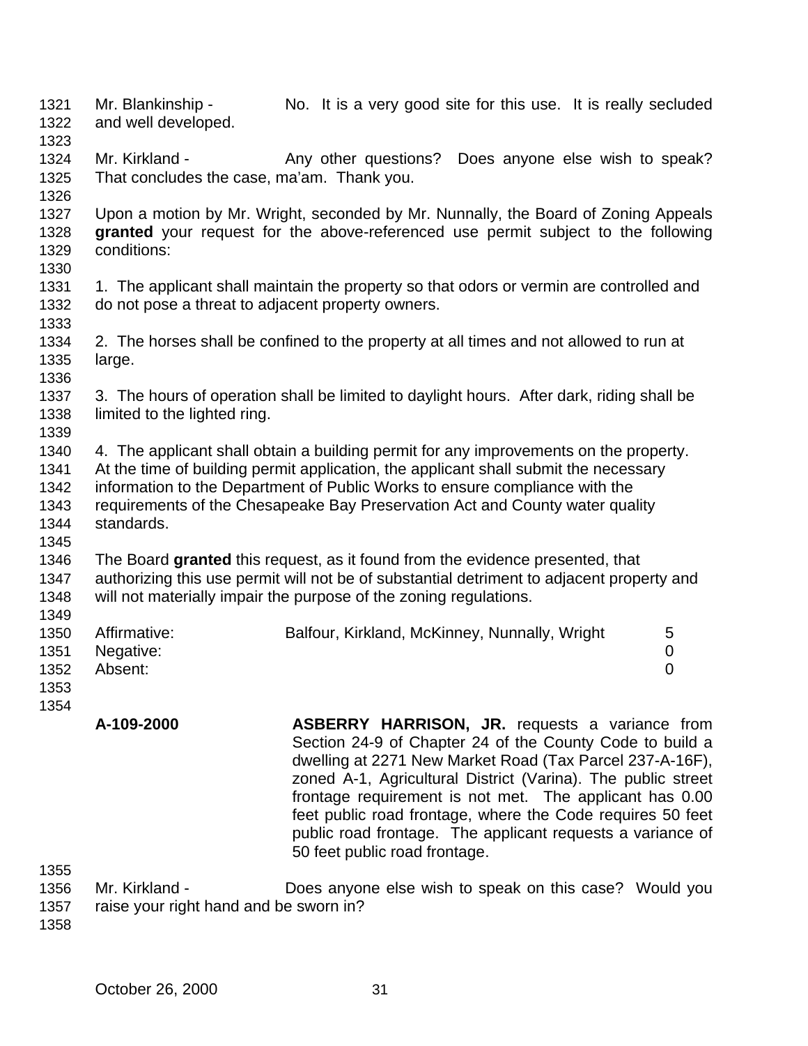Mr. Blankinship - No. It is a very good site for this use. It is really secluded and well developed.

Mr. Kirkland - Any other questions? Does anyone else wish to speak? That concludes the case, ma'am. Thank you.

Upon a motion by Mr. Wright, seconded by Mr. Nunnally, the Board of Zoning Appeals **granted** your request for the above-referenced use permit subject to the following conditions:

1. The applicant shall maintain the property so that odors or vermin are controlled and do not pose a threat to adjacent property owners.

2. The horses shall be confined to the property at all times and not allowed to run at large.

3. The hours of operation shall be limited to daylight hours. After dark, riding shall be limited to the lighted ring.

4. The applicant shall obtain a building permit for any improvements on the property. At the time of building permit application, the applicant shall submit the necessary information to the Department of Public Works to ensure compliance with the requirements of the Chesapeake Bay Preservation Act and County water quality standards.

The Board **granted** this request, as it found from the evidence presented, that authorizing this use permit will not be of substantial detriment to adjacent property and will not materially impair the purpose of the zoning regulations.

| | | |
|---|---|---|
| Affirmative: | Balfour, Kirkland, McKinney, Nunnally, Wright | 5 |
| Negative: | | 0 |
| Absent: | | 0 |

**A-109-2000** **ASBERRY HARRISON, JR.** requests a variance from Section 24-9 of Chapter 24 of the County Code to build a dwelling at 2271 New Market Road (Tax Parcel 237-A-16F), zoned A-1, Agricultural District (Varina). The public street frontage requirement is not met. The applicant has 0.00 feet public road frontage, where the Code requires 50 feet public road frontage. The applicant requests a variance of 50 feet public road frontage.

Mr. Kirkland - Does anyone else wish to speak on this case? Would you raise your right hand and be sworn in?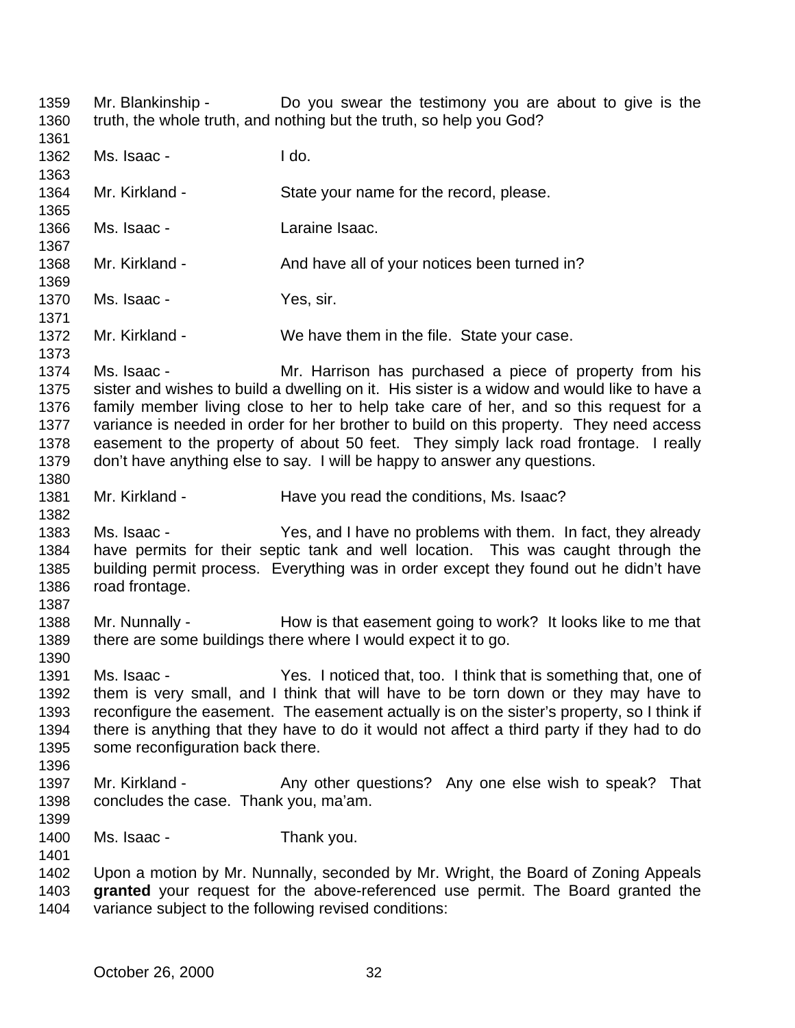Mr. Blankinship - Do you swear the testimony you are about to give is the truth, the whole truth, and nothing but the truth, so help you God?

Ms. Isaac - I do.

Mr. Kirkland - State your name for the record, please.

Ms. Isaac - Laraine Isaac.

Mr. Kirkland - And have all of your notices been turned in?

Ms. Isaac - Yes, sir.

Mr. Kirkland - We have them in the file. State your case.

Ms. Isaac - Mr. Harrison has purchased a piece of property from his sister and wishes to build a dwelling on it. His sister is a widow and would like to have a family member living close to her to help take care of her, and so this request for a variance is needed in order for her brother to build on this property. They need access easement to the property of about 50 feet. They simply lack road frontage. I really don't have anything else to say. I will be happy to answer any questions.

Mr. Kirkland - Have you read the conditions, Ms. Isaac?

Ms. Isaac - Yes, and I have no problems with them. In fact, they already have permits for their septic tank and well location. This was caught through the building permit process. Everything was in order except they found out he didn't have road frontage.

Mr. Nunnally - How is that easement going to work? It looks like to me that there are some buildings there where I would expect it to go.

Ms. Isaac - Yes. I noticed that, too. I think that is something that, one of them is very small, and I think that will have to be torn down or they may have to reconfigure the easement. The easement actually is on the sister's property, so I think if there is anything that they have to do it would not affect a third party if they had to do some reconfiguration back there.

Mr. Kirkland - Any other questions? Any one else wish to speak? That concludes the case. Thank you, ma'am.

Ms. Isaac - Thank you.

Upon a motion by Mr. Nunnally, seconded by Mr. Wright, the Board of Zoning Appeals **granted** your request for the above-referenced use permit. The Board granted the variance subject to the following revised conditions: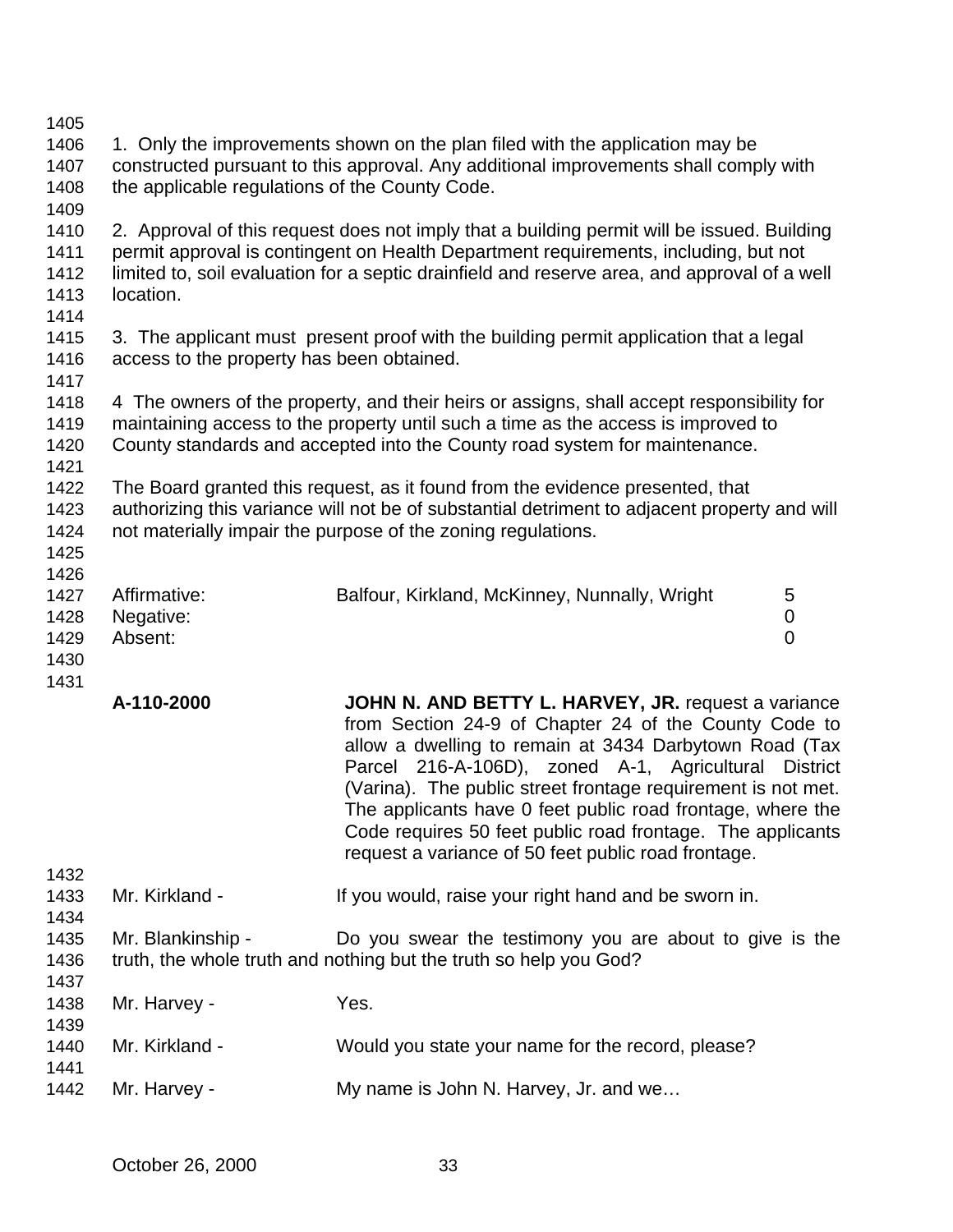1. Only the improvements shown on the plan filed with the application may be constructed pursuant to this approval. Any additional improvements shall comply with the applicable regulations of the County Code.

2. Approval of this request does not imply that a building permit will be issued. Building permit approval is contingent on Health Department requirements, including, but not limited to, soil evaluation for a septic drainfield and reserve area, and approval of a well location.

3. The applicant must present proof with the building permit application that a legal access to the property has been obtained.

4 The owners of the property, and their heirs or assigns, shall accept responsibility for maintaining access to the property until such a time as the access is improved to County standards and accepted into the County road system for maintenance.

The Board granted this request, as it found from the evidence presented, that authorizing this variance will not be of substantial detriment to adjacent property and will not materially impair the purpose of the zoning regulations.

| | | |
|---|---|---|
| Affirmative: | Balfour, Kirkland, McKinney, Nunnally, Wright | 5 |
| Negative: | | 0 |
| Absent: | | 0 |

**A-110-2000** **JOHN N. AND BETTY L. HARVEY, JR.** request a variance from Section 24-9 of Chapter 24 of the County Code to allow a dwelling to remain at 3434 Darbytown Road (Tax Parcel 216-A-106D), zoned A-1, Agricultural District (Varina). The public street frontage requirement is not met. The applicants have 0 feet public road frontage, where the Code requires 50 feet public road frontage. The applicants request a variance of 50 feet public road frontage.

Mr. Kirkland - If you would, raise your right hand and be sworn in.

Mr. Blankinship - Do you swear the testimony you are about to give is the truth, the whole truth and nothing but the truth so help you God?

Mr. Harvey - Yes.

Mr. Kirkland - Would you state your name for the record, please?

Mr. Harvey - My name is John N. Harvey, Jr. and we…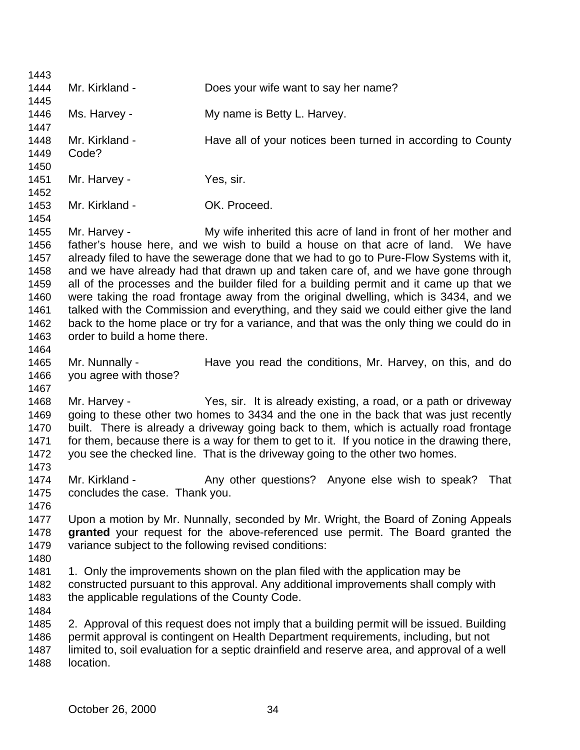Mr. Kirkland - Does your wife want to say her name?

Ms. Harvey - My name is Betty L. Harvey.

Mr. Kirkland - Have all of your notices been turned in according to County Code?

Mr. Harvey - Yes, sir.

Mr. Kirkland - OK. Proceed.

Mr. Harvey - My wife inherited this acre of land in front of her mother and father's house here, and we wish to build a house on that acre of land. We have already filed to have the sewerage done that we had to go to Pure-Flow Systems with it, and we have already had that drawn up and taken care of, and we have gone through all of the processes and the builder filed for a building permit and it came up that we were taking the road frontage away from the original dwelling, which is 3434, and we talked with the Commission and everything, and they said we could either give the land back to the home place or try for a variance, and that was the only thing we could do in order to build a home there.

Mr. Nunnally - Have you read the conditions, Mr. Harvey, on this, and do you agree with those?

Mr. Harvey - Yes, sir. It is already existing, a road, or a path or driveway going to these other two homes to 3434 and the one in the back that was just recently built. There is already a driveway going back to them, which is actually road frontage for them, because there is a way for them to get to it. If you notice in the drawing there, you see the checked line. That is the driveway going to the other two homes.

Mr. Kirkland - Any other questions? Anyone else wish to speak? That concludes the case. Thank you.

Upon a motion by Mr. Nunnally, seconded by Mr. Wright, the Board of Zoning Appeals **granted** your request for the above-referenced use permit. The Board granted the variance subject to the following revised conditions:

1. Only the improvements shown on the plan filed with the application may be constructed pursuant to this approval. Any additional improvements shall comply with the applicable regulations of the County Code.

2. Approval of this request does not imply that a building permit will be issued. Building permit approval is contingent on Health Department requirements, including, but not limited to, soil evaluation for a septic drainfield and reserve area, and approval of a well location.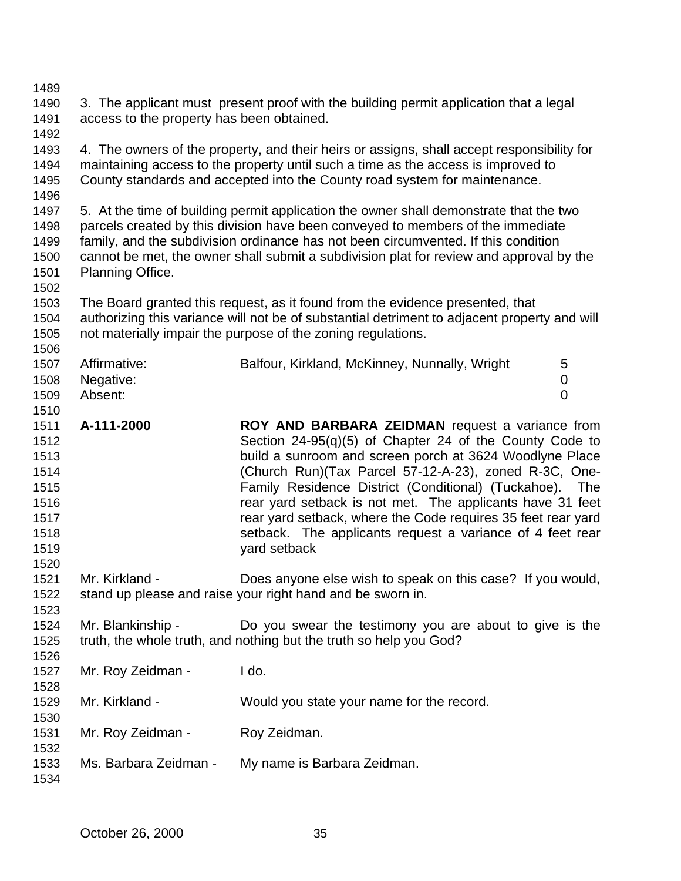3. The applicant must present proof with the building permit application that a legal access to the property has been obtained.

4. The owners of the property, and their heirs or assigns, shall accept responsibility for maintaining access to the property until such a time as the access is improved to County standards and accepted into the County road system for maintenance.

5. At the time of building permit application the owner shall demonstrate that the two parcels created by this division have been conveyed to members of the immediate family, and the subdivision ordinance has not been circumvented. If this condition cannot be met, the owner shall submit a subdivision plat for review and approval by the Planning Office.

The Board granted this request, as it found from the evidence presented, that authorizing this variance will not be of substantial detriment to adjacent property and will not materially impair the purpose of the zoning regulations.

| | | |
|---|---|---|
| Affirmative: | Balfour, Kirkland, McKinney, Nunnally, Wright | 5 |
| Negative: | | 0 |
| Absent: | | 0 |

**A-111-2000** **ROY AND BARBARA ZEIDMAN** request a variance from Section 24-95(q)(5) of Chapter 24 of the County Code to build a sunroom and screen porch at 3624 Woodlyne Place (Church Run)(Tax Parcel 57-12-A-23), zoned R-3C, One-Family Residence District (Conditional) (Tuckahoe). The rear yard setback is not met. The applicants have 31 feet rear yard setback, where the Code requires 35 feet rear yard setback. The applicants request a variance of 4 feet rear yard setback

Mr. Kirkland - Does anyone else wish to speak on this case? If you would, stand up please and raise your right hand and be sworn in.

Mr. Blankinship - Do you swear the testimony you are about to give is the truth, the whole truth, and nothing but the truth so help you God?

Mr. Roy Zeidman - I do.

Mr. Kirkland - Would you state your name for the record.

Mr. Roy Zeidman - Roy Zeidman.

Ms. Barbara Zeidman - My name is Barbara Zeidman.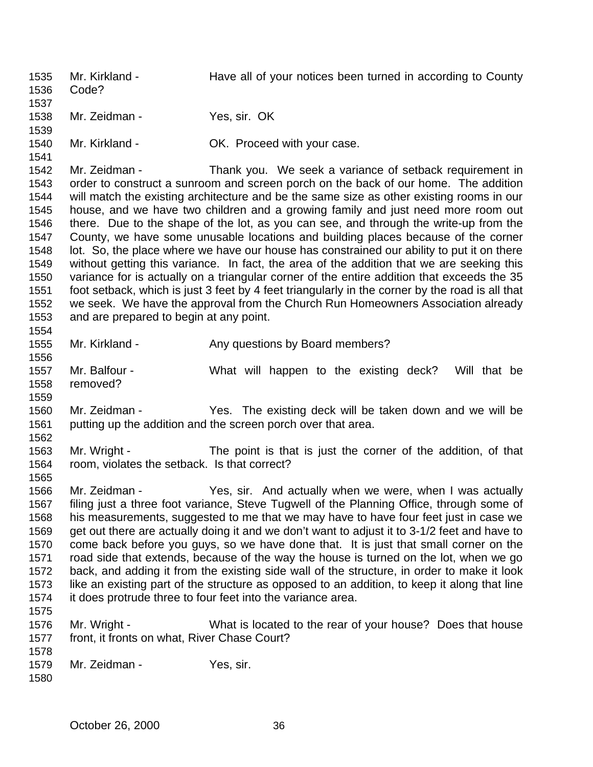Mr. Kirkland - Have all of your notices been turned in according to County Code?

Mr. Zeidman - Yes, sir. OK

Mr. Kirkland - OK. Proceed with your case.

Mr. Zeidman - Thank you. We seek a variance of setback requirement in order to construct a sunroom and screen porch on the back of our home. The addition will match the existing architecture and be the same size as other existing rooms in our house, and we have two children and a growing family and just need more room out there. Due to the shape of the lot, as you can see, and through the write-up from the County, we have some unusable locations and building places because of the corner lot. So, the place where we have our house has constrained our ability to put it on there without getting this variance. In fact, the area of the addition that we are seeking this variance for is actually on a triangular corner of the entire addition that exceeds the 35 foot setback, which is just 3 feet by 4 feet triangularly in the corner by the road is all that we seek. We have the approval from the Church Run Homeowners Association already and are prepared to begin at any point.

Mr. Kirkland - Any questions by Board members?

Mr. Balfour - What will happen to the existing deck? Will that be removed?

Mr. Zeidman - Yes. The existing deck will be taken down and we will be putting up the addition and the screen porch over that area.

Mr. Wright - The point is that is just the corner of the addition, of that room, violates the setback. Is that correct?

Mr. Zeidman - Yes, sir. And actually when we were, when I was actually filing just a three foot variance, Steve Tugwell of the Planning Office, through some of his measurements, suggested to me that we may have to have four feet just in case we get out there are actually doing it and we don't want to adjust it to 3-1/2 feet and have to come back before you guys, so we have done that. It is just that small corner on the road side that extends, because of the way the house is turned on the lot, when we go back, and adding it from the existing side wall of the structure, in order to make it look like an existing part of the structure as opposed to an addition, to keep it along that line it does protrude three to four feet into the variance area.

Mr. Wright - What is located to the rear of your house? Does that house front, it fronts on what, River Chase Court?

Mr. Zeidman - Yes, sir.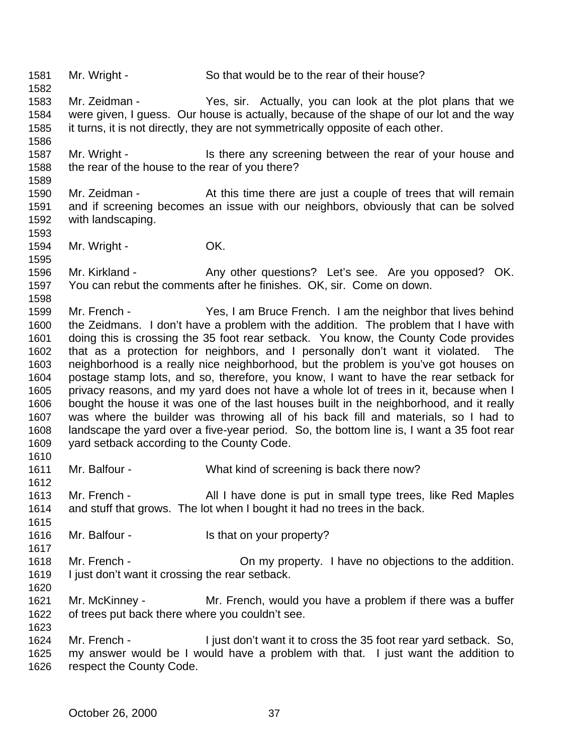Mr. Wright - So that would be to the rear of their house?

Mr. Zeidman - Yes, sir. Actually, you can look at the plot plans that we were given, I guess. Our house is actually, because of the shape of our lot and the way it turns, it is not directly, they are not symmetrically opposite of each other.

Mr. Wright - Is there any screening between the rear of your house and the rear of the house to the rear of you there?

Mr. Zeidman - At this time there are just a couple of trees that will remain and if screening becomes an issue with our neighbors, obviously that can be solved with landscaping.

Mr. Wright - OK.

Mr. Kirkland - Any other questions? Let's see. Are you opposed? OK. You can rebut the comments after he finishes. OK, sir. Come on down.

Mr. French - Yes, I am Bruce French. I am the neighbor that lives behind the Zeidmans. I don't have a problem with the addition. The problem that I have with doing this is crossing the 35 foot rear setback. You know, the County Code provides that as a protection for neighbors, and I personally don't want it violated. The neighborhood is a really nice neighborhood, but the problem is you've got houses on postage stamp lots, and so, therefore, you know, I want to have the rear setback for privacy reasons, and my yard does not have a whole lot of trees in it, because when I bought the house it was one of the last houses built in the neighborhood, and it really was where the builder was throwing all of his back fill and materials, so I had to landscape the yard over a five-year period. So, the bottom line is, I want a 35 foot rear yard setback according to the County Code.

Mr. Balfour - What kind of screening is back there now?

Mr. French - All I have done is put in small type trees, like Red Maples and stuff that grows. The lot when I bought it had no trees in the back.

Mr. Balfour - Is that on your property?

Mr. French - On my property. I have no objections to the addition. I just don't want it crossing the rear setback.

Mr. McKinney - Mr. French, would you have a problem if there was a buffer of trees put back there where you couldn't see.

Mr. French - I just don't want it to cross the 35 foot rear yard setback. So, my answer would be I would have a problem with that. I just want the addition to respect the County Code.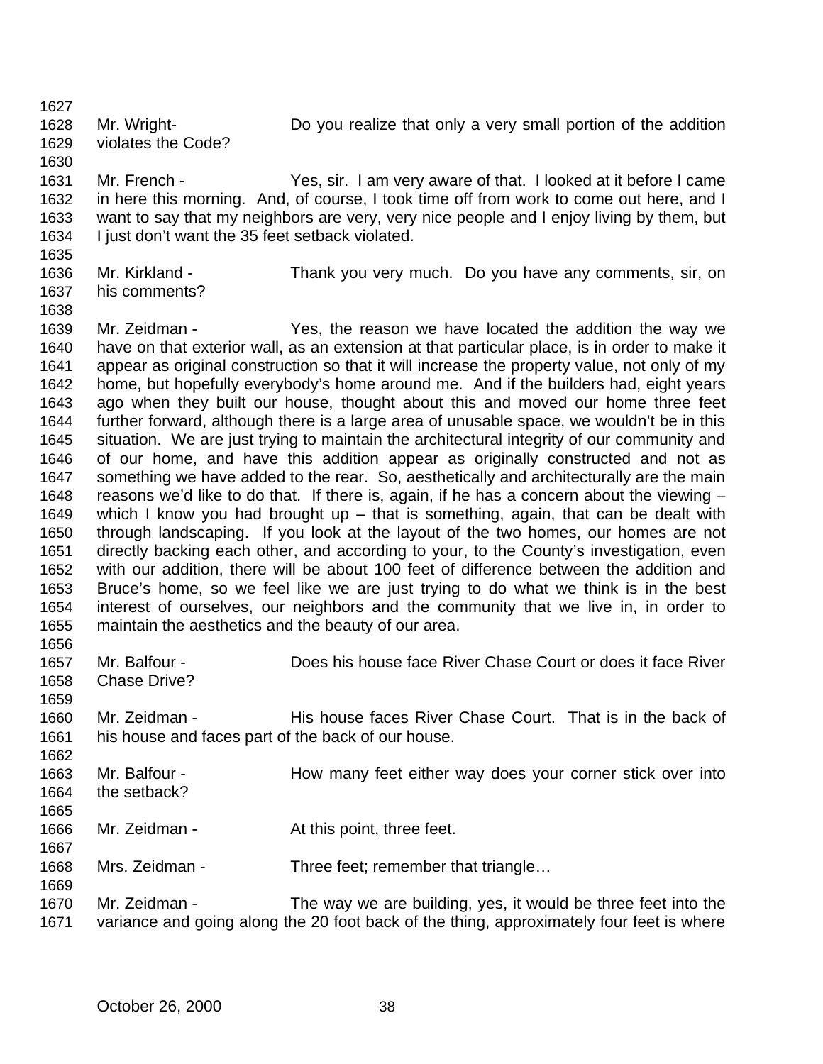Mr. Wright- Do you realize that only a very small portion of the addition violates the Code?

Mr. French - Yes, sir. I am very aware of that. I looked at it before I came in here this morning. And, of course, I took time off from work to come out here, and I want to say that my neighbors are very, very nice people and I enjoy living by them, but I just don't want the 35 feet setback violated.

Mr. Kirkland - Thank you very much. Do you have any comments, sir, on his comments?

Mr. Zeidman - Yes, the reason we have located the addition the way we have on that exterior wall, as an extension at that particular place, is in order to make it appear as original construction so that it will increase the property value, not only of my home, but hopefully everybody's home around me. And if the builders had, eight years ago when they built our house, thought about this and moved our home three feet further forward, although there is a large area of unusable space, we wouldn't be in this situation. We are just trying to maintain the architectural integrity of our community and of our home, and have this addition appear as originally constructed and not as something we have added to the rear. So, aesthetically and architecturally are the main reasons we'd like to do that. If there is, again, if he has a concern about the viewing – which I know you had brought up – that is something, again, that can be dealt with through landscaping. If you look at the layout of the two homes, our homes are not directly backing each other, and according to your, to the County's investigation, even with our addition, there will be about 100 feet of difference between the addition and Bruce's home, so we feel like we are just trying to do what we think is in the best interest of ourselves, our neighbors and the community that we live in, in order to maintain the aesthetics and the beauty of our area.

Mr. Balfour - Does his house face River Chase Court or does it face River Chase Drive?

Mr. Zeidman - His house faces River Chase Court. That is in the back of his house and faces part of the back of our house.

Mr. Balfour - How many feet either way does your corner stick over into the setback?

Mr. Zeidman - At this point, three feet.

Mrs. Zeidman - Three feet; remember that triangle…

Mr. Zeidman - The way we are building, yes, it would be three feet into the variance and going along the 20 foot back of the thing, approximately four feet is where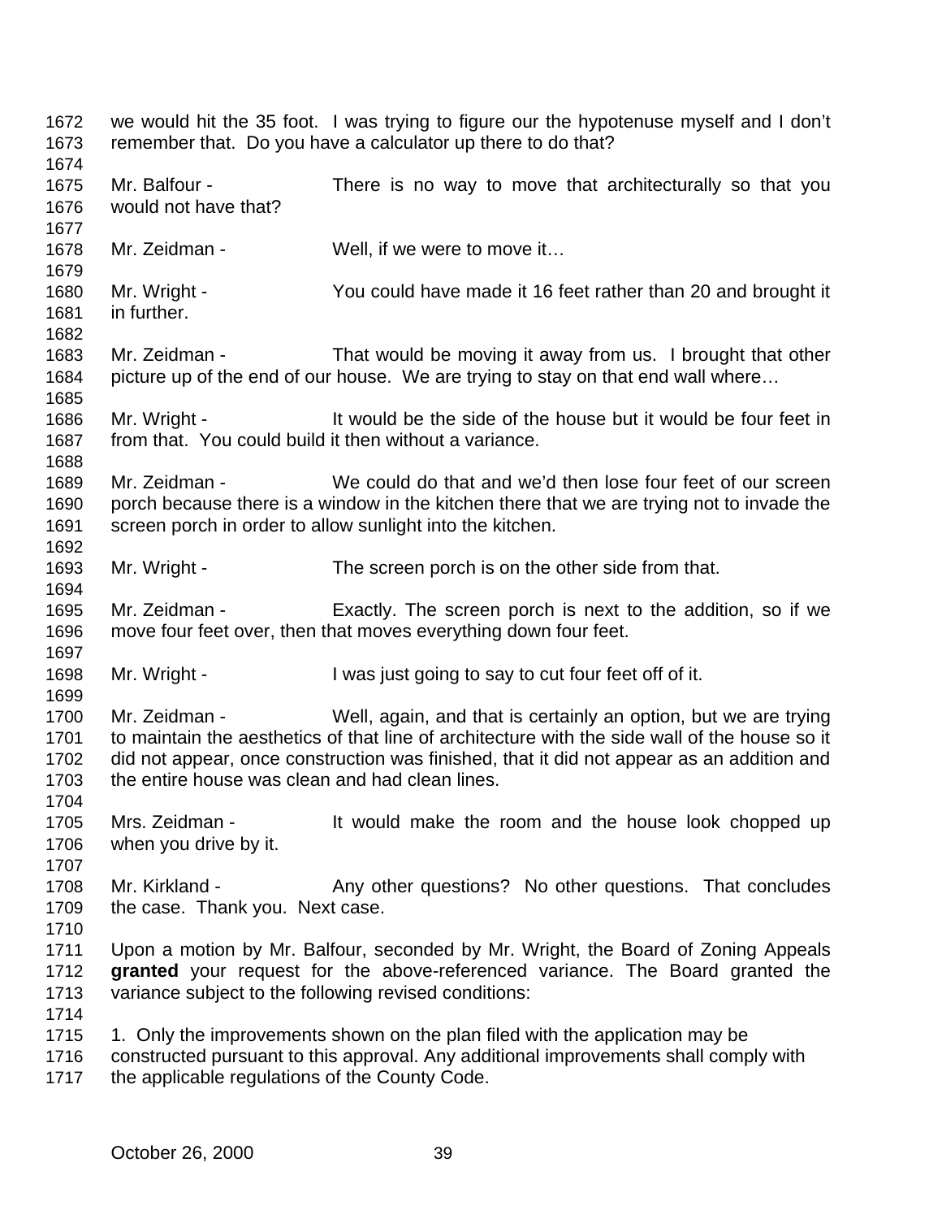we would hit the 35 foot. I was trying to figure our the hypotenuse myself and I don't remember that. Do you have a calculator up there to do that?

Mr. Balfour - There is no way to move that architecturally so that you would not have that?

Mr. Zeidman - Well, if we were to move it…

Mr. Wright - You could have made it 16 feet rather than 20 and brought it in further.

Mr. Zeidman - That would be moving it away from us. I brought that other picture up of the end of our house. We are trying to stay on that end wall where…

Mr. Wright - It would be the side of the house but it would be four feet in from that. You could build it then without a variance.

Mr. Zeidman - We could do that and we'd then lose four feet of our screen porch because there is a window in the kitchen there that we are trying not to invade the screen porch in order to allow sunlight into the kitchen.

Mr. Wright - The screen porch is on the other side from that.

Mr. Zeidman - Exactly. The screen porch is next to the addition, so if we move four feet over, then that moves everything down four feet.

Mr. Wright - I was just going to say to cut four feet off of it.

Mr. Zeidman - Well, again, and that is certainly an option, but we are trying to maintain the aesthetics of that line of architecture with the side wall of the house so it did not appear, once construction was finished, that it did not appear as an addition and the entire house was clean and had clean lines.

Mrs. Zeidman - It would make the room and the house look chopped up when you drive by it.

Mr. Kirkland - Any other questions? No other questions. That concludes the case. Thank you. Next case.

Upon a motion by Mr. Balfour, seconded by Mr. Wright, the Board of Zoning Appeals **granted** your request for the above-referenced variance. The Board granted the variance subject to the following revised conditions:

1. Only the improvements shown on the plan filed with the application may be constructed pursuant to this approval. Any additional improvements shall comply with the applicable regulations of the County Code.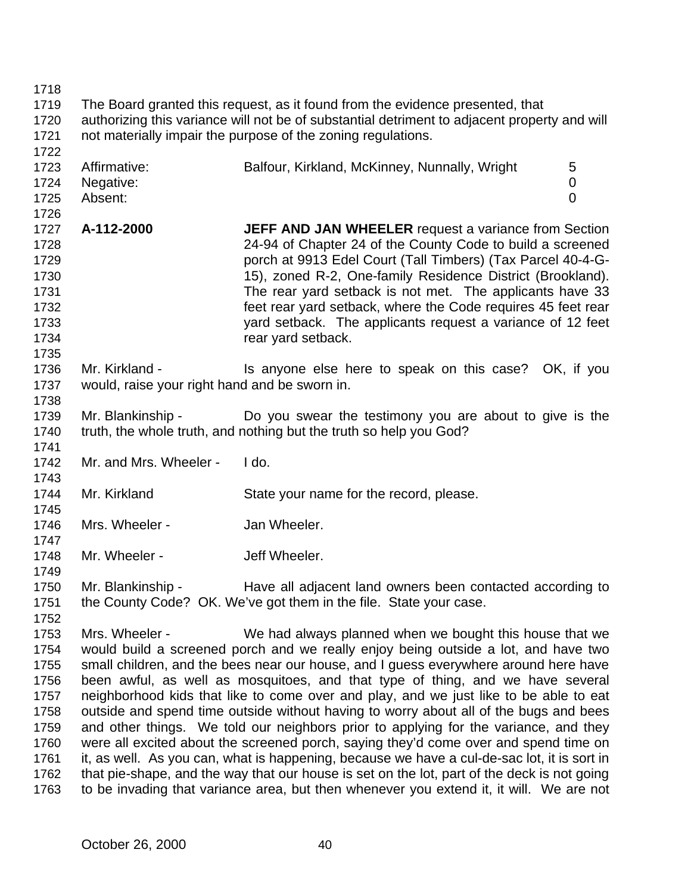The Board granted this request, as it found from the evidence presented, that authorizing this variance will not be of substantial detriment to adjacent property and will not materially impair the purpose of the zoning regulations.

| | | |
|---|---|---|
| Affirmative: | Balfour, Kirkland, McKinney, Nunnally, Wright | 5 |
| Negative: | | 0 |
| Absent: | | 0 |

**A-112-2000** **JEFF AND JAN WHEELER** request a variance from Section 24-94 of Chapter 24 of the County Code to build a screened porch at 9913 Edel Court (Tall Timbers) (Tax Parcel 40-4-G-15), zoned R-2, One-family Residence District (Brookland). The rear yard setback is not met. The applicants have 33 feet rear yard setback, where the Code requires 45 feet rear yard setback. The applicants request a variance of 12 feet rear yard setback.

Mr. Kirkland - Is anyone else here to speak on this case? OK, if you would, raise your right hand and be sworn in.

Mr. Blankinship - Do you swear the testimony you are about to give is the truth, the whole truth, and nothing but the truth so help you God?

Mr. and Mrs. Wheeler - I do.

Mr. Kirkland State your name for the record, please.

Mrs. Wheeler - Jan Wheeler.

Mr. Wheeler - Jeff Wheeler.

Mr. Blankinship - Have all adjacent land owners been contacted according to the County Code? OK. We've got them in the file. State your case.

Mrs. Wheeler - We had always planned when we bought this house that we would build a screened porch and we really enjoy being outside a lot, and have two small children, and the bees near our house, and I guess everywhere around here have been awful, as well as mosquitoes, and that type of thing, and we have several neighborhood kids that like to come over and play, and we just like to be able to eat outside and spend time outside without having to worry about all of the bugs and bees and other things. We told our neighbors prior to applying for the variance, and they were all excited about the screened porch, saying they'd come over and spend time on it, as well. As you can, what is happening, because we have a cul-de-sac lot, it is sort in that pie-shape, and the way that our house is set on the lot, part of the deck is not going to be invading that variance area, but then whenever you extend it, it will. We are not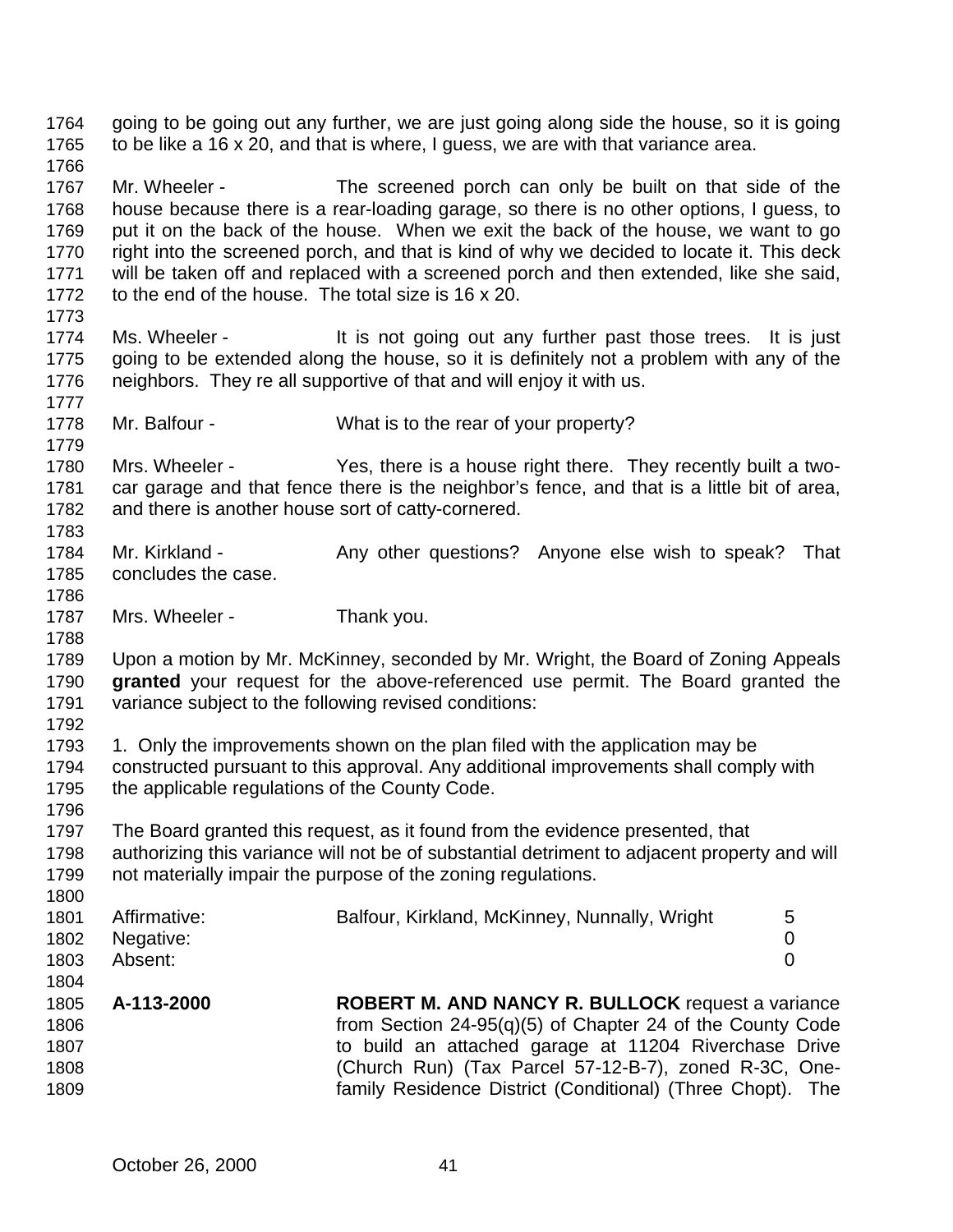going to be going out any further, we are just going along side the house, so it is going to be like a 16 x 20, and that is where, I guess, we are with that variance area.

Mr. Wheeler - The screened porch can only be built on that side of the house because there is a rear-loading garage, so there is no other options, I guess, to put it on the back of the house. When we exit the back of the house, we want to go right into the screened porch, and that is kind of why we decided to locate it. This deck will be taken off and replaced with a screened porch and then extended, like she said, to the end of the house. The total size is 16 x 20.

Ms. Wheeler - It is not going out any further past those trees. It is just going to be extended along the house, so it is definitely not a problem with any of the neighbors. They re all supportive of that and will enjoy it with us.

Mr. Balfour - What is to the rear of your property?

Mrs. Wheeler - Yes, there is a house right there. They recently built a two-car garage and that fence there is the neighbor's fence, and that is a little bit of area, and there is another house sort of catty-cornered.

Mr. Kirkland - Any other questions? Anyone else wish to speak? That concludes the case.

Mrs. Wheeler - Thank you.

Upon a motion by Mr. McKinney, seconded by Mr. Wright, the Board of Zoning Appeals **granted** your request for the above-referenced use permit. The Board granted the variance subject to the following revised conditions:

1. Only the improvements shown on the plan filed with the application may be constructed pursuant to this approval. Any additional improvements shall comply with the applicable regulations of the County Code.

The Board granted this request, as it found from the evidence presented, that authorizing this variance will not be of substantial detriment to adjacent property and will not materially impair the purpose of the zoning regulations.

| | | |
|---|---|---|
| Affirmative: | Balfour, Kirkland, McKinney, Nunnally, Wright | 5 |
| Negative: | | 0 |
| Absent: | | 0 |

**A-113-2000** **ROBERT M. AND NANCY R. BULLOCK** request a variance from Section 24-95(q)(5) of Chapter 24 of the County Code to build an attached garage at 11204 Riverchase Drive (Church Run) (Tax Parcel 57-12-B-7), zoned R-3C, One-family Residence District (Conditional) (Three Chopt). The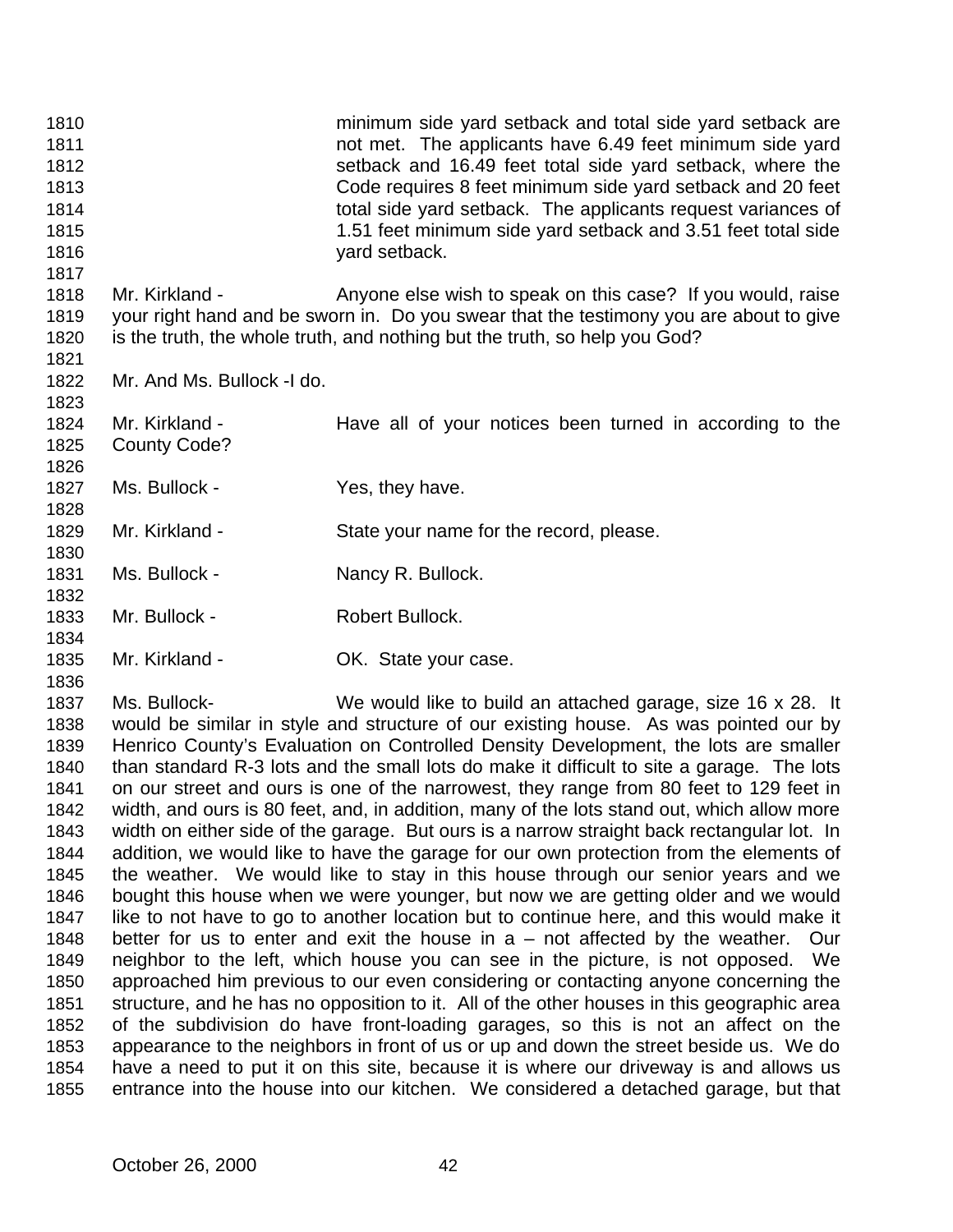minimum side yard setback and total side yard setback are not met. The applicants have 6.49 feet minimum side yard setback and 16.49 feet total side yard setback, where the Code requires 8 feet minimum side yard setback and 20 feet total side yard setback. The applicants request variances of 1.51 feet minimum side yard setback and 3.51 feet total side yard setback.

Mr. Kirkland - Anyone else wish to speak on this case? If you would, raise your right hand and be sworn in. Do you swear that the testimony you are about to give is the truth, the whole truth, and nothing but the truth, so help you God?

Mr. And Ms. Bullock -I do.

Mr. Kirkland - Have all of your notices been turned in according to the County Code?

Ms. Bullock - Yes, they have.

Mr. Kirkland - State your name for the record, please.

Ms. Bullock - Nancy R. Bullock.

Mr. Bullock - Robert Bullock.

Mr. Kirkland - OK. State your case.

Ms. Bullock- We would like to build an attached garage, size 16 x 28. It would be similar in style and structure of our existing house. As was pointed our by Henrico County's Evaluation on Controlled Density Development, the lots are smaller than standard R-3 lots and the small lots do make it difficult to site a garage. The lots on our street and ours is one of the narrowest, they range from 80 feet to 129 feet in width, and ours is 80 feet, and, in addition, many of the lots stand out, which allow more width on either side of the garage. But ours is a narrow straight back rectangular lot. In addition, we would like to have the garage for our own protection from the elements of the weather. We would like to stay in this house through our senior years and we bought this house when we were younger, but now we are getting older and we would like to not have to go to another location but to continue here, and this would make it better for us to enter and exit the house in a – not affected by the weather. Our neighbor to the left, which house you can see in the picture, is not opposed. We approached him previous to our even considering or contacting anyone concerning the structure, and he has no opposition to it. All of the other houses in this geographic area of the subdivision do have front-loading garages, so this is not an affect on the appearance to the neighbors in front of us or up and down the street beside us. We do have a need to put it on this site, because it is where our driveway is and allows us entrance into the house into our kitchen. We considered a detached garage, but that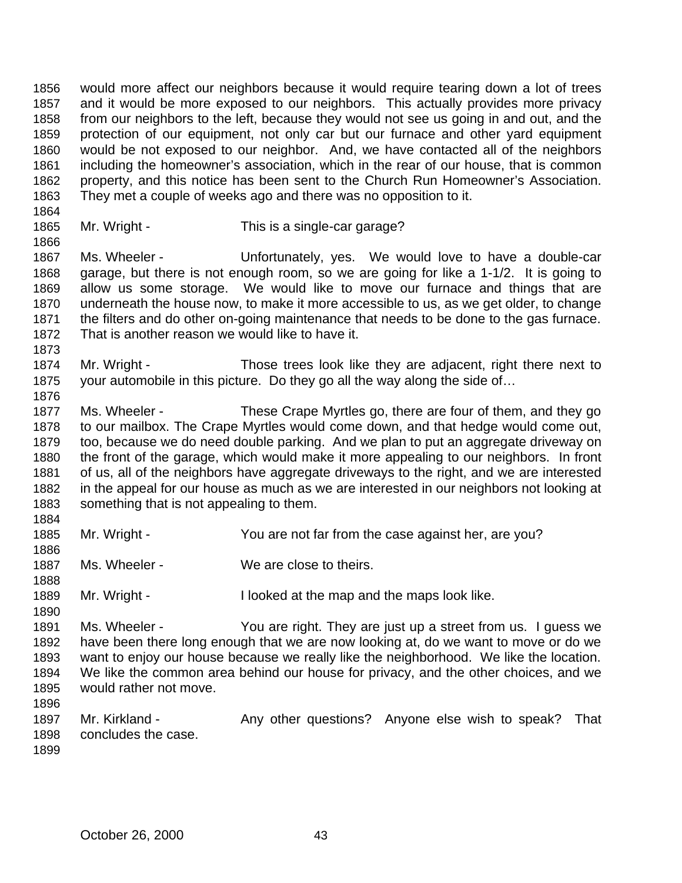would more affect our neighbors because it would require tearing down a lot of trees and it would be more exposed to our neighbors. This actually provides more privacy from our neighbors to the left, because they would not see us going in and out, and the protection of our equipment, not only car but our furnace and other yard equipment would be not exposed to our neighbor. And, we have contacted all of the neighbors including the homeowner's association, which in the rear of our house, that is common property, and this notice has been sent to the Church Run Homeowner's Association. They met a couple of weeks ago and there was no opposition to it.

Mr. Wright - This is a single-car garage?

Ms. Wheeler - Unfortunately, yes. We would love to have a double-car garage, but there is not enough room, so we are going for like a 1-1/2. It is going to allow us some storage. We would like to move our furnace and things that are underneath the house now, to make it more accessible to us, as we get older, to change the filters and do other on-going maintenance that needs to be done to the gas furnace. That is another reason we would like to have it.

Mr. Wright - Those trees look like they are adjacent, right there next to your automobile in this picture. Do they go all the way along the side of…

Ms. Wheeler - These Crape Myrtles go, there are four of them, and they go to our mailbox. The Crape Myrtles would come down, and that hedge would come out, too, because we do need double parking. And we plan to put an aggregate driveway on the front of the garage, which would make it more appealing to our neighbors. In front of us, all of the neighbors have aggregate driveways to the right, and we are interested in the appeal for our house as much as we are interested in our neighbors not looking at something that is not appealing to them.

Mr. Wright - You are not far from the case against her, are you?

Ms. Wheeler - We are close to theirs.

Mr. Wright - I looked at the map and the maps look like.

Ms. Wheeler - You are right. They are just up a street from us. I guess we have been there long enough that we are now looking at, do we want to move or do we want to enjoy our house because we really like the neighborhood. We like the location. We like the common area behind our house for privacy, and the other choices, and we would rather not move.

Mr. Kirkland - Any other questions? Anyone else wish to speak? That concludes the case.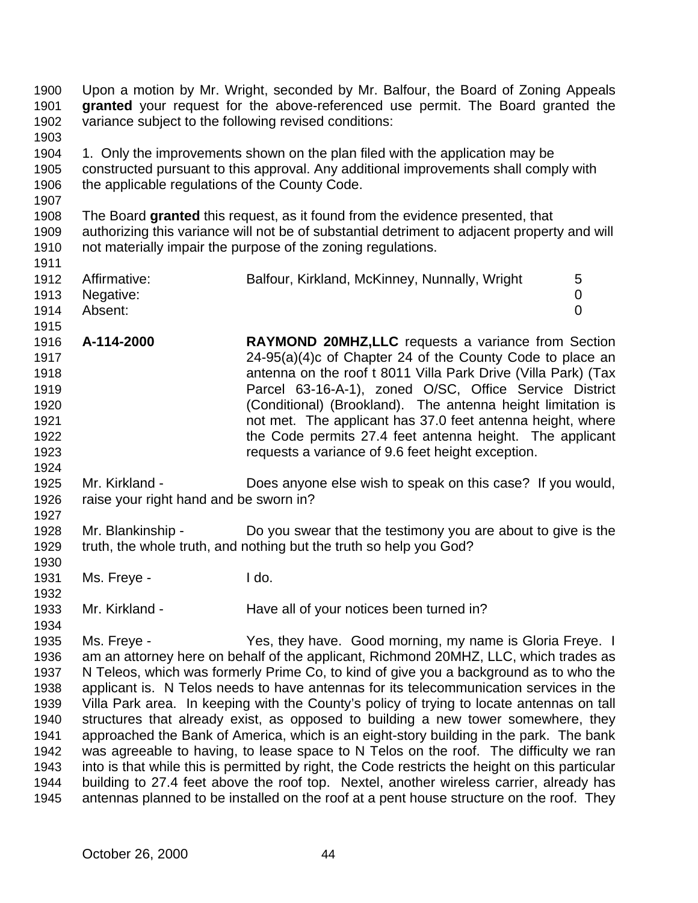Upon a motion by Mr. Wright, seconded by Mr. Balfour, the Board of Zoning Appeals **granted** your request for the above-referenced use permit. The Board granted the variance subject to the following revised conditions:

1. Only the improvements shown on the plan filed with the application may be constructed pursuant to this approval. Any additional improvements shall comply with the applicable regulations of the County Code.

The Board **granted** this request, as it found from the evidence presented, that authorizing this variance will not be of substantial detriment to adjacent property and will not materially impair the purpose of the zoning regulations.

| | | |
|---|---|---|
| Affirmative: | Balfour, Kirkland, McKinney, Nunnally, Wright | 5 |
| Negative: | | 0 |
| Absent: | | 0 |

**A-114-2000** **RAYMOND 20MHZ,LLC** requests a variance from Section 24-95(a)(4)c of Chapter 24 of the County Code to place an antenna on the roof t 8011 Villa Park Drive (Villa Park) (Tax Parcel 63-16-A-1), zoned O/SC, Office Service District (Conditional) (Brookland). The antenna height limitation is not met. The applicant has 37.0 feet antenna height, where the Code permits 27.4 feet antenna height. The applicant requests a variance of 9.6 feet height exception.

Mr. Kirkland - Does anyone else wish to speak on this case? If you would, raise your right hand and be sworn in?

Mr. Blankinship - Do you swear that the testimony you are about to give is the truth, the whole truth, and nothing but the truth so help you God?

Ms. Freye - I do.

Mr. Kirkland - Have all of your notices been turned in?

Ms. Freye - Yes, they have. Good morning, my name is Gloria Freye. I am an attorney here on behalf of the applicant, Richmond 20MHZ, LLC, which trades as N Teleos, which was formerly Prime Co, to kind of give you a background as to who the applicant is. N Telos needs to have antennas for its telecommunication services in the Villa Park area. In keeping with the County's policy of trying to locate antennas on tall structures that already exist, as opposed to building a new tower somewhere, they approached the Bank of America, which is an eight-story building in the park. The bank was agreeable to having, to lease space to N Telos on the roof. The difficulty we ran into is that while this is permitted by right, the Code restricts the height on this particular building to 27.4 feet above the roof top. Nextel, another wireless carrier, already has antennas planned to be installed on the roof at a pent house structure on the roof. They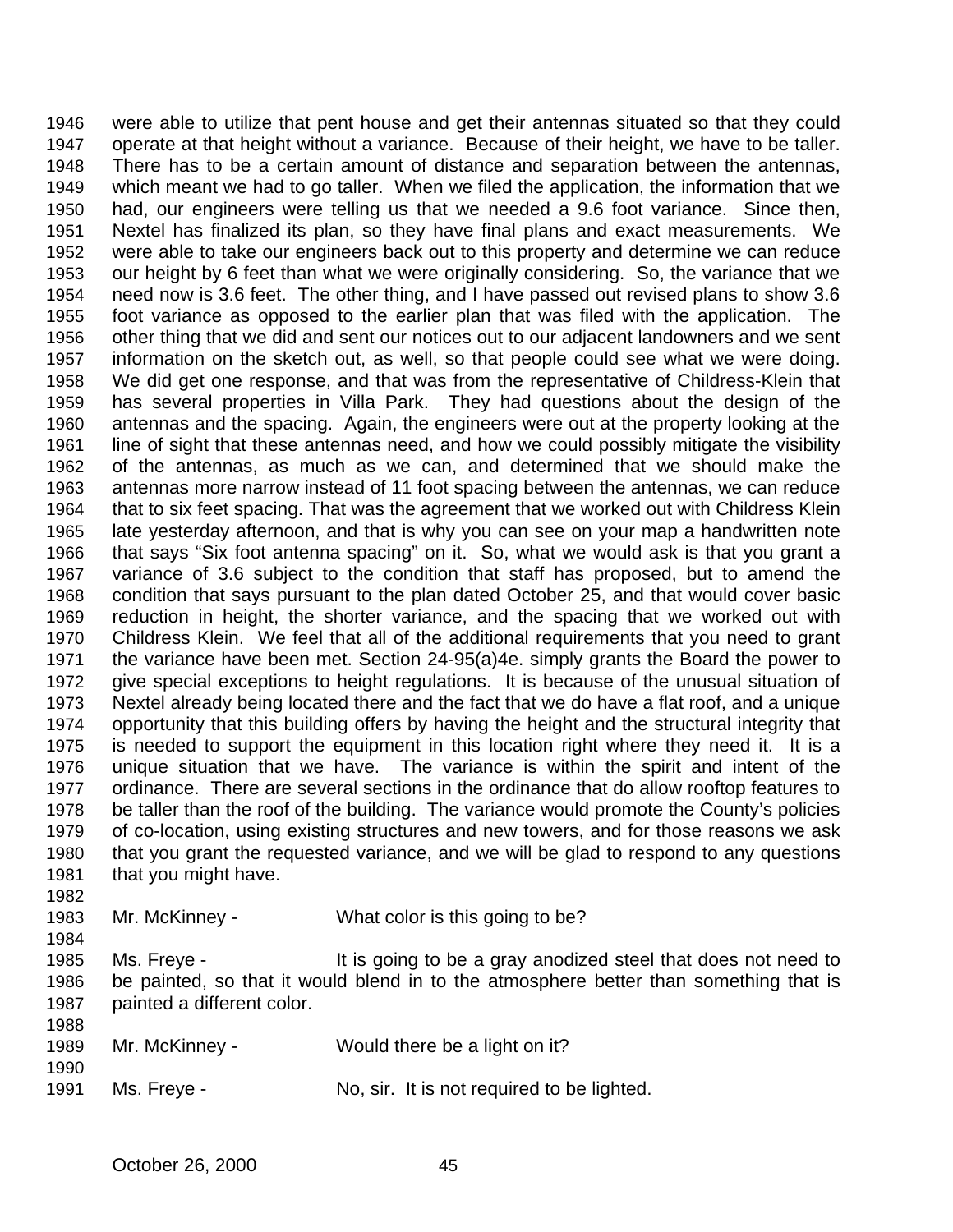were able to utilize that pent house and get their antennas situated so that they could operate at that height without a variance. Because of their height, we have to be taller. There has to be a certain amount of distance and separation between the antennas, which meant we had to go taller. When we filed the application, the information that we had, our engineers were telling us that we needed a 9.6 foot variance. Since then, Nextel has finalized its plan, so they have final plans and exact measurements. We were able to take our engineers back out to this property and determine we can reduce our height by 6 feet than what we were originally considering. So, the variance that we need now is 3.6 feet. The other thing, and I have passed out revised plans to show 3.6 foot variance as opposed to the earlier plan that was filed with the application. The other thing that we did and sent our notices out to our adjacent landowners and we sent information on the sketch out, as well, so that people could see what we were doing. We did get one response, and that was from the representative of Childress-Klein that has several properties in Villa Park. They had questions about the design of the antennas and the spacing. Again, the engineers were out at the property looking at the line of sight that these antennas need, and how we could possibly mitigate the visibility of the antennas, as much as we can, and determined that we should make the antennas more narrow instead of 11 foot spacing between the antennas, we can reduce that to six feet spacing. That was the agreement that we worked out with Childress Klein late yesterday afternoon, and that is why you can see on your map a handwritten note that says "Six foot antenna spacing" on it. So, what we would ask is that you grant a variance of 3.6 subject to the condition that staff has proposed, but to amend the condition that says pursuant to the plan dated October 25, and that would cover basic reduction in height, the shorter variance, and the spacing that we worked out with Childress Klein. We feel that all of the additional requirements that you need to grant the variance have been met. Section 24-95(a)4e. simply grants the Board the power to give special exceptions to height regulations. It is because of the unusual situation of Nextel already being located there and the fact that we do have a flat roof, and a unique opportunity that this building offers by having the height and the structural integrity that is needed to support the equipment in this location right where they need it. It is a unique situation that we have. The variance is within the spirit and intent of the ordinance. There are several sections in the ordinance that do allow rooftop features to be taller than the roof of the building. The variance would promote the County's policies of co-location, using existing structures and new towers, and for those reasons we ask that you grant the requested variance, and we will be glad to respond to any questions that you might have.

Mr. McKinney - What color is this going to be?

Ms. Freye - It is going to be a gray anodized steel that does not need to be painted, so that it would blend in to the atmosphere better than something that is painted a different color.

Mr. McKinney - Would there be a light on it?

Ms. Freye - No, sir. It is not required to be lighted.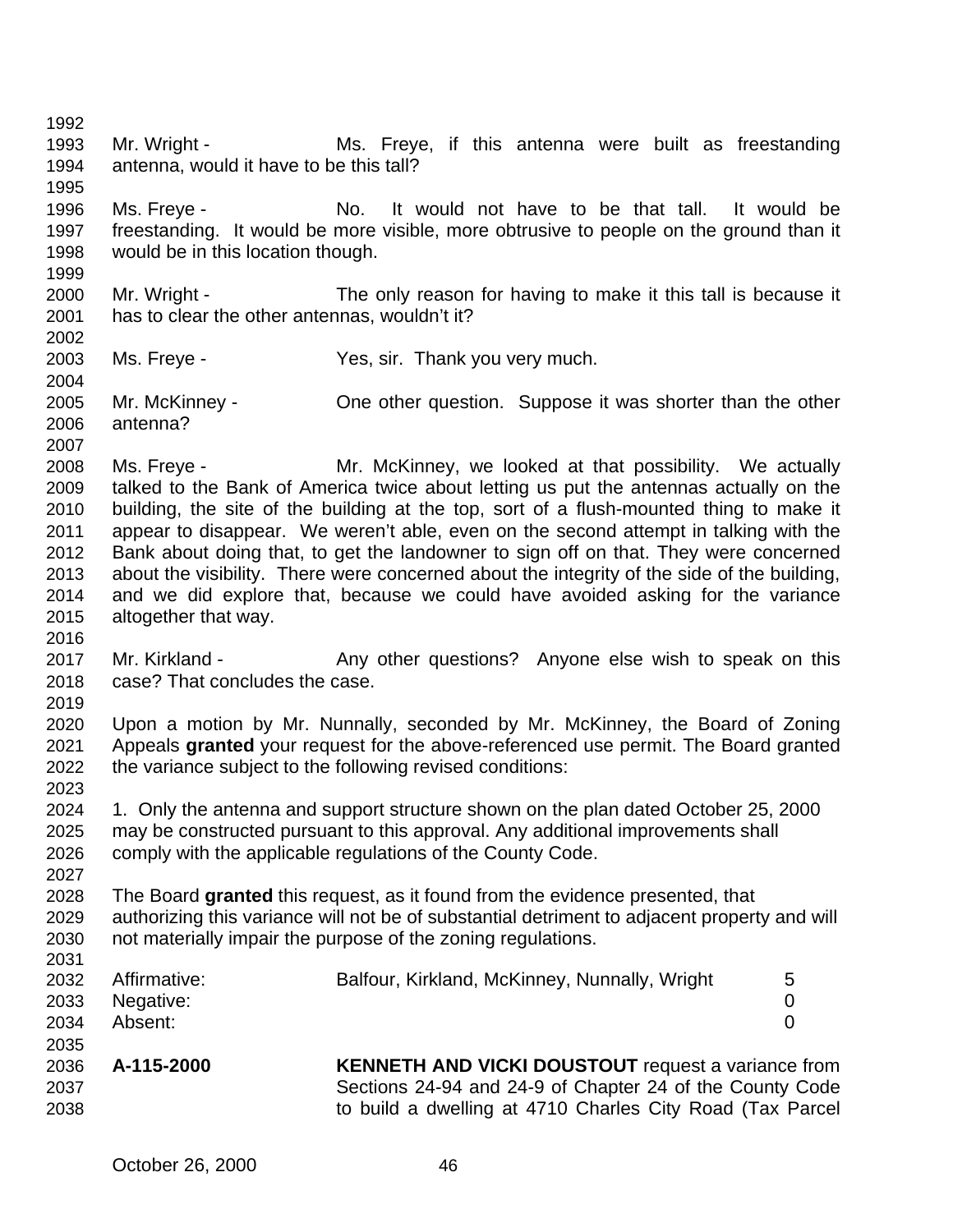Mr. Wright - Ms. Freye, if this antenna were built as freestanding antenna, would it have to be this tall?

Ms. Freye - No. It would not have to be that tall. It would be freestanding. It would be more visible, more obtrusive to people on the ground than it would be in this location though.

Mr. Wright - The only reason for having to make it this tall is because it has to clear the other antennas, wouldn't it?

Ms. Freye - Yes, sir. Thank you very much.

Mr. McKinney - One other question. Suppose it was shorter than the other antenna?

Ms. Freye - Mr. McKinney, we looked at that possibility. We actually talked to the Bank of America twice about letting us put the antennas actually on the building, the site of the building at the top, sort of a flush-mounted thing to make it appear to disappear. We weren't able, even on the second attempt in talking with the Bank about doing that, to get the landowner to sign off on that. They were concerned about the visibility. There were concerned about the integrity of the side of the building, and we did explore that, because we could have avoided asking for the variance altogether that way.

Mr. Kirkland - Any other questions? Anyone else wish to speak on this case? That concludes the case.

Upon a motion by Mr. Nunnally, seconded by Mr. McKinney, the Board of Zoning Appeals **granted** your request for the above-referenced use permit. The Board granted the variance subject to the following revised conditions:

1. Only the antenna and support structure shown on the plan dated October 25, 2000 may be constructed pursuant to this approval. Any additional improvements shall comply with the applicable regulations of the County Code.

The Board **granted** this request, as it found from the evidence presented, that authorizing this variance will not be of substantial detriment to adjacent property and will not materially impair the purpose of the zoning regulations.

| | | |
|---|---|---|
| Affirmative: | Balfour, Kirkland, McKinney, Nunnally, Wright | 5 |
| Negative: | | 0 |
| Absent: | | 0 |

**A-115-2000** **KENNETH AND VICKI DOUSTOUT** request a variance from Sections 24-94 and 24-9 of Chapter 24 of the County Code to build a dwelling at 4710 Charles City Road (Tax Parcel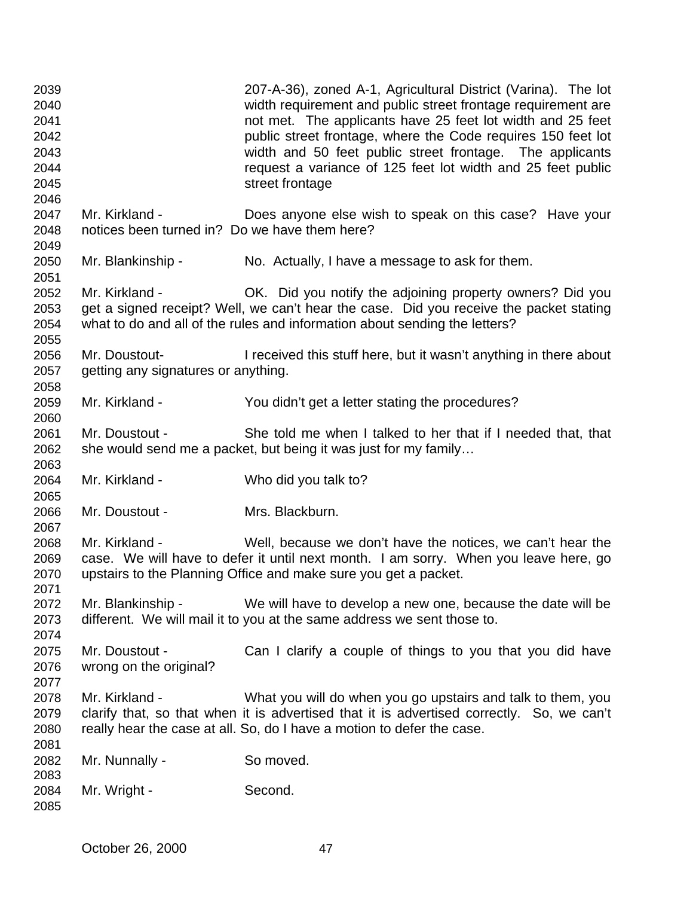207-A-36), zoned A-1, Agricultural District (Varina). The lot width requirement and public street frontage requirement are not met. The applicants have 25 feet lot width and 25 feet public street frontage, where the Code requires 150 feet lot width and 50 feet public street frontage. The applicants request a variance of 125 feet lot width and 25 feet public street frontage

Mr. Kirkland - Does anyone else wish to speak on this case? Have your notices been turned in? Do we have them here?

Mr. Blankinship - No. Actually, I have a message to ask for them.

Mr. Kirkland - OK. Did you notify the adjoining property owners? Did you get a signed receipt? Well, we can't hear the case. Did you receive the packet stating what to do and all of the rules and information about sending the letters?

Mr. Doustout- I received this stuff here, but it wasn't anything in there about getting any signatures or anything.

Mr. Kirkland - You didn't get a letter stating the procedures?

Mr. Doustout - She told me when I talked to her that if I needed that, that she would send me a packet, but being it was just for my family…

Mr. Kirkland - Who did you talk to?

Mr. Doustout - Mrs. Blackburn.

Mr. Kirkland - Well, because we don't have the notices, we can't hear the case. We will have to defer it until next month. I am sorry. When you leave here, go upstairs to the Planning Office and make sure you get a packet.

Mr. Blankinship - We will have to develop a new one, because the date will be different. We will mail it to you at the same address we sent those to.

Mr. Doustout - Can I clarify a couple of things to you that you did have wrong on the original?

Mr. Kirkland - What you will do when you go upstairs and talk to them, you clarify that, so that when it is advertised that it is advertised correctly. So, we can't really hear the case at all. So, do I have a motion to defer the case.

Mr. Nunnally - So moved.

Mr. Wright - Second.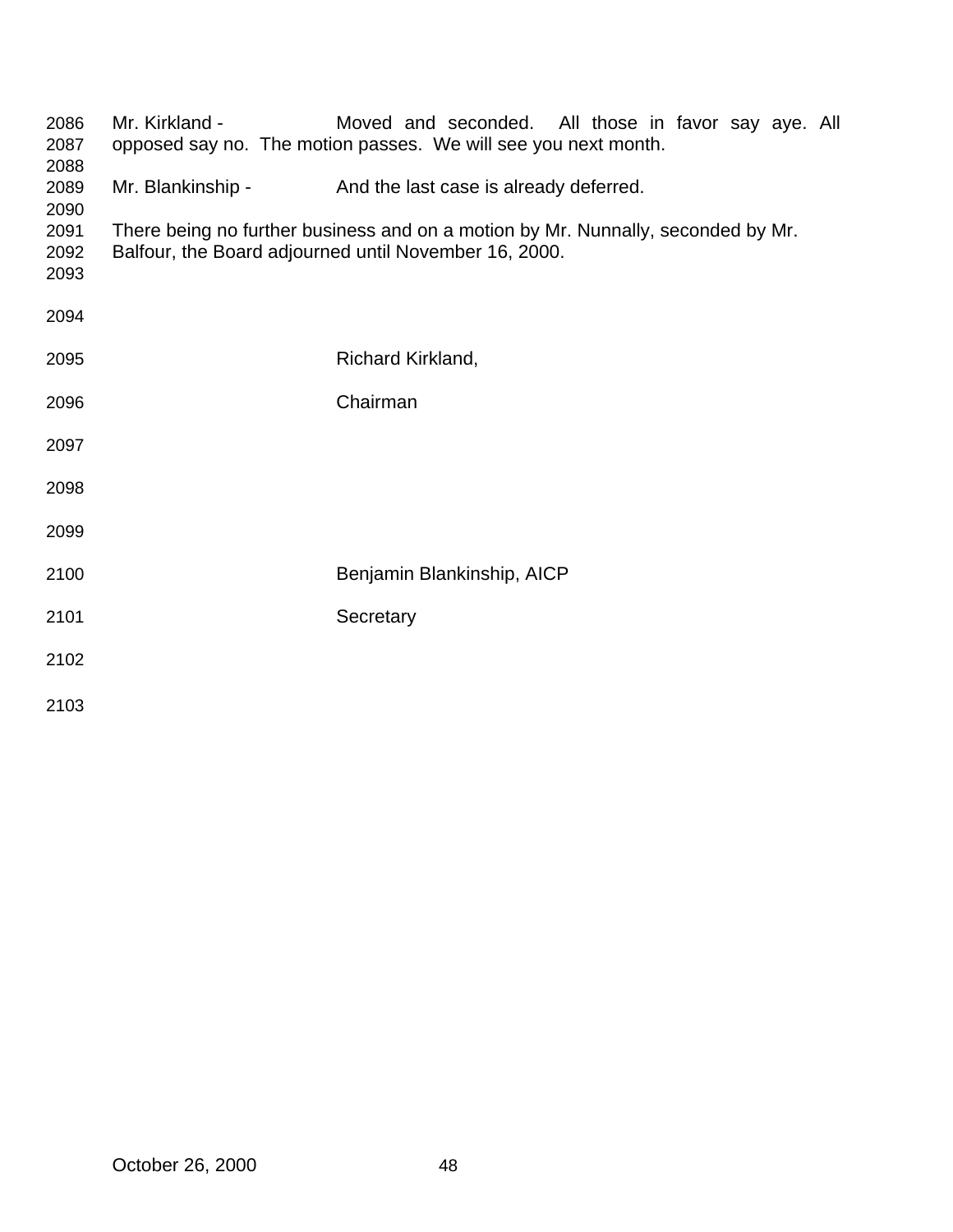Mr. Kirkland - Moved and seconded. All those in favor say aye. All opposed say no. The motion passes. We will see you next month.

Mr. Blankinship - And the last case is already deferred.

There being no further business and on a motion by Mr. Nunnally, seconded by Mr. Balfour, the Board adjourned until November 16, 2000.

Richard Kirkland,

Chairman

Benjamin Blankinship, AICP

Secretary